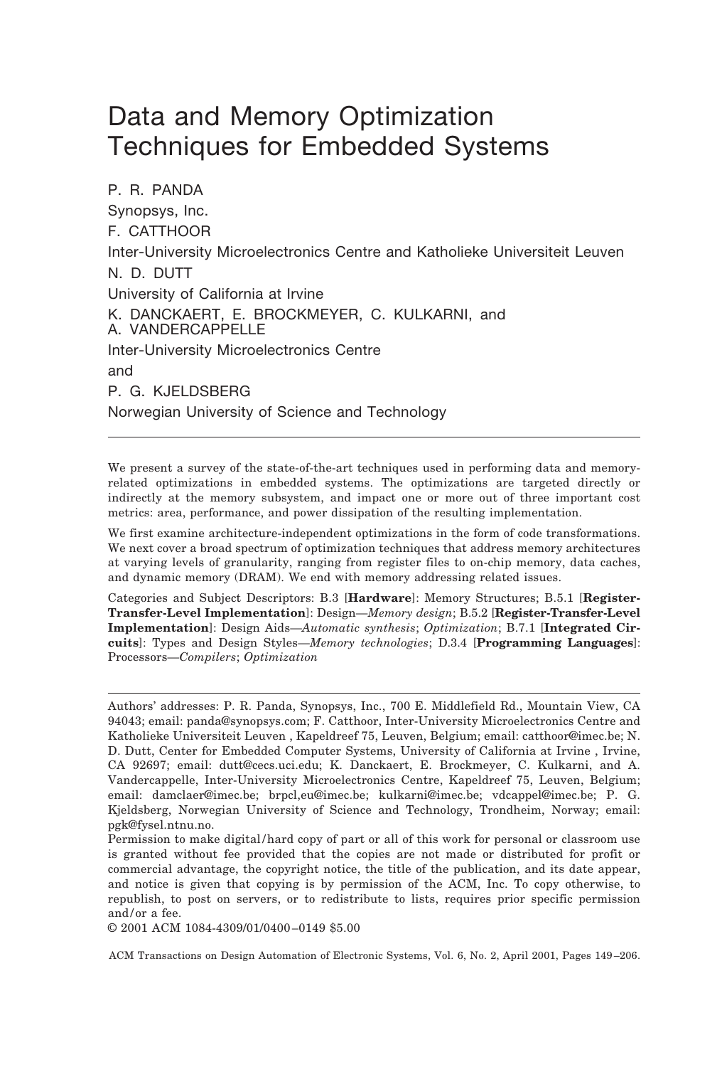# Data and Memory Optimization Techniques for Embedded Systems

P. R. PANDA
Synopsys, Inc.
F. CATTHOOR
Inter-University Microelectronics Centre and Katholieke Universiteit Leuven
N. D. DUTT
University of California at Irvine
K. DANCKAERT, E. BROCKMEYER, C. KULKARNI, and A. VANDERCAPPELLE
Inter-University Microelectronics Centre
and
P. G. KJELDSBERG
Norwegian University of Science and Technology

---

We present a survey of the state-of-the-art techniques used in performing data and memory-related optimizations in embedded systems. The optimizations are targeted directly or indirectly at the memory subsystem, and impact one or more out of three important cost metrics: area, performance, and power dissipation of the resulting implementation.

We first examine architecture-independent optimizations in the form of code transformations. We next cover a broad spectrum of optimization techniques that address memory architectures at varying levels of granularity, ranging from register files to on-chip memory, data caches, and dynamic memory (DRAM). We end with memory addressing related issues.

Categories and Subject Descriptors: B.3 [**Hardware**]: Memory Structures; B.5.1 [**Register-Transfer-Level Implementation**]: Design—*Memory design*; B.5.2 [**Register-Transfer-Level Implementation**]: Design Aids—*Automatic synthesis*; *Optimization*; B.7.1 [**Integrated Circuits**]: Types and Design Styles—*Memory technologies*; D.3.4 [**Programming Languages**]: Processors—*Compilers*; *Optimization*

---

Authors' addresses: P. R. Panda, Synopsys, Inc., 700 E. Middlefield Rd., Mountain View, CA 94043; email: panda@synopsys.com; F. Catthoor, Inter-University Microelectronics Centre and Katholieke Universiteit Leuven , Kapeldreef 75, Leuven, Belgium; email: catthoor@imec.be; N. D. Dutt, Center for Embedded Computer Systems, University of California at Irvine , Irvine, CA 92697; email: dutt@cecs.uci.edu; K. Danckaert, E. Brockmeyer, C. Kulkarni, and A. Vandercappelle, Inter-University Microelectronics Centre, Kapeldreef 75, Leuven, Belgium; email: damclaer@imec.be; brpcl,eu@imec.be; kulkarni@imec.be; vdcappel@imec.be; P. G. Kjeldsberg, Norwegian University of Science and Technology, Trondheim, Norway; email: pgk@fysel.ntnu.no.

Permission to make digital/hard copy of part or all of this work for personal or classroom use is granted without fee provided that the copies are not made or distributed for profit or commercial advantage, the copyright notice, the title of the publication, and its date appear, and notice is given that copying is by permission of the ACM, Inc. To copy otherwise, to republish, to post on servers, or to redistribute to lists, requires prior specific permission and/or a fee.

© 2001 ACM 1084-4309/01/0400–0149 $5.00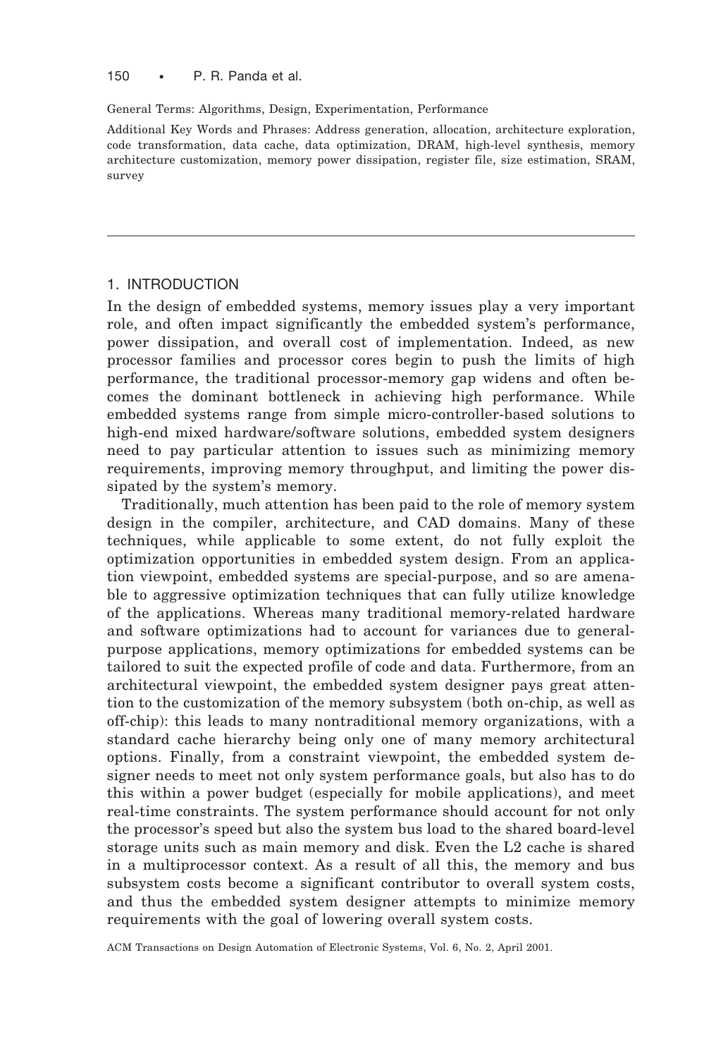General Terms: Algorithms, Design, Experimentation, Performance

Additional Key Words and Phrases: Address generation, allocation, architecture exploration, code transformation, data cache, data optimization, DRAM, high-level synthesis, memory architecture customization, memory power dissipation, register file, size estimation, SRAM, survey

## 1. INTRODUCTION

In the design of embedded systems, memory issues play a very important role, and often impact significantly the embedded system's performance, power dissipation, and overall cost of implementation. Indeed, as new processor families and processor cores begin to push the limits of high performance, the traditional processor-memory gap widens and often becomes the dominant bottleneck in achieving high performance. While embedded systems range from simple micro-controller-based solutions to high-end mixed hardware/software solutions, embedded system designers need to pay particular attention to issues such as minimizing memory requirements, improving memory throughput, and limiting the power dissipated by the system's memory.

Traditionally, much attention has been paid to the role of memory system design in the compiler, architecture, and CAD domains. Many of these techniques, while applicable to some extent, do not fully exploit the optimization opportunities in embedded system design. From an application viewpoint, embedded systems are special-purpose, and so are amenable to aggressive optimization techniques that can fully utilize knowledge of the applications. Whereas many traditional memory-related hardware and software optimizations had to account for variances due to general-purpose applications, memory optimizations for embedded systems can be tailored to suit the expected profile of code and data. Furthermore, from an architectural viewpoint, the embedded system designer pays great attention to the customization of the memory subsystem (both on-chip, as well as off-chip): this leads to many nontraditional memory organizations, with a standard cache hierarchy being only one of many memory architectural options. Finally, from a constraint viewpoint, the embedded system designer needs to meet not only system performance goals, but also has to do this within a power budget (especially for mobile applications), and meet real-time constraints. The system performance should account for not only the processor's speed but also the system bus load to the shared board-level storage units such as main memory and disk. Even the L2 cache is shared in a multiprocessor context. As a result of all this, the memory and bus subsystem costs become a significant contributor to overall system costs, and thus the embedded system designer attempts to minimize memory requirements with the goal of lowering overall system costs.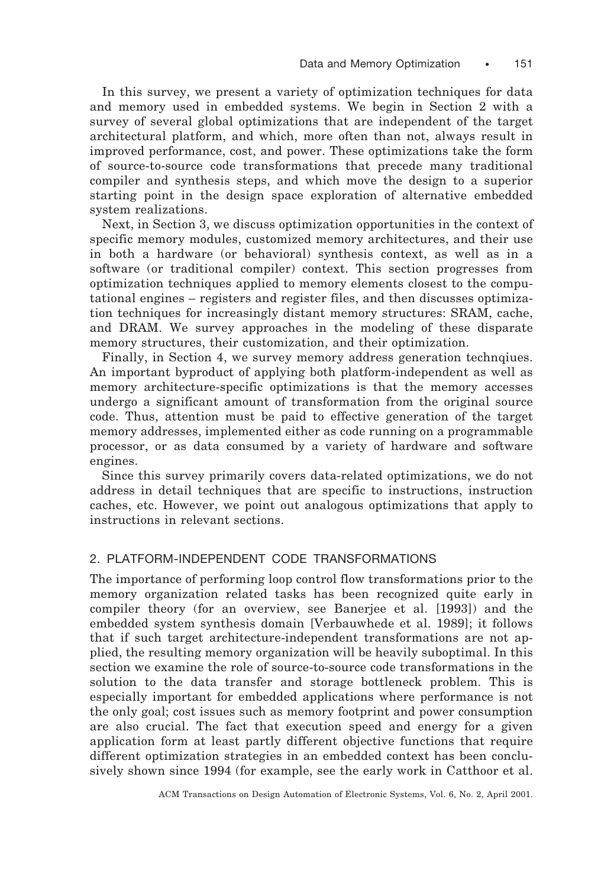In this survey, we present a variety of optimization techniques for data and memory used in embedded systems. We begin in Section 2 with a survey of several global optimizations that are independent of the target architectural platform, and which, more often than not, always result in improved performance, cost, and power. These optimizations take the form of source-to-source code transformations that precede many traditional compiler and synthesis steps, and which move the design to a superior starting point in the design space exploration of alternative embedded system realizations.

Next, in Section 3, we discuss optimization opportunities in the context of specific memory modules, customized memory architectures, and their use in both a hardware (or behavioral) synthesis context, as well as in a software (or traditional compiler) context. This section progresses from optimization techniques applied to memory elements closest to the computational engines – registers and register files, and then discusses optimization techniques for increasingly distant memory structures: SRAM, cache, and DRAM. We survey approaches in the modeling of these disparate memory structures, their customization, and their optimization.

Finally, in Section 4, we survey memory address generation technqiues. An important byproduct of applying both platform-independent as well as memory architecture-specific optimizations is that the memory accesses undergo a significant amount of transformation from the original source code. Thus, attention must be paid to effective generation of the target memory addresses, implemented either as code running on a programmable processor, or as data consumed by a variety of hardware and software engines.

Since this survey primarily covers data-related optimizations, we do not address in detail techniques that are specific to instructions, instruction caches, etc. However, we point out analogous optimizations that apply to instructions in relevant sections.

## 2. PLATFORM-INDEPENDENT CODE TRANSFORMATIONS

The importance of performing loop control flow transformations prior to the memory organization related tasks has been recognized quite early in compiler theory (for an overview, see Banerjee et al. [1993]) and the embedded system synthesis domain [Verbauwhede et al. 1989]; it follows that if such target architecture-independent transformations are not applied, the resulting memory organization will be heavily suboptimal. In this section we examine the role of source-to-source code transformations in the solution to the data transfer and storage bottleneck problem. This is especially important for embedded applications where performance is not the only goal; cost issues such as memory footprint and power consumption are also crucial. The fact that execution speed and energy for a given application form at least partly different objective functions that require different optimization strategies in an embedded context has been conclusively shown since 1994 (for example, see the early work in Catthoor et al.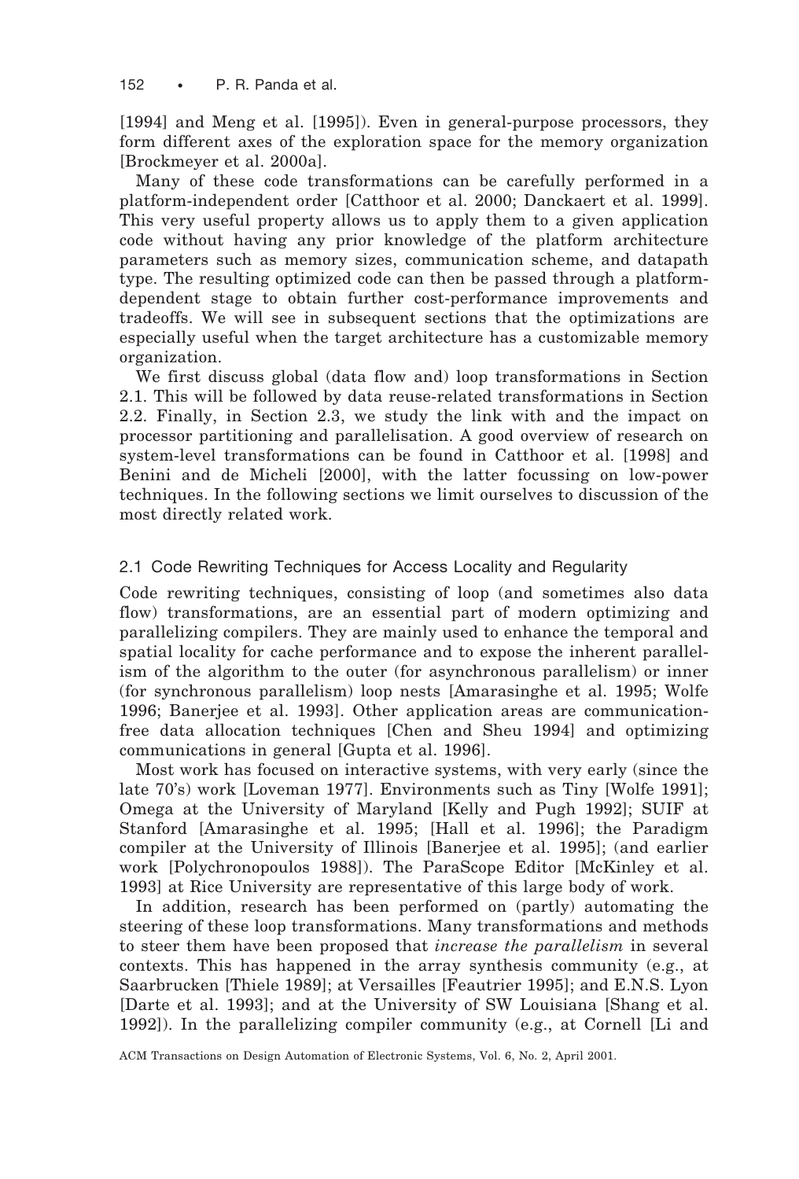[1994] and Meng et al. [1995]). Even in general-purpose processors, they form different axes of the exploration space for the memory organization [Brockmeyer et al. 2000a].

Many of these code transformations can be carefully performed in a platform-independent order [Catthoor et al. 2000; Danckaert et al. 1999]. This very useful property allows us to apply them to a given application code without having any prior knowledge of the platform architecture parameters such as memory sizes, communication scheme, and datapath type. The resulting optimized code can then be passed through a platform-dependent stage to obtain further cost-performance improvements and tradeoffs. We will see in subsequent sections that the optimizations are especially useful when the target architecture has a customizable memory organization.

We first discuss global (data flow and) loop transformations in Section 2.1. This will be followed by data reuse-related transformations in Section 2.2. Finally, in Section 2.3, we study the link with and the impact on processor partitioning and parallelisation. A good overview of research on system-level transformations can be found in Catthoor et al. [1998] and Benini and de Micheli [2000], with the latter focussing on low-power techniques. In the following sections we limit ourselves to discussion of the most directly related work.

### 2.1 Code Rewriting Techniques for Access Locality and Regularity

Code rewriting techniques, consisting of loop (and sometimes also data flow) transformations, are an essential part of modern optimizing and parallelizing compilers. They are mainly used to enhance the temporal and spatial locality for cache performance and to expose the inherent parallelism of the algorithm to the outer (for asynchronous parallelism) or inner (for synchronous parallelism) loop nests [Amarasinghe et al. 1995; Wolfe 1996; Banerjee et al. 1993]. Other application areas are communication-free data allocation techniques [Chen and Sheu 1994] and optimizing communications in general [Gupta et al. 1996].

Most work has focused on interactive systems, with very early (since the late 70's) work [Loveman 1977]. Environments such as Tiny [Wolfe 1991]; Omega at the University of Maryland [Kelly and Pugh 1992]; SUIF at Stanford [Amarasinghe et al. 1995; [Hall et al. 1996]; the Paradigm compiler at the University of Illinois [Banerjee et al. 1995]; (and earlier work [Polychronopoulos 1988]). The ParaScope Editor [McKinley et al. 1993] at Rice University are representative of this large body of work.

In addition, research has been performed on (partly) automating the steering of these loop transformations. Many transformations and methods to steer them have been proposed that *increase the parallelism* in several contexts. This has happened in the array synthesis community (e.g., at Saarbrucken [Thiele 1989]; at Versailles [Feautrier 1995]; and E.N.S. Lyon [Darte et al. 1993]; and at the University of SW Louisiana [Shang et al. 1992]). In the parallelizing compiler community (e.g., at Cornell [Li and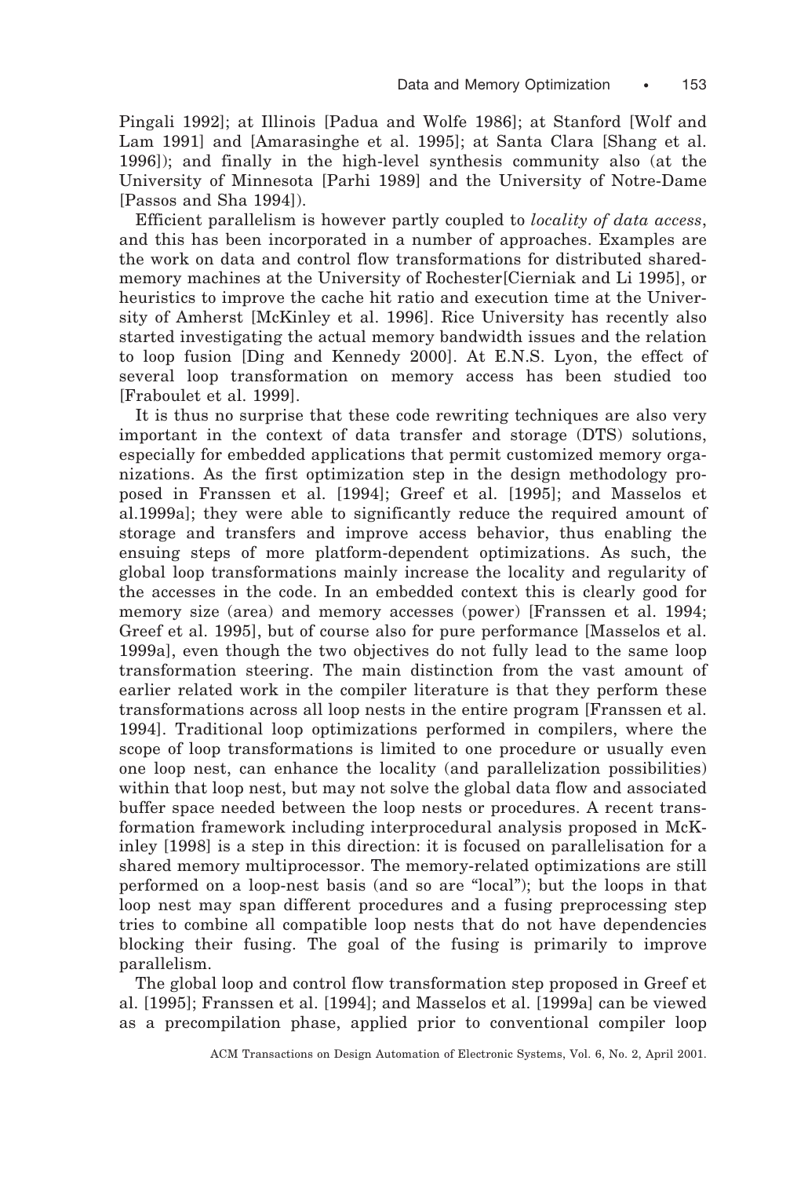Pingali 1992]; at Illinois [Padua and Wolfe 1986]; at Stanford [Wolf and Lam 1991] and [Amarasinghe et al. 1995]; at Santa Clara [Shang et al. 1996]); and finally in the high-level synthesis community also (at the University of Minnesota [Parhi 1989] and the University of Notre-Dame [Passos and Sha 1994]).

Efficient parallelism is however partly coupled to *locality of data access*, and this has been incorporated in a number of approaches. Examples are the work on data and control flow transformations for distributed shared-memory machines at the University of Rochester[Cierniak and Li 1995], or heuristics to improve the cache hit ratio and execution time at the University of Amherst [McKinley et al. 1996]. Rice University has recently also started investigating the actual memory bandwidth issues and the relation to loop fusion [Ding and Kennedy 2000]. At E.N.S. Lyon, the effect of several loop transformation on memory access has been studied too [Fraboulet et al. 1999].

It is thus no surprise that these code rewriting techniques are also very important in the context of data transfer and storage (DTS) solutions, especially for embedded applications that permit customized memory organizations. As the first optimization step in the design methodology proposed in Franssen et al. [1994]; Greef et al. [1995]; and Masselos et al.1999a]; they were able to significantly reduce the required amount of storage and transfers and improve access behavior, thus enabling the ensuing steps of more platform-dependent optimizations. As such, the global loop transformations mainly increase the locality and regularity of the accesses in the code. In an embedded context this is clearly good for memory size (area) and memory accesses (power) [Franssen et al. 1994; Greef et al. 1995], but of course also for pure performance [Masselos et al. 1999a], even though the two objectives do not fully lead to the same loop transformation steering. The main distinction from the vast amount of earlier related work in the compiler literature is that they perform these transformations across all loop nests in the entire program [Franssen et al. 1994]. Traditional loop optimizations performed in compilers, where the scope of loop transformations is limited to one procedure or usually even one loop nest, can enhance the locality (and parallelization possibilities) within that loop nest, but may not solve the global data flow and associated buffer space needed between the loop nests or procedures. A recent transformation framework including interprocedural analysis proposed in McKinley [1998] is a step in this direction: it is focused on parallelisation for a shared memory multiprocessor. The memory-related optimizations are still performed on a loop-nest basis (and so are "local"); but the loops in that loop nest may span different procedures and a fusing preprocessing step tries to combine all compatible loop nests that do not have dependencies blocking their fusing. The goal of the fusing is primarily to improve parallelism.

The global loop and control flow transformation step proposed in Greef et al. [1995]; Franssen et al. [1994]; and Masselos et al. [1999a] can be viewed as a precompilation phase, applied prior to conventional compiler loop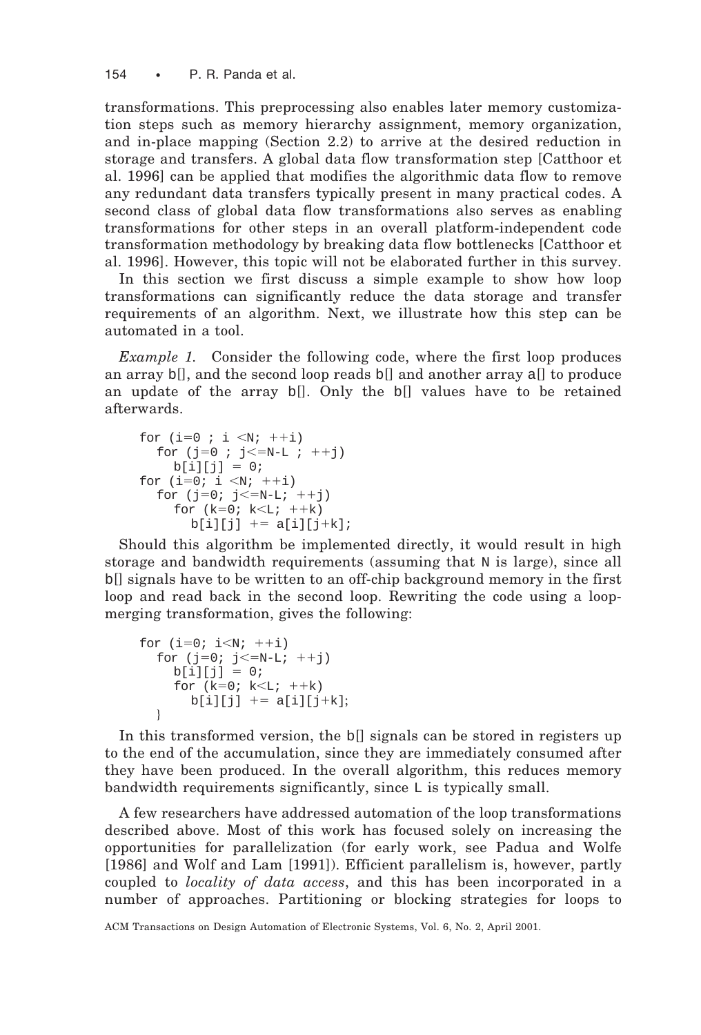transformations. This preprocessing also enables later memory customization steps such as memory hierarchy assignment, memory organization, and in-place mapping (Section 2.2) to arrive at the desired reduction in storage and transfers. A global data flow transformation step [Catthoor et al. 1996] can be applied that modifies the algorithmic data flow to remove any redundant data transfers typically present in many practical codes. A second class of global data flow transformations also serves as enabling transformations for other steps in an overall platform-independent code transformation methodology by breaking data flow bottlenecks [Catthoor et al. 1996]. However, this topic will not be elaborated further in this survey.

In this section we first discuss a simple example to show how loop transformations can significantly reduce the data storage and transfer requirements of an algorithm. Next, we illustrate how this step can be automated in a tool.

*Example 1.* Consider the following code, where the first loop produces an array b[], and the second loop reads b[] and another array a[] to produce an update of the array b[]. Only the b[] values have to be retained afterwards.

```
for (i=0 ; i <N; ++i)
  for (j=0 ; j<=N-L ; ++j)
    b[i][j] = 0;
for (i=0; i <N; ++i)
  for (j=0; j<=N-L; ++j)
    for (k=0; k<L; ++k)
      b[i][j] += a[i][j+k];
```

Should this algorithm be implemented directly, it would result in high storage and bandwidth requirements (assuming that N is large), since all b[] signals have to be written to an off-chip background memory in the first loop and read back in the second loop. Rewriting the code using a loop-merging transformation, gives the following:

```
for (i=0; i<N; ++i)
  for (j=0; j<=N-L; ++j)
    b[i][j] = 0;
    for (k=0; k<L; ++k)
      b[i][j] += a[i][j+k];
  }
```

In this transformed version, the b[] signals can be stored in registers up to the end of the accumulation, since they are immediately consumed after they have been produced. In the overall algorithm, this reduces memory bandwidth requirements significantly, since L is typically small.

A few researchers have addressed automation of the loop transformations described above. Most of this work has focused solely on increasing the opportunities for parallelization (for early work, see Padua and Wolfe [1986] and Wolf and Lam [1991]). Efficient parallelism is, however, partly coupled to *locality of data access*, and this has been incorporated in a number of approaches. Partitioning or blocking strategies for loops to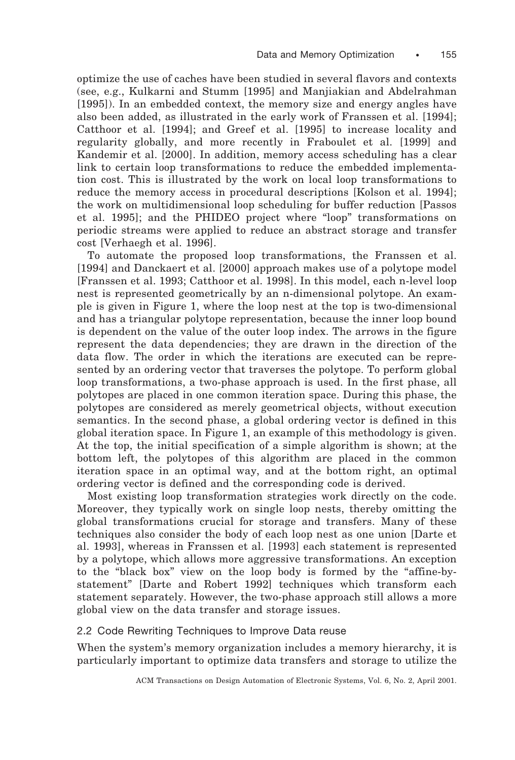optimize the use of caches have been studied in several flavors and contexts (see, e.g., Kulkarni and Stumm [1995] and Manjiakian and Abdelrahman [1995]). In an embedded context, the memory size and energy angles have also been added, as illustrated in the early work of Franssen et al. [1994]; Catthoor et al. [1994]; and Greef et al. [1995] to increase locality and regularity globally, and more recently in Fraboulet et al. [1999] and Kandemir et al. [2000]. In addition, memory access scheduling has a clear link to certain loop transformations to reduce the embedded implementation cost. This is illustrated by the work on local loop transformations to reduce the memory access in procedural descriptions [Kolson et al. 1994]; the work on multidimensional loop scheduling for buffer reduction [Passos et al. 1995]; and the PHIDEO project where "loop" transformations on periodic streams were applied to reduce an abstract storage and transfer cost [Verhaegh et al. 1996].

To automate the proposed loop transformations, the Franssen et al. [1994] and Danckaert et al. [2000] approach makes use of a polytope model [Franssen et al. 1993; Catthoor et al. 1998]. In this model, each n-level loop nest is represented geometrically by an n-dimensional polytope. An example is given in Figure 1, where the loop nest at the top is two-dimensional and has a triangular polytope representation, because the inner loop bound is dependent on the value of the outer loop index. The arrows in the figure represent the data dependencies; they are drawn in the direction of the data flow. The order in which the iterations are executed can be represented by an ordering vector that traverses the polytope. To perform global loop transformations, a two-phase approach is used. In the first phase, all polytopes are placed in one common iteration space. During this phase, the polytopes are considered as merely geometrical objects, without execution semantics. In the second phase, a global ordering vector is defined in this global iteration space. In Figure 1, an example of this methodology is given. At the top, the initial specification of a simple algorithm is shown; at the bottom left, the polytopes of this algorithm are placed in the common iteration space in an optimal way, and at the bottom right, an optimal ordering vector is defined and the corresponding code is derived.

Most existing loop transformation strategies work directly on the code. Moreover, they typically work on single loop nests, thereby omitting the global transformations crucial for storage and transfers. Many of these techniques also consider the body of each loop nest as one union [Darte et al. 1993], whereas in Franssen et al. [1993] each statement is represented by a polytope, which allows more aggressive transformations. An exception to the "black box" view on the loop body is formed by the "affine-by-statement" [Darte and Robert 1992] techniques which transform each statement separately. However, the two-phase approach still allows a more global view on the data transfer and storage issues.

### 2.2 Code Rewriting Techniques to Improve Data reuse

When the system's memory organization includes a memory hierarchy, it is particularly important to optimize data transfers and storage to utilize the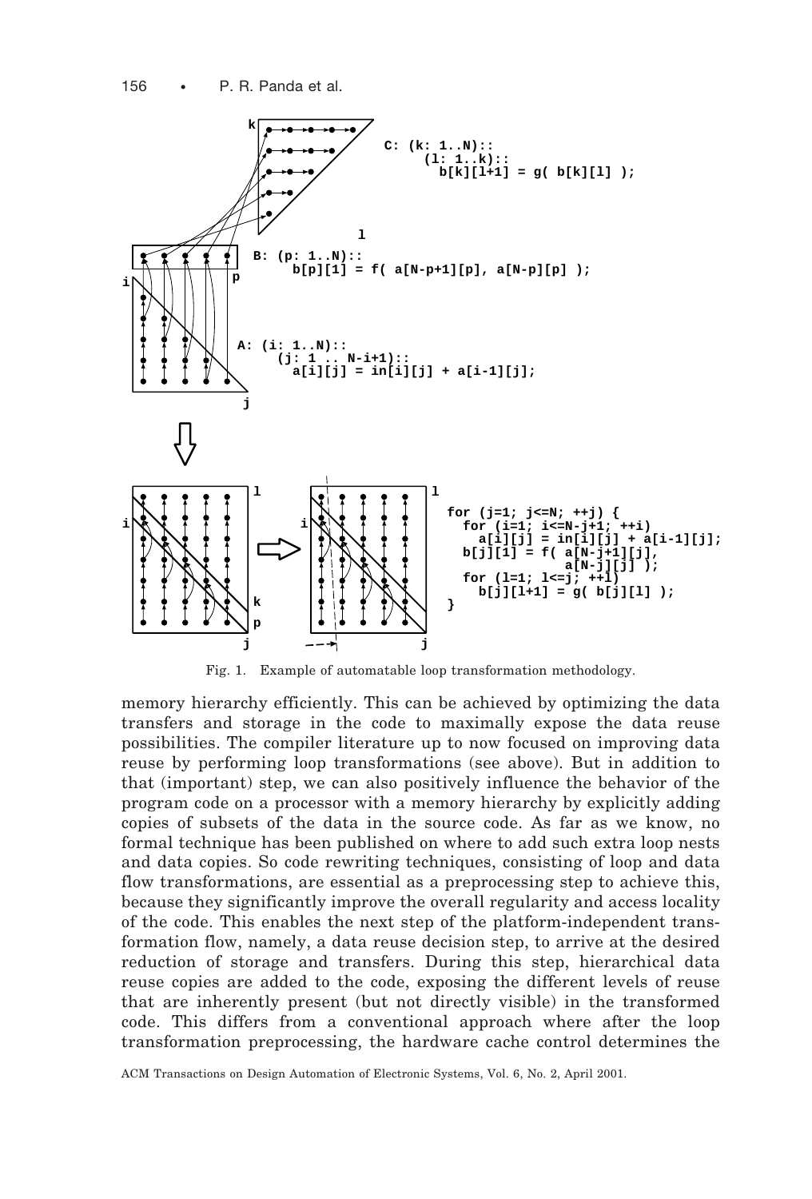```
C: (k: 1..N)::
     (l: 1..k)::
       b[k][l+1] = g( b[k][l] );

B: (p: 1..N)::
     b[p][1] = f( a[N-p+1][p], a[N-p][p] );

A: (i: 1..N)::
     (j: 1 .. N-i+1)::
       a[i][j] = in[i][j] + a[i-1][j];
```

```
for (j=1; j<=N; ++j) {
  for (i=1; i<=N-j+1; ++i)
    a[i][j] = in[i][j] + a[i-1][j];
  b[j][1] = f( a[N-j+1][j],
               a[N-j][j] );
  for (l=1; l<=j; ++l)
    b[j][l+1] = g( b[j][l] );
}
```

Fig. 1. Example of automatable loop transformation methodology.

memory hierarchy efficiently. This can be achieved by optimizing the data transfers and storage in the code to maximally expose the data reuse possibilities. The compiler literature up to now focused on improving data reuse by performing loop transformations (see above). But in addition to that (important) step, we can also positively influence the behavior of the program code on a processor with a memory hierarchy by explicitly adding copies of subsets of the data in the source code. As far as we know, no formal technique has been published on where to add such extra loop nests and data copies. So code rewriting techniques, consisting of loop and data flow transformations, are essential as a preprocessing step to achieve this, because they significantly improve the overall regularity and access locality of the code. This enables the next step of the platform-independent transformation flow, namely, a data reuse decision step, to arrive at the desired reduction of storage and transfers. During this step, hierarchical data reuse copies are added to the code, exposing the different levels of reuse that are inherently present (but not directly visible) in the transformed code. This differs from a conventional approach where after the loop transformation preprocessing, the hardware cache control determines the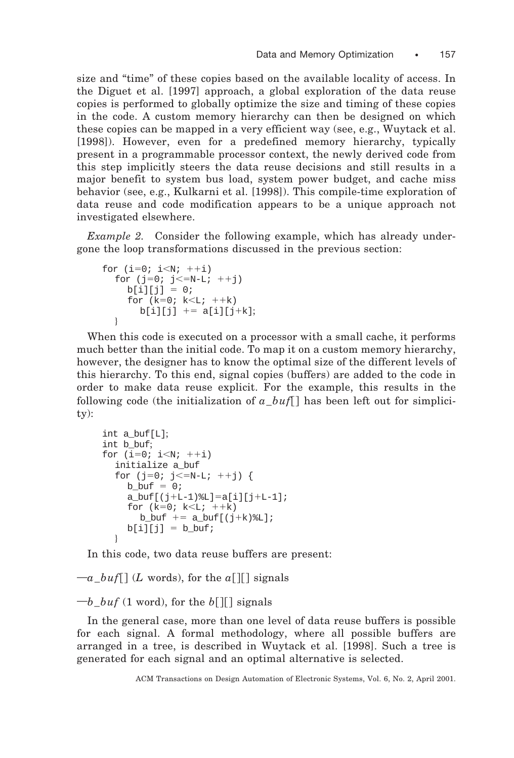size and "time" of these copies based on the available locality of access. In the Diguet et al. [1997] approach, a global exploration of the data reuse copies is performed to globally optimize the size and timing of these copies in the code. A custom memory hierarchy can then be designed on which these copies can be mapped in a very efficient way (see, e.g., Wuytack et al. [1998]). However, even for a predefined memory hierarchy, typically present in a programmable processor context, the newly derived code from this step implicitly steers the data reuse decisions and still results in a major benefit to system bus load, system power budget, and cache miss behavior (see, e.g., Kulkarni et al. [1998]). This compile-time exploration of data reuse and code modification appears to be a unique approach not investigated elsewhere.

*Example 2.* Consider the following example, which has already undergone the loop transformations discussed in the previous section:

```
for (i=0; i<N; ++i)
  for (j=0; j<=N-L; ++j)
    b[i][j] = 0;
    for (k=0; k<L; ++k)
      b[i][j] += a[i][j+k];
  }
```

When this code is executed on a processor with a small cache, it performs much better than the initial code. To map it on a custom memory hierarchy, however, the designer has to know the optimal size of the different levels of this hierarchy. To this end, signal copies (buffers) are added to the code in order to make data reuse explicit. For the example, this results in the following code (the initialization of *a_buf*[] has been left out for simplicity):

```
int a_buf[L];
int b_buf;
for (i=0; i<N; ++i)
  initialize a_buf
  for (j=0; j<=N-L; ++j) {
    b_buf = 0;
    a_buf[(j+L-1)%L]=a[i][j+L-1];
    for (k=0; k<L; ++k)
      b_buf += a_buf[(j+k)%L];
    b[i][j] = b_buf;
  }
```

In this code, two data reuse buffers are present:

—*a_buf*[] ($L$ words), for the *a*[][] signals

—*b_buf* (1 word), for the *b*[][] signals

In the general case, more than one level of data reuse buffers is possible for each signal. A formal methodology, where all possible buffers are arranged in a tree, is described in Wuytack et al. [1998]. Such a tree is generated for each signal and an optimal alternative is selected.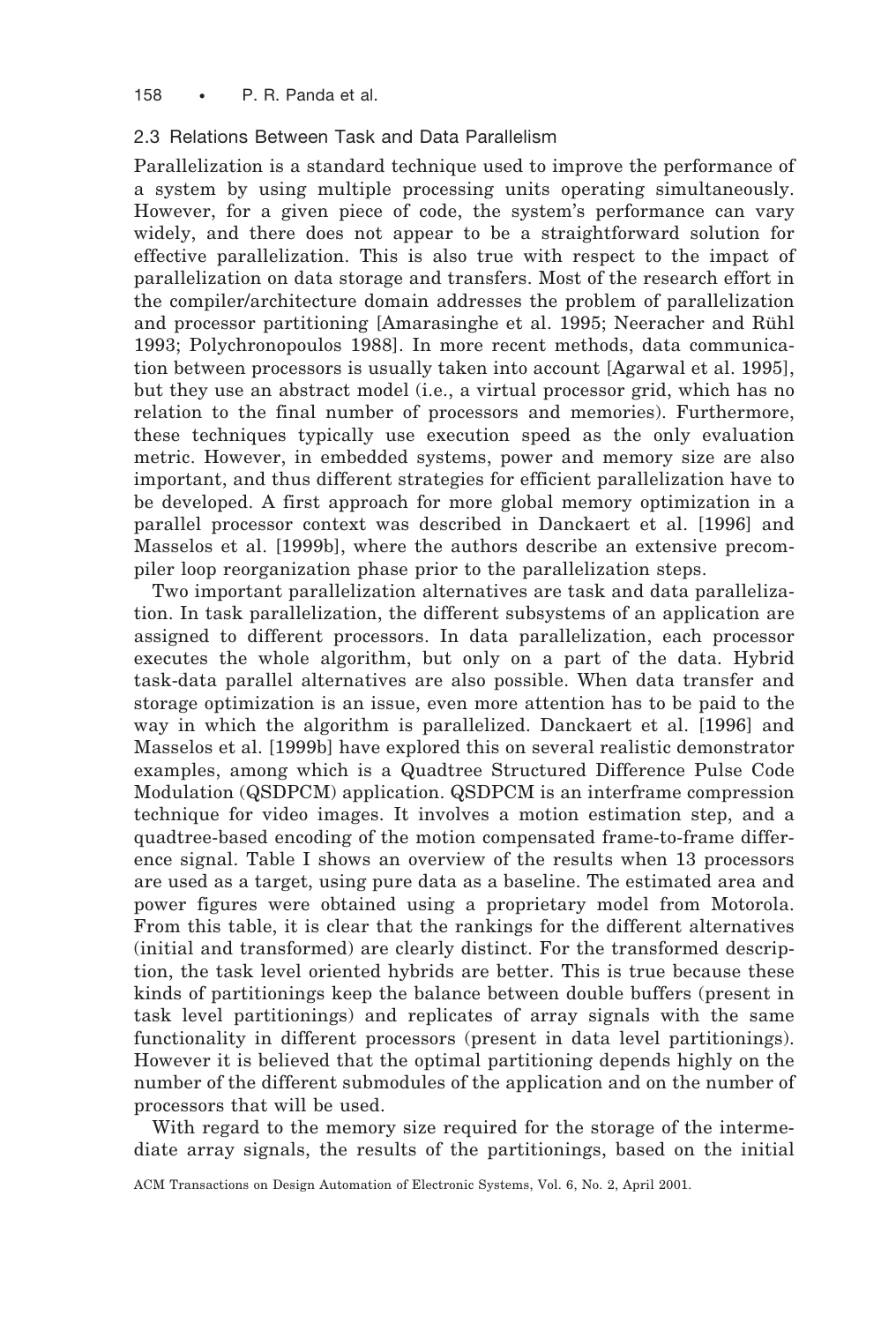### 2.3 Relations Between Task and Data Parallelism

Parallelization is a standard technique used to improve the performance of a system by using multiple processing units operating simultaneously. However, for a given piece of code, the system's performance can vary widely, and there does not appear to be a straightforward solution for effective parallelization. This is also true with respect to the impact of parallelization on data storage and transfers. Most of the research effort in the compiler/architecture domain addresses the problem of parallelization and processor partitioning [Amarasinghe et al. 1995; Neeracher and Rühl 1993; Polychronopoulos 1988]. In more recent methods, data communication between processors is usually taken into account [Agarwal et al. 1995], but they use an abstract model (i.e., a virtual processor grid, which has no relation to the final number of processors and memories). Furthermore, these techniques typically use execution speed as the only evaluation metric. However, in embedded systems, power and memory size are also important, and thus different strategies for efficient parallelization have to be developed. A first approach for more global memory optimization in a parallel processor context was described in Danckaert et al. [1996] and Masselos et al. [1999b], where the authors describe an extensive precompiler loop reorganization phase prior to the parallelization steps.

Two important parallelization alternatives are task and data parallelization. In task parallelization, the different subsystems of an application are assigned to different processors. In data parallelization, each processor executes the whole algorithm, but only on a part of the data. Hybrid task-data parallel alternatives are also possible. When data transfer and storage optimization is an issue, even more attention has to be paid to the way in which the algorithm is parallelized. Danckaert et al. [1996] and Masselos et al. [1999b] have explored this on several realistic demonstrator examples, among which is a Quadtree Structured Difference Pulse Code Modulation (QSDPCM) application. QSDPCM is an interframe compression technique for video images. It involves a motion estimation step, and a quadtree-based encoding of the motion compensated frame-to-frame difference signal. Table I shows an overview of the results when 13 processors are used as a target, using pure data as a baseline. The estimated area and power figures were obtained using a proprietary model from Motorola. From this table, it is clear that the rankings for the different alternatives (initial and transformed) are clearly distinct. For the transformed description, the task level oriented hybrids are better. This is true because these kinds of partitionings keep the balance between double buffers (present in task level partitionings) and replicates of array signals with the same functionality in different processors (present in data level partitionings). However it is believed that the optimal partitioning depends highly on the number of the different submodules of the application and on the number of processors that will be used.

With regard to the memory size required for the storage of the intermediate array signals, the results of the partitionings, based on the initial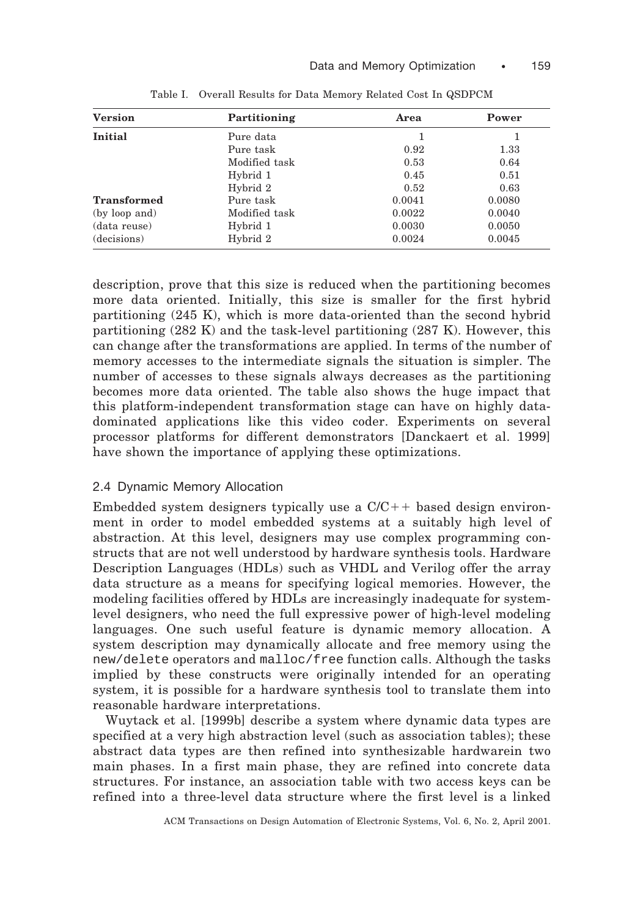Table I. Overall Results for Data Memory Related Cost In QSDPCM

| Version | Partitioning | Area | Power |
| --- | --- | --- | --- |
| **Initial** | Pure data | 1 | 1 |
| | Pure task | 0.92 | 1.33 |
| | Modified task | 0.53 | 0.64 |
| | Hybrid 1 | 0.45 | 0.51 |
| | Hybrid 2 | 0.52 | 0.63 |
| **Transformed** | Pure task | 0.0041 | 0.0080 |
| (by loop and) | Modified task | 0.0022 | 0.0040 |
| (data reuse) | Hybrid 1 | 0.0030 | 0.0050 |
| (decisions) | Hybrid 2 | 0.0024 | 0.0045 |

description, prove that this size is reduced when the partitioning becomes more data oriented. Initially, this size is smaller for the first hybrid partitioning (245 K), which is more data-oriented than the second hybrid partitioning (282 K) and the task-level partitioning (287 K). However, this can change after the transformations are applied. In terms of the number of memory accesses to the intermediate signals the situation is simpler. The number of accesses to these signals always decreases as the partitioning becomes more data oriented. The table also shows the huge impact that this platform-independent transformation stage can have on highly data-dominated applications like this video coder. Experiments on several processor platforms for different demonstrators [Danckaert et al. 1999] have shown the importance of applying these optimizations.

## 2.4 Dynamic Memory Allocation

Embedded system designers typically use a C/C++ based design environment in order to model embedded systems at a suitably high level of abstraction. At this level, designers may use complex programming constructs that are not well understood by hardware synthesis tools. Hardware Description Languages (HDLs) such as VHDL and Verilog offer the array data structure as a means for specifying logical memories. However, the modeling facilities offered by HDLs are increasingly inadequate for system-level designers, who need the full expressive power of high-level modeling languages. One such useful feature is dynamic memory allocation. A system description may dynamically allocate and free memory using the `new/delete` operators and `malloc/free` function calls. Although the tasks implied by these constructs were originally intended for an operating system, it is possible for a hardware synthesis tool to translate them into reasonable hardware interpretations.

Wuytack et al. [1999b] describe a system where dynamic data types are specified at a very high abstraction level (such as association tables); these abstract data types are then refined into synthesizable hardwarein two main phases. In a first main phase, they are refined into concrete data structures. For instance, an association table with two access keys can be refined into a three-level data structure where the first level is a linked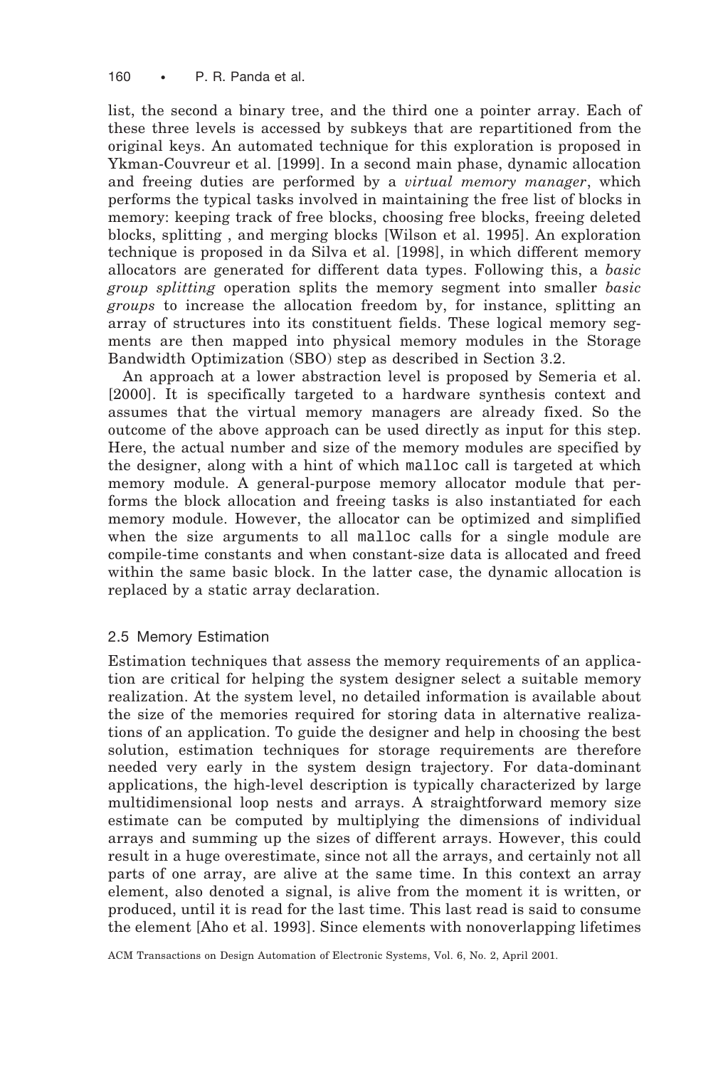list, the second a binary tree, and the third one a pointer array. Each of these three levels is accessed by subkeys that are repartitioned from the original keys. An automated technique for this exploration is proposed in Ykman-Couvreur et al. [1999]. In a second main phase, dynamic allocation and freeing duties are performed by a *virtual memory manager*, which performs the typical tasks involved in maintaining the free list of blocks in memory: keeping track of free blocks, choosing free blocks, freeing deleted blocks, splitting , and merging blocks [Wilson et al. 1995]. An exploration technique is proposed in da Silva et al. [1998], in which different memory allocators are generated for different data types. Following this, a *basic group splitting* operation splits the memory segment into smaller *basic groups* to increase the allocation freedom by, for instance, splitting an array of structures into its constituent fields. These logical memory segments are then mapped into physical memory modules in the Storage Bandwidth Optimization (SBO) step as described in Section 3.2.

An approach at a lower abstraction level is proposed by Semeria et al. [2000]. It is specifically targeted to a hardware synthesis context and assumes that the virtual memory managers are already fixed. So the outcome of the above approach can be used directly as input for this step. Here, the actual number and size of the memory modules are specified by the designer, along with a hint of which `malloc` call is targeted at which memory module. A general-purpose memory allocator module that performs the block allocation and freeing tasks is also instantiated for each memory module. However, the allocator can be optimized and simplified when the size arguments to all `malloc` calls for a single module are compile-time constants and when constant-size data is allocated and freed within the same basic block. In the latter case, the dynamic allocation is replaced by a static array declaration.

### 2.5 Memory Estimation

Estimation techniques that assess the memory requirements of an application are critical for helping the system designer select a suitable memory realization. At the system level, no detailed information is available about the size of the memories required for storing data in alternative realizations of an application. To guide the designer and help in choosing the best solution, estimation techniques for storage requirements are therefore needed very early in the system design trajectory. For data-dominant applications, the high-level description is typically characterized by large multidimensional loop nests and arrays. A straightforward memory size estimate can be computed by multiplying the dimensions of individual arrays and summing up the sizes of different arrays. However, this could result in a huge overestimate, since not all the arrays, and certainly not all parts of one array, are alive at the same time. In this context an array element, also denoted a signal, is alive from the moment it is written, or produced, until it is read for the last time. This last read is said to consume the element [Aho et al. 1993]. Since elements with nonoverlapping lifetimes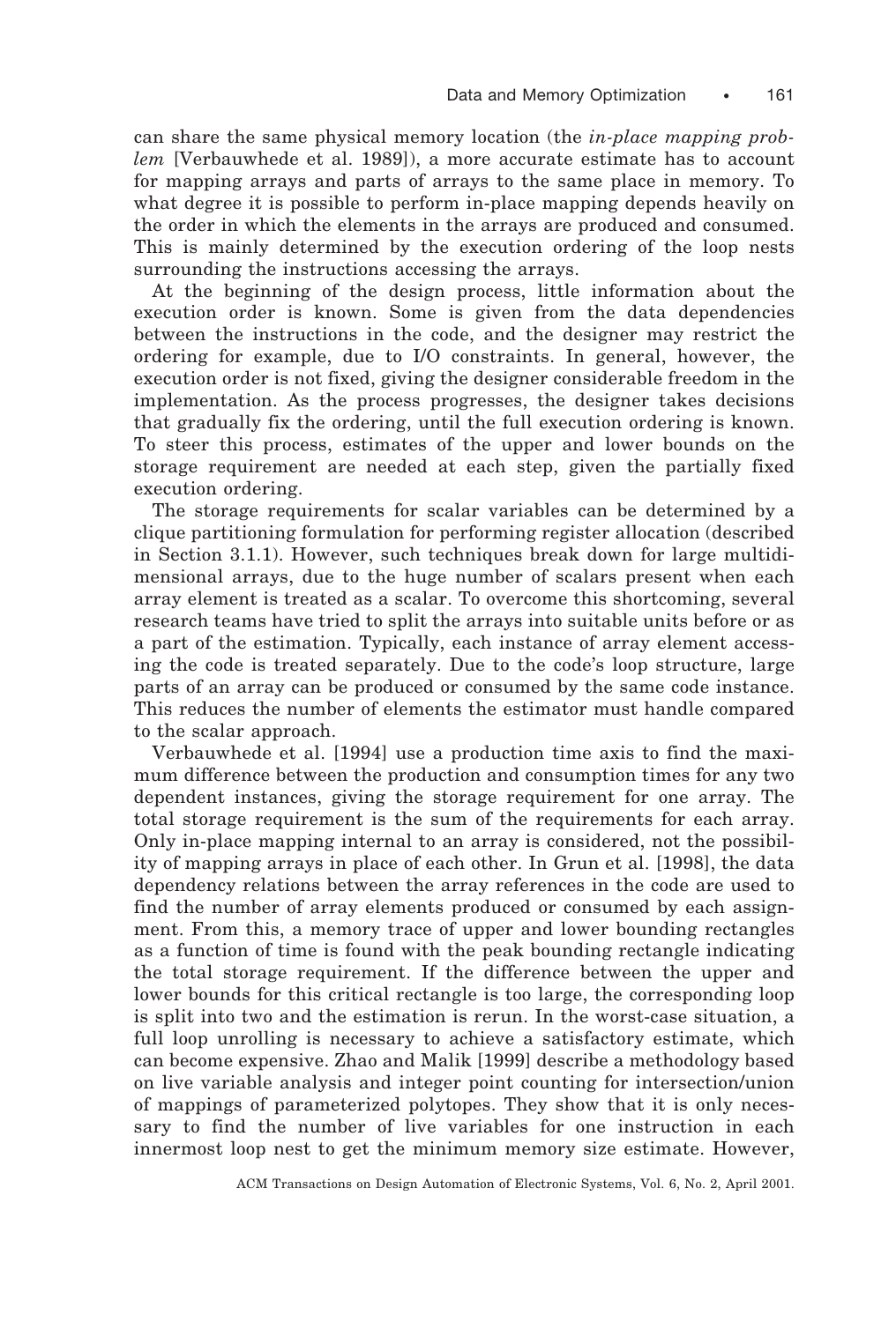can share the same physical memory location (the *in-place mapping problem* [Verbauwhede et al. 1989]), a more accurate estimate has to account for mapping arrays and parts of arrays to the same place in memory. To what degree it is possible to perform in-place mapping depends heavily on the order in which the elements in the arrays are produced and consumed. This is mainly determined by the execution ordering of the loop nests surrounding the instructions accessing the arrays.

At the beginning of the design process, little information about the execution order is known. Some is given from the data dependencies between the instructions in the code, and the designer may restrict the ordering for example, due to I/O constraints. In general, however, the execution order is not fixed, giving the designer considerable freedom in the implementation. As the process progresses, the designer takes decisions that gradually fix the ordering, until the full execution ordering is known. To steer this process, estimates of the upper and lower bounds on the storage requirement are needed at each step, given the partially fixed execution ordering.

The storage requirements for scalar variables can be determined by a clique partitioning formulation for performing register allocation (described in Section 3.1.1). However, such techniques break down for large multidimensional arrays, due to the huge number of scalars present when each array element is treated as a scalar. To overcome this shortcoming, several research teams have tried to split the arrays into suitable units before or as a part of the estimation. Typically, each instance of array element accessing the code is treated separately. Due to the code's loop structure, large parts of an array can be produced or consumed by the same code instance. This reduces the number of elements the estimator must handle compared to the scalar approach.

Verbauwhede et al. [1994] use a production time axis to find the maximum difference between the production and consumption times for any two dependent instances, giving the storage requirement for one array. The total storage requirement is the sum of the requirements for each array. Only in-place mapping internal to an array is considered, not the possibility of mapping arrays in place of each other. In Grun et al. [1998], the data dependency relations between the array references in the code are used to find the number of array elements produced or consumed by each assignment. From this, a memory trace of upper and lower bounding rectangles as a function of time is found with the peak bounding rectangle indicating the total storage requirement. If the difference between the upper and lower bounds for this critical rectangle is too large, the corresponding loop is split into two and the estimation is rerun. In the worst-case situation, a full loop unrolling is necessary to achieve a satisfactory estimate, which can become expensive. Zhao and Malik [1999] describe a methodology based on live variable analysis and integer point counting for intersection/union of mappings of parameterized polytopes. They show that it is only necessary to find the number of live variables for one instruction in each innermost loop nest to get the minimum memory size estimate. However,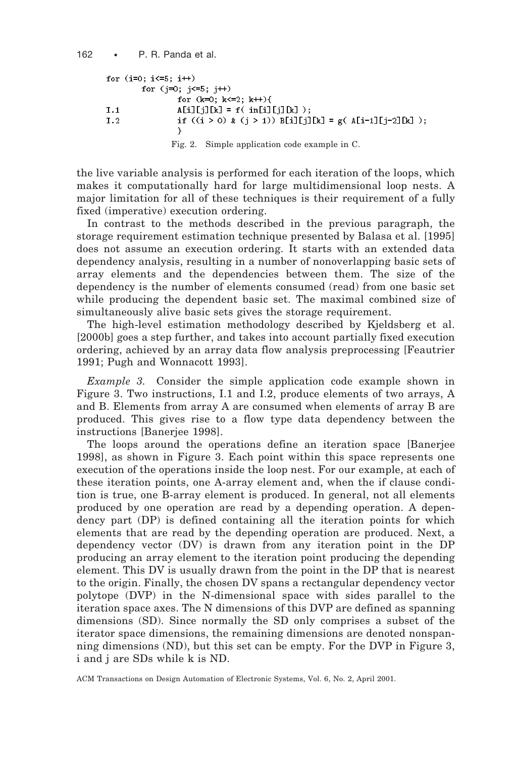```
for (i=0; i<=5; i++)
      for (j=0; j<=5; j++)
            for (k=0; k<=2; k++){
I.1               A[i][j][k] = f( in[i][j][k] );
I.2               if ((i > 0) & (j > 1)) B[i][j][k] = g( A[i-1][j-2][k] );
            }
```

Fig. 2. Simple application code example in C.

the live variable analysis is performed for each iteration of the loops, which makes it computationally hard for large multidimensional loop nests. A major limitation for all of these techniques is their requirement of a fully fixed (imperative) execution ordering.

In contrast to the methods described in the previous paragraph, the storage requirement estimation technique presented by Balasa et al. [1995] does not assume an execution ordering. It starts with an extended data dependency analysis, resulting in a number of nonoverlapping basic sets of array elements and the dependencies between them. The size of the dependency is the number of elements consumed (read) from one basic set while producing the dependent basic set. The maximal combined size of simultaneously alive basic sets gives the storage requirement.

The high-level estimation methodology described by Kjeldsberg et al. [2000b] goes a step further, and takes into account partially fixed execution ordering, achieved by an array data flow analysis preprocessing [Feautrier 1991; Pugh and Wonnacott 1993].

*Example 3.* Consider the simple application code example shown in Figure 3. Two instructions, I.1 and I.2, produce elements of two arrays, A and B. Elements from array A are consumed when elements of array B are produced. This gives rise to a flow type data dependency between the instructions [Banerjee 1998].

The loops around the operations define an iteration space [Banerjee 1998], as shown in Figure 3. Each point within this space represents one execution of the operations inside the loop nest. For our example, at each of these iteration points, one A-array element and, when the if clause condition is true, one B-array element is produced. In general, not all elements produced by one operation are read by a depending operation. A dependency part (DP) is defined containing all the iteration points for which elements that are read by the depending operation are produced. Next, a dependency vector (DV) is drawn from any iteration point in the DP producing an array element to the iteration point producing the depending element. This DV is usually drawn from the point in the DP that is nearest to the origin. Finally, the chosen DV spans a rectangular dependency vector polytope (DVP) in the N-dimensional space with sides parallel to the iteration space axes. The N dimensions of this DVP are defined as spanning dimensions (SD). Since normally the SD only comprises a subset of the iterator space dimensions, the remaining dimensions are denoted nonspanning dimensions (ND), but this set can be empty. For the DVP in Figure 3, i and j are SDs while k is ND.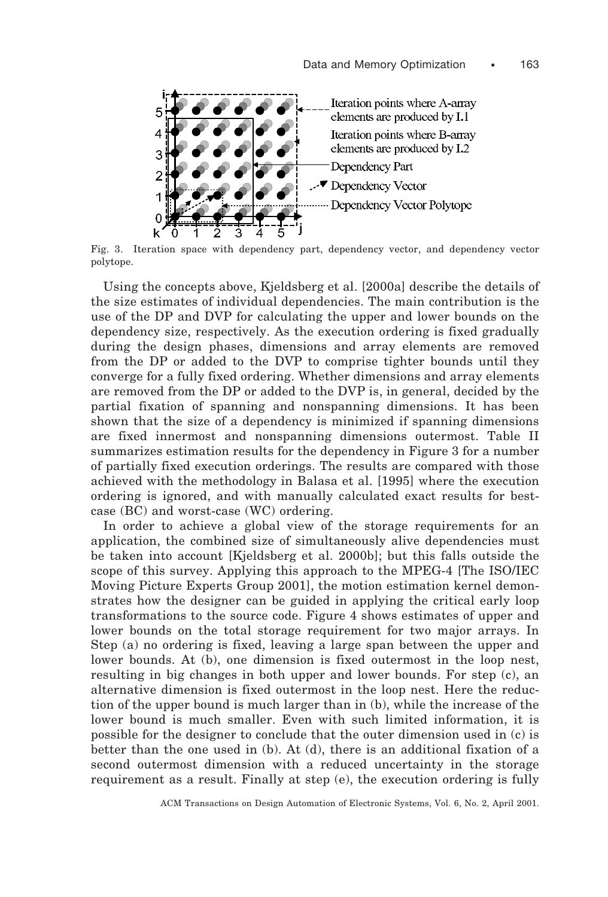Fig. 3. Iteration space with dependency part, dependency vector, and dependency vector polytope.

Using the concepts above, Kjeldsberg et al. [2000a] describe the details of the size estimates of individual dependencies. The main contribution is the use of the DP and DVP for calculating the upper and lower bounds on the dependency size, respectively. As the execution ordering is fixed gradually during the design phases, dimensions and array elements are removed from the DP or added to the DVP to comprise tighter bounds until they converge for a fully fixed ordering. Whether dimensions and array elements are removed from the DP or added to the DVP is, in general, decided by the partial fixation of spanning and nonspanning dimensions. It has been shown that the size of a dependency is minimized if spanning dimensions are fixed innermost and nonspanning dimensions outermost. Table II summarizes estimation results for the dependency in Figure 3 for a number of partially fixed execution orderings. The results are compared with those achieved with the methodology in Balasa et al. [1995] where the execution ordering is ignored, and with manually calculated exact results for best-case (BC) and worst-case (WC) ordering.

In order to achieve a global view of the storage requirements for an application, the combined size of simultaneously alive dependencies must be taken into account [Kjeldsberg et al. 2000b]; but this falls outside the scope of this survey. Applying this approach to the MPEG-4 [The ISO/IEC Moving Picture Experts Group 2001], the motion estimation kernel demonstrates how the designer can be guided in applying the critical early loop transformations to the source code. Figure 4 shows estimates of upper and lower bounds on the total storage requirement for two major arrays. In Step (a) no ordering is fixed, leaving a large span between the upper and lower bounds. At (b), one dimension is fixed outermost in the loop nest, resulting in big changes in both upper and lower bounds. For step (c), an alternative dimension is fixed outermost in the loop nest. Here the reduction of the upper bound is much larger than in (b), while the increase of the lower bound is much smaller. Even with such limited information, it is possible for the designer to conclude that the outer dimension used in (c) is better than the one used in (b). At (d), there is an additional fixation of a second outermost dimension with a reduced uncertainty in the storage requirement as a result. Finally at step (e), the execution ordering is fully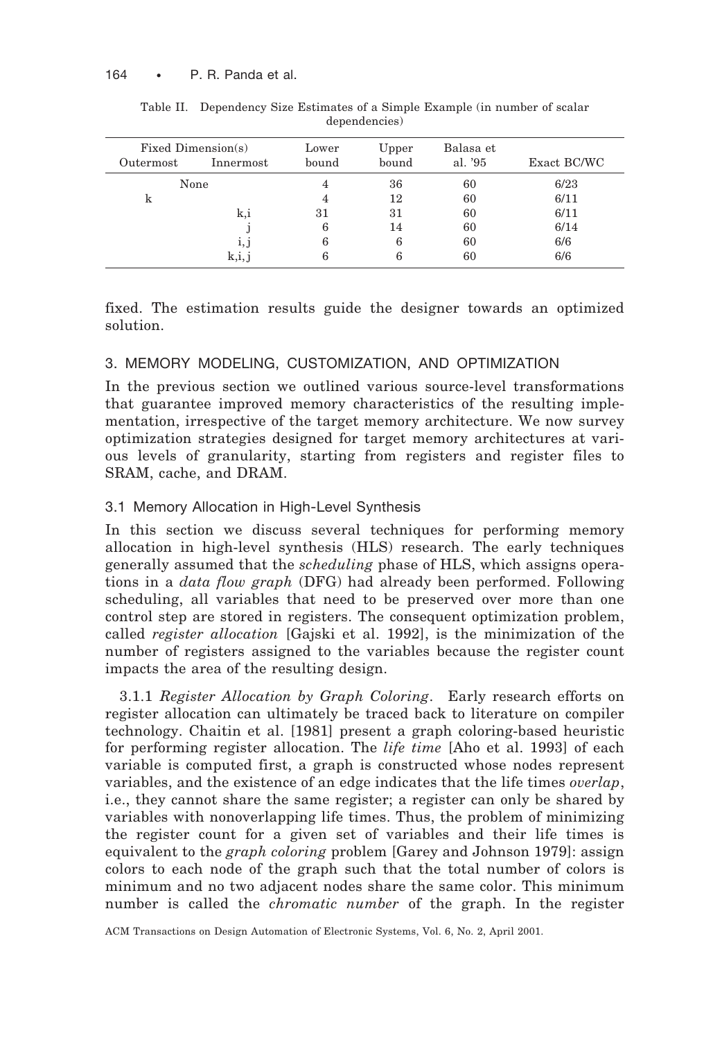Table II. Dependency Size Estimates of a Simple Example (in number of scalar dependencies)

| Fixed Dimension(s) Outermost | Innermost | Lower bound | Upper bound | Balasa et al. '95 | Exact BC/WC |
|---|---|---|---|---|---|
| None | | 4 | 36 | 60 | 6/23 |
| k | | 4 | 12 | 60 | 6/11 |
| | k,i | 31 | 31 | 60 | 6/11 |
| | j | 6 | 14 | 60 | 6/14 |
| | i, j | 6 | 6 | 60 | 6/6 |
| | k,i, j | 6 | 6 | 60 | 6/6 |

fixed. The estimation results guide the designer towards an optimized solution.

## 3. MEMORY MODELING, CUSTOMIZATION, AND OPTIMIZATION

In the previous section we outlined various source-level transformations that guarantee improved memory characteristics of the resulting implementation, irrespective of the target memory architecture. We now survey optimization strategies designed for target memory architectures at various levels of granularity, starting from registers and register files to SRAM, cache, and DRAM.

### 3.1 Memory Allocation in High-Level Synthesis

In this section we discuss several techniques for performing memory allocation in high-level synthesis (HLS) research. The early techniques generally assumed that the *scheduling* phase of HLS, which assigns operations in a *data flow graph* (DFG) had already been performed. Following scheduling, all variables that need to be preserved over more than one control step are stored in registers. The consequent optimization problem, called *register allocation* [Gajski et al. 1992], is the minimization of the number of registers assigned to the variables because the register count impacts the area of the resulting design.

3.1.1 *Register Allocation by Graph Coloring*. Early research efforts on register allocation can ultimately be traced back to literature on compiler technology. Chaitin et al. [1981] present a graph coloring-based heuristic for performing register allocation. The *life time* [Aho et al. 1993] of each variable is computed first, a graph is constructed whose nodes represent variables, and the existence of an edge indicates that the life times *overlap*, i.e., they cannot share the same register; a register can only be shared by variables with nonoverlapping life times. Thus, the problem of minimizing the register count for a given set of variables and their life times is equivalent to the *graph coloring* problem [Garey and Johnson 1979]: assign colors to each node of the graph such that the total number of colors is minimum and no two adjacent nodes share the same color. This minimum number is called the *chromatic number* of the graph. In the register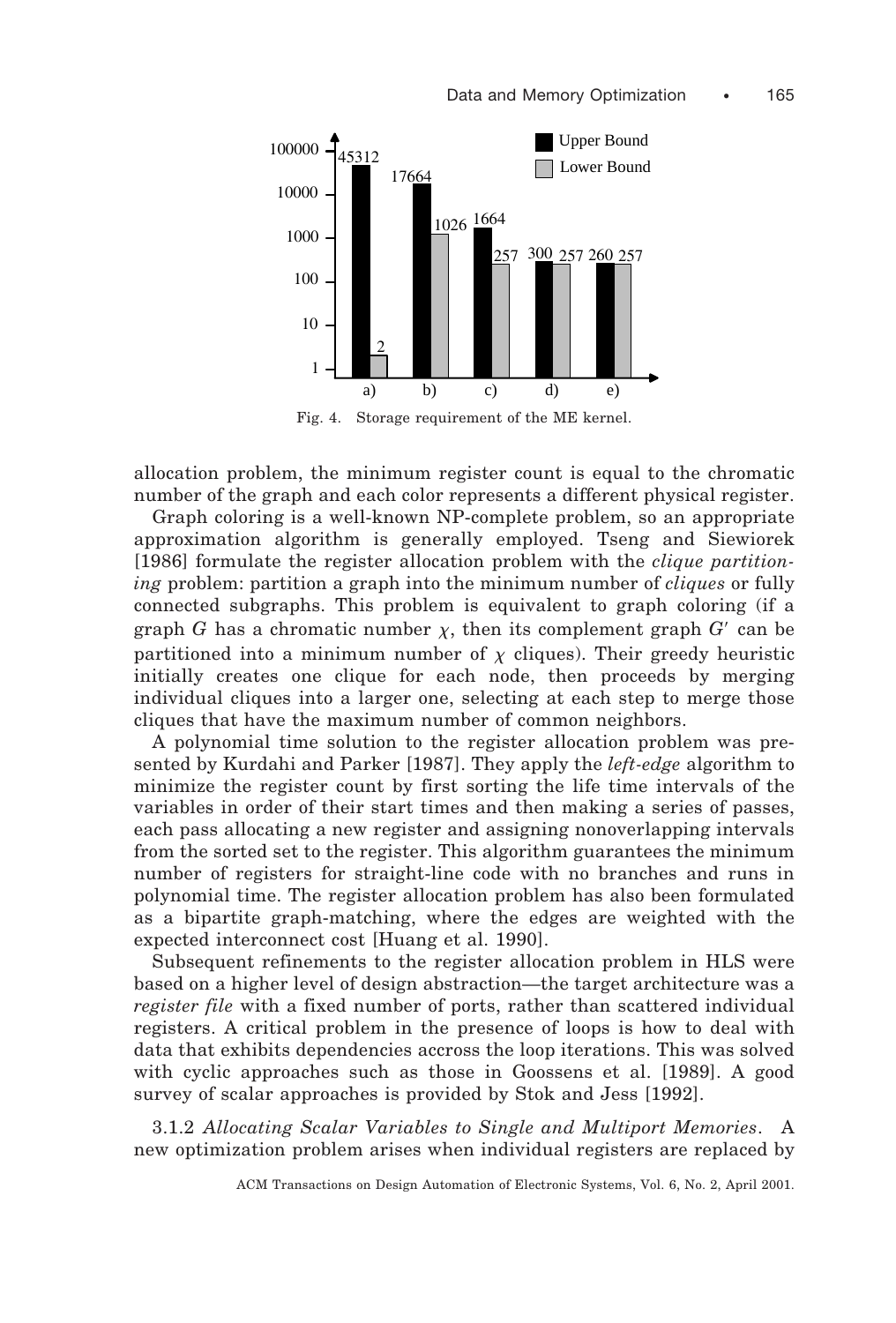Fig. 4. Storage requirement of the ME kernel.

allocation problem, the minimum register count is equal to the chromatic number of the graph and each color represents a different physical register.

Graph coloring is a well-known NP-complete problem, so an appropriate approximation algorithm is generally employed. Tseng and Siewiorek [1986] formulate the register allocation problem with the *clique partitioning* problem: partition a graph into the minimum number of *cliques* or fully connected subgraphs. This problem is equivalent to graph coloring (if a graph $G$ has a chromatic number $\chi$, then its complement graph $G'$ can be partitioned into a minimum number of $\chi$ cliques). Their greedy heuristic initially creates one clique for each node, then proceeds by merging individual cliques into a larger one, selecting at each step to merge those cliques that have the maximum number of common neighbors.

A polynomial time solution to the register allocation problem was presented by Kurdahi and Parker [1987]. They apply the *left-edge* algorithm to minimize the register count by first sorting the life time intervals of the variables in order of their start times and then making a series of passes, each pass allocating a new register and assigning nonoverlapping intervals from the sorted set to the register. This algorithm guarantees the minimum number of registers for straight-line code with no branches and runs in polynomial time. The register allocation problem has also been formulated as a bipartite graph-matching, where the edges are weighted with the expected interconnect cost [Huang et al. 1990].

Subsequent refinements to the register allocation problem in HLS were based on a higher level of design abstraction—the target architecture was a *register file* with a fixed number of ports, rather than scattered individual registers. A critical problem in the presence of loops is how to deal with data that exhibits dependencies accross the loop iterations. This was solved with cyclic approaches such as those in Goossens et al. [1989]. A good survey of scalar approaches is provided by Stok and Jess [1992].

3.1.2 *Allocating Scalar Variables to Single and Multiport Memories*. A new optimization problem arises when individual registers are replaced by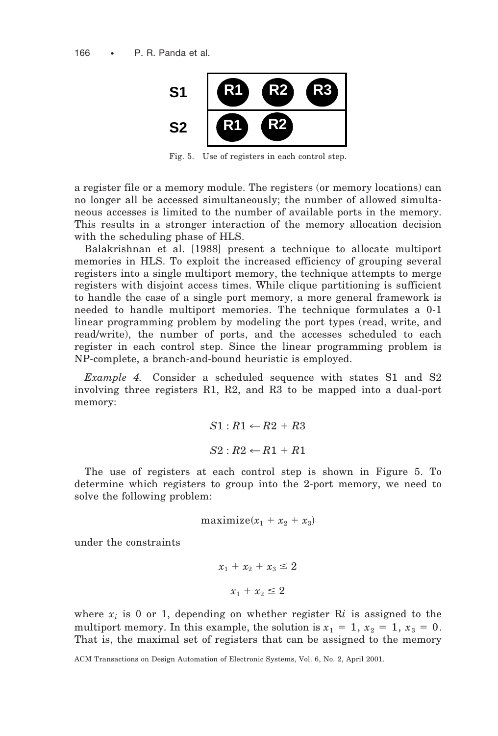| | | | |
|---|---|---|---|
| **S1** | R1 | R2 | R3 |
| **S2** | R1 | R2 | |

Fig. 5. Use of registers in each control step.

a register file or a memory module. The registers (or memory locations) can no longer all be accessed simultaneously; the number of allowed simultaneous accesses is limited to the number of available ports in the memory. This results in a stronger interaction of the memory allocation decision with the scheduling phase of HLS.

Balakrishnan et al. [1988] present a technique to allocate multiport memories in HLS. To exploit the increased efficiency of grouping several registers into a single multiport memory, the technique attempts to merge registers with disjoint access times. While clique partitioning is sufficient to handle the case of a single port memory, a more general framework is needed to handle multiport memories. The technique formulates a 0-1 linear programming problem by modeling the port types (read, write, and read/write), the number of ports, and the accesses scheduled to each register in each control step. Since the linear programming problem is NP-complete, a branch-and-bound heuristic is employed.

*Example 4.* Consider a scheduled sequence with states S1 and S2 involving three registers R1, R2, and R3 to be mapped into a dual-port memory:

$$S1 : R1 \leftarrow R2 + R3$$

$$S2 : R2 \leftarrow R1 + R1$$

The use of registers at each control step is shown in Figure 5. To determine which registers to group into the 2-port memory, we need to solve the following problem:

$$\text{maximize}(x_1 + x_2 + x_3)$$

under the constraints

$$x_1 + x_2 + x_3 \leq 2$$

$$x_1 + x_2 \leq 2$$

where $x_i$ is 0 or 1, depending on whether register R$i$ is assigned to the multiport memory. In this example, the solution is $x_1 = 1$, $x_2 = 1$, $x_3 = 0$. That is, the maximal set of registers that can be assigned to the memory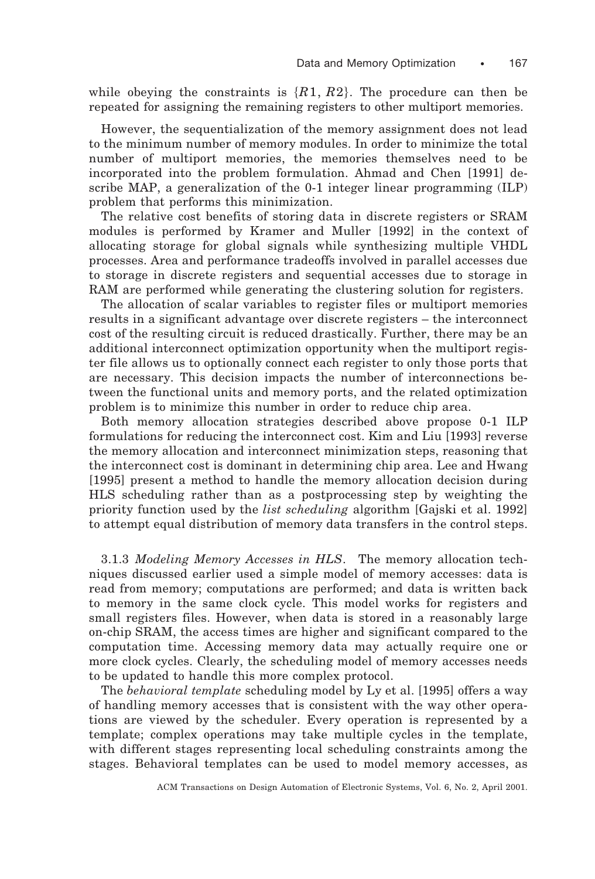while obeying the constraints is $\{R1, R2\}$. The procedure can then be repeated for assigning the remaining registers to other multiport memories.

However, the sequentialization of the memory assignment does not lead to the minimum number of memory modules. In order to minimize the total number of multiport memories, the memories themselves need to be incorporated into the problem formulation. Ahmad and Chen [1991] describe MAP, a generalization of the 0-1 integer linear programming (ILP) problem that performs this minimization.

The relative cost benefits of storing data in discrete registers or SRAM modules is performed by Kramer and Muller [1992] in the context of allocating storage for global signals while synthesizing multiple VHDL processes. Area and performance tradeoffs involved in parallel accesses due to storage in discrete registers and sequential accesses due to storage in RAM are performed while generating the clustering solution for registers.

The allocation of scalar variables to register files or multiport memories results in a significant advantage over discrete registers – the interconnect cost of the resulting circuit is reduced drastically. Further, there may be an additional interconnect optimization opportunity when the multiport register file allows us to optionally connect each register to only those ports that are necessary. This decision impacts the number of interconnections between the functional units and memory ports, and the related optimization problem is to minimize this number in order to reduce chip area.

Both memory allocation strategies described above propose 0-1 ILP formulations for reducing the interconnect cost. Kim and Liu [1993] reverse the memory allocation and interconnect minimization steps, reasoning that the interconnect cost is dominant in determining chip area. Lee and Hwang [1995] present a method to handle the memory allocation decision during HLS scheduling rather than as a postprocessing step by weighting the priority function used by the *list scheduling* algorithm [Gajski et al. 1992] to attempt equal distribution of memory data transfers in the control steps.

3.1.3 *Modeling Memory Accesses in HLS*. The memory allocation techniques discussed earlier used a simple model of memory accesses: data is read from memory; computations are performed; and data is written back to memory in the same clock cycle. This model works for registers and small registers files. However, when data is stored in a reasonably large on-chip SRAM, the access times are higher and significant compared to the computation time. Accessing memory data may actually require one or more clock cycles. Clearly, the scheduling model of memory accesses needs to be updated to handle this more complex protocol.

The *behavioral template* scheduling model by Ly et al. [1995] offers a way of handling memory accesses that is consistent with the way other operations are viewed by the scheduler. Every operation is represented by a template; complex operations may take multiple cycles in the template, with different stages representing local scheduling constraints among the stages. Behavioral templates can be used to model memory accesses, as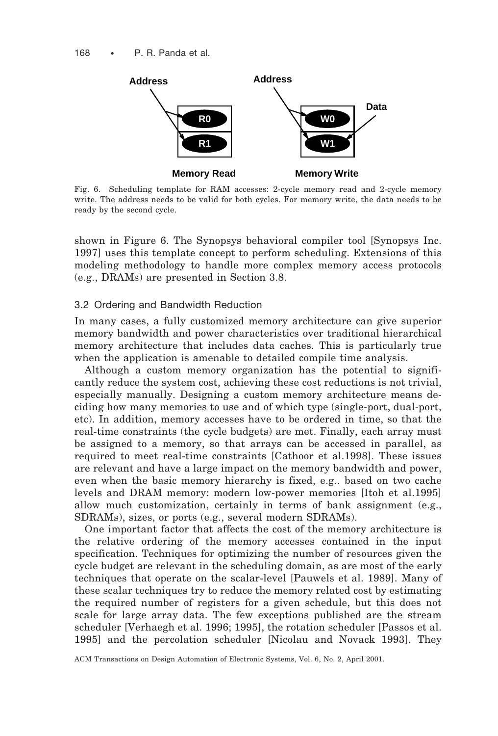Fig. 6. Scheduling template for RAM accesses: 2-cycle memory read and 2-cycle memory write. The address needs to be valid for both cycles. For memory write, the data needs to be ready by the second cycle.

shown in Figure 6. The Synopsys behavioral compiler tool [Synopsys Inc. 1997] uses this template concept to perform scheduling. Extensions of this modeling methodology to handle more complex memory access protocols (e.g., DRAMs) are presented in Section 3.8.

### 3.2 Ordering and Bandwidth Reduction

In many cases, a fully customized memory architecture can give superior memory bandwidth and power characteristics over traditional hierarchical memory architecture that includes data caches. This is particularly true when the application is amenable to detailed compile time analysis.

Although a custom memory organization has the potential to significantly reduce the system cost, achieving these cost reductions is not trivial, especially manually. Designing a custom memory architecture means deciding how many memories to use and of which type (single-port, dual-port, etc). In addition, memory accesses have to be ordered in time, so that the real-time constraints (the cycle budgets) are met. Finally, each array must be assigned to a memory, so that arrays can be accessed in parallel, as required to meet real-time constraints [Cathoor et al.1998]. These issues are relevant and have a large impact on the memory bandwidth and power, even when the basic memory hierarchy is fixed, e.g.. based on two cache levels and DRAM memory: modern low-power memories [Itoh et al.1995] allow much customization, certainly in terms of bank assignment (e.g., SDRAMs), sizes, or ports (e.g., several modern SDRAMs).

One important factor that affects the cost of the memory architecture is the relative ordering of the memory accesses contained in the input specification. Techniques for optimizing the number of resources given the cycle budget are relevant in the scheduling domain, as are most of the early techniques that operate on the scalar-level [Pauwels et al. 1989]. Many of these scalar techniques try to reduce the memory related cost by estimating the required number of registers for a given schedule, but this does not scale for large array data. The few exceptions published are the stream scheduler [Verhaegh et al. 1996; 1995], the rotation scheduler [Passos et al. 1995] and the percolation scheduler [Nicolau and Novack 1993]. They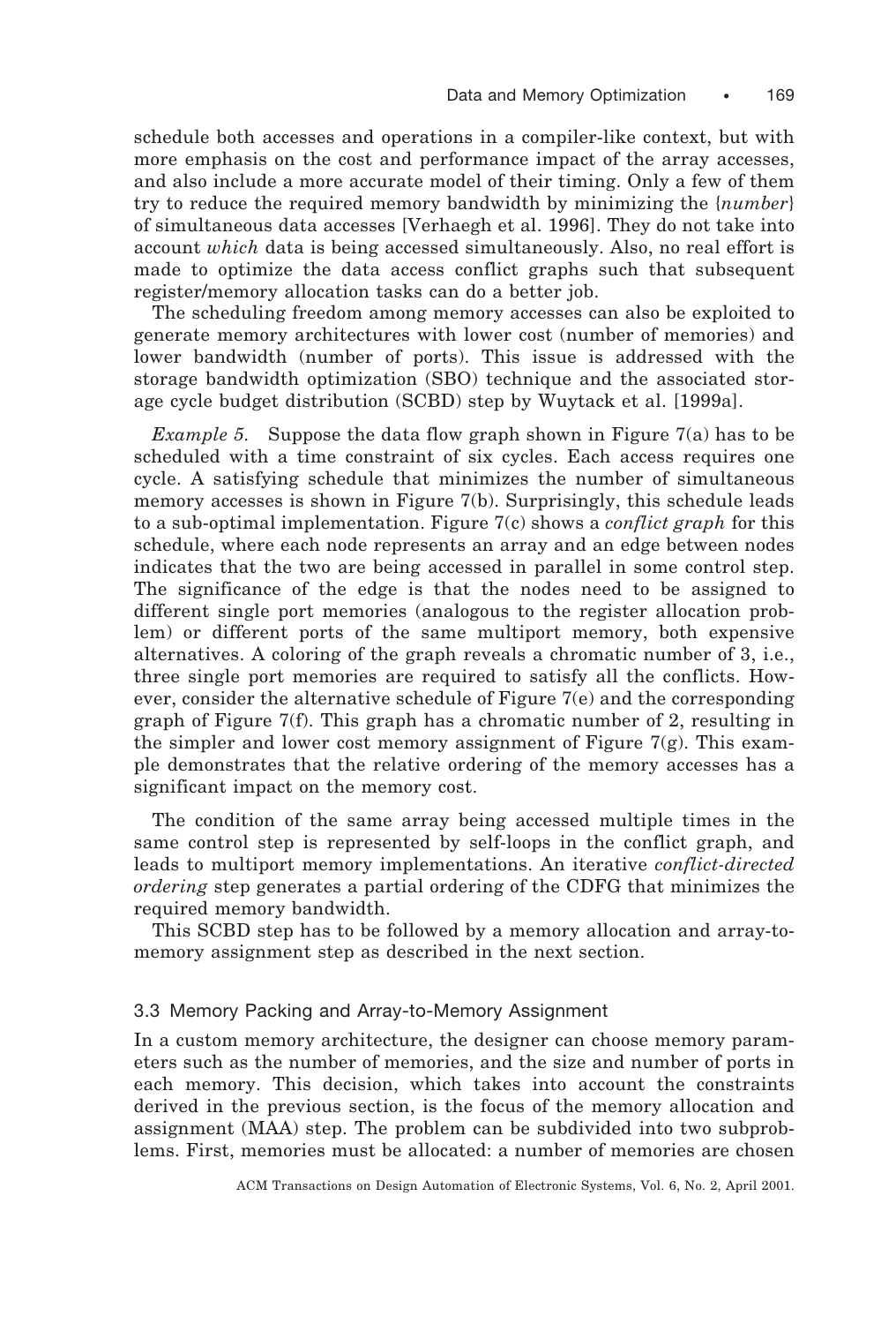schedule both accesses and operations in a compiler-like context, but with more emphasis on the cost and performance impact of the array accesses, and also include a more accurate model of their timing. Only a few of them try to reduce the required memory bandwidth by minimizing the {*number*} of simultaneous data accesses [Verhaegh et al. 1996]. They do not take into account *which* data is being accessed simultaneously. Also, no real effort is made to optimize the data access conflict graphs such that subsequent register/memory allocation tasks can do a better job.

The scheduling freedom among memory accesses can also be exploited to generate memory architectures with lower cost (number of memories) and lower bandwidth (number of ports). This issue is addressed with the storage bandwidth optimization (SBO) technique and the associated storage cycle budget distribution (SCBD) step by Wuytack et al. [1999a].

*Example 5.* Suppose the data flow graph shown in Figure 7(a) has to be scheduled with a time constraint of six cycles. Each access requires one cycle. A satisfying schedule that minimizes the number of simultaneous memory accesses is shown in Figure 7(b). Surprisingly, this schedule leads to a sub-optimal implementation. Figure 7(c) shows a *conflict graph* for this schedule, where each node represents an array and an edge between nodes indicates that the two are being accessed in parallel in some control step. The significance of the edge is that the nodes need to be assigned to different single port memories (analogous to the register allocation problem) or different ports of the same multiport memory, both expensive alternatives. A coloring of the graph reveals a chromatic number of 3, i.e., three single port memories are required to satisfy all the conflicts. However, consider the alternative schedule of Figure 7(e) and the corresponding graph of Figure 7(f). This graph has a chromatic number of 2, resulting in the simpler and lower cost memory assignment of Figure 7(g). This example demonstrates that the relative ordering of the memory accesses has a significant impact on the memory cost.

The condition of the same array being accessed multiple times in the same control step is represented by self-loops in the conflict graph, and leads to multiport memory implementations. An iterative *conflict-directed ordering* step generates a partial ordering of the CDFG that minimizes the required memory bandwidth.

This SCBD step has to be followed by a memory allocation and array-to-memory assignment step as described in the next section.

### 3.3 Memory Packing and Array-to-Memory Assignment

In a custom memory architecture, the designer can choose memory parameters such as the number of memories, and the size and number of ports in each memory. This decision, which takes into account the constraints derived in the previous section, is the focus of the memory allocation and assignment (MAA) step. The problem can be subdivided into two subproblems. First, memories must be allocated: a number of memories are chosen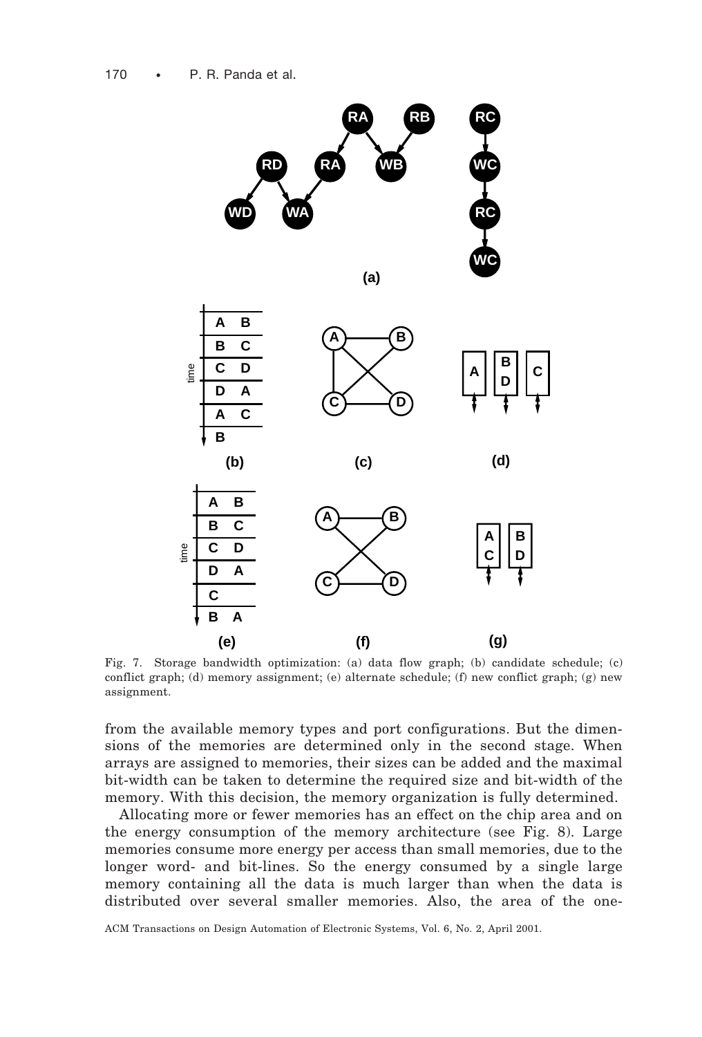Fig. 7. Storage bandwidth optimization: (a) data flow graph; (b) candidate schedule; (c) conflict graph; (d) memory assignment; (e) alternate schedule; (f) new conflict graph; (g) new assignment.

from the available memory types and port configurations. But the dimensions of the memories are determined only in the second stage. When arrays are assigned to memories, their sizes can be added and the maximal bit-width can be taken to determine the required size and bit-width of the memory. With this decision, the memory organization is fully determined.

Allocating more or fewer memories has an effect on the chip area and on the energy consumption of the memory architecture (see Fig. 8). Large memories consume more energy per access than small memories, due to the longer word- and bit-lines. So the energy consumed by a single large memory containing all the data is much larger than when the data is distributed over several smaller memories. Also, the area of the one-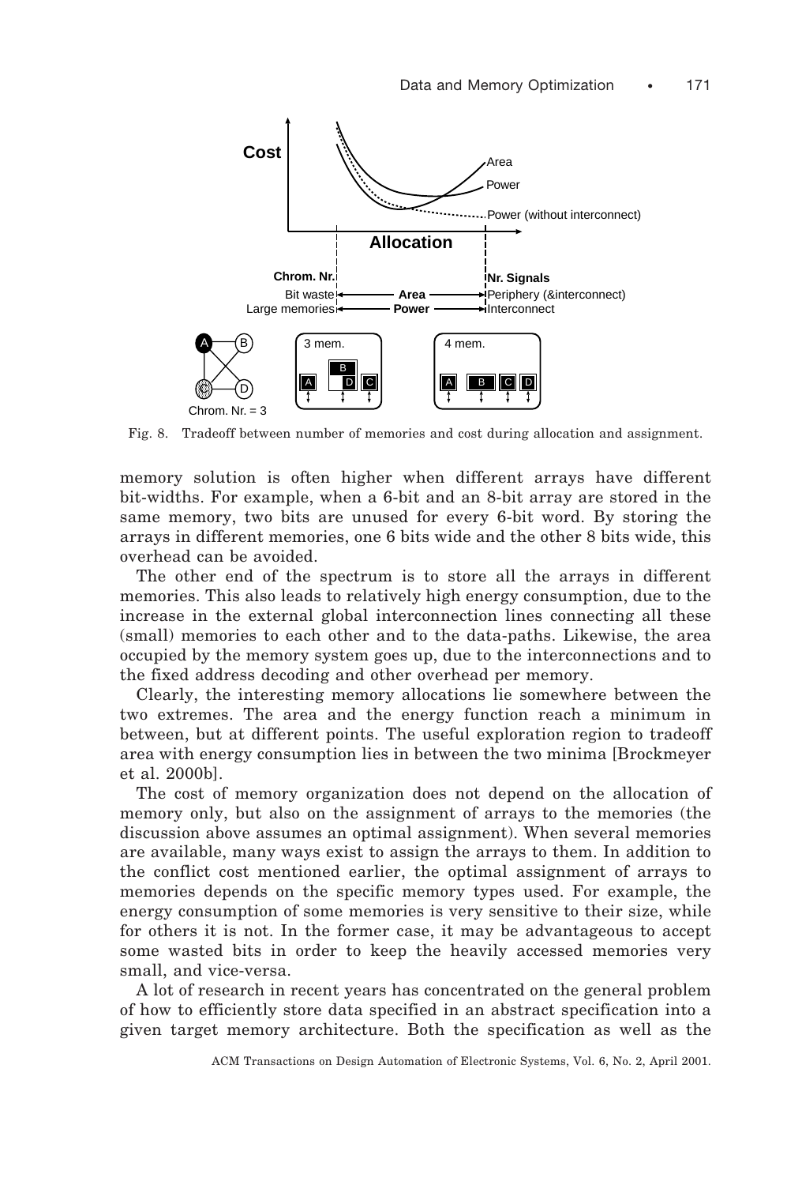Fig. 8. Tradeoff between number of memories and cost during allocation and assignment.

memory solution is often higher when different arrays have different bit-widths. For example, when a 6-bit and an 8-bit array are stored in the same memory, two bits are unused for every 6-bit word. By storing the arrays in different memories, one 6 bits wide and the other 8 bits wide, this overhead can be avoided.

The other end of the spectrum is to store all the arrays in different memories. This also leads to relatively high energy consumption, due to the increase in the external global interconnection lines connecting all these (small) memories to each other and to the data-paths. Likewise, the area occupied by the memory system goes up, due to the interconnections and to the fixed address decoding and other overhead per memory.

Clearly, the interesting memory allocations lie somewhere between the two extremes. The area and the energy function reach a minimum in between, but at different points. The useful exploration region to tradeoff area with energy consumption lies in between the two minima [Brockmeyer et al. 2000b].

The cost of memory organization does not depend on the allocation of memory only, but also on the assignment of arrays to the memories (the discussion above assumes an optimal assignment). When several memories are available, many ways exist to assign the arrays to them. In addition to the conflict cost mentioned earlier, the optimal assignment of arrays to memories depends on the specific memory types used. For example, the energy consumption of some memories is very sensitive to their size, while for others it is not. In the former case, it may be advantageous to accept some wasted bits in order to keep the heavily accessed memories very small, and vice-versa.

A lot of research in recent years has concentrated on the general problem of how to efficiently store data specified in an abstract specification into a given target memory architecture. Both the specification as well as the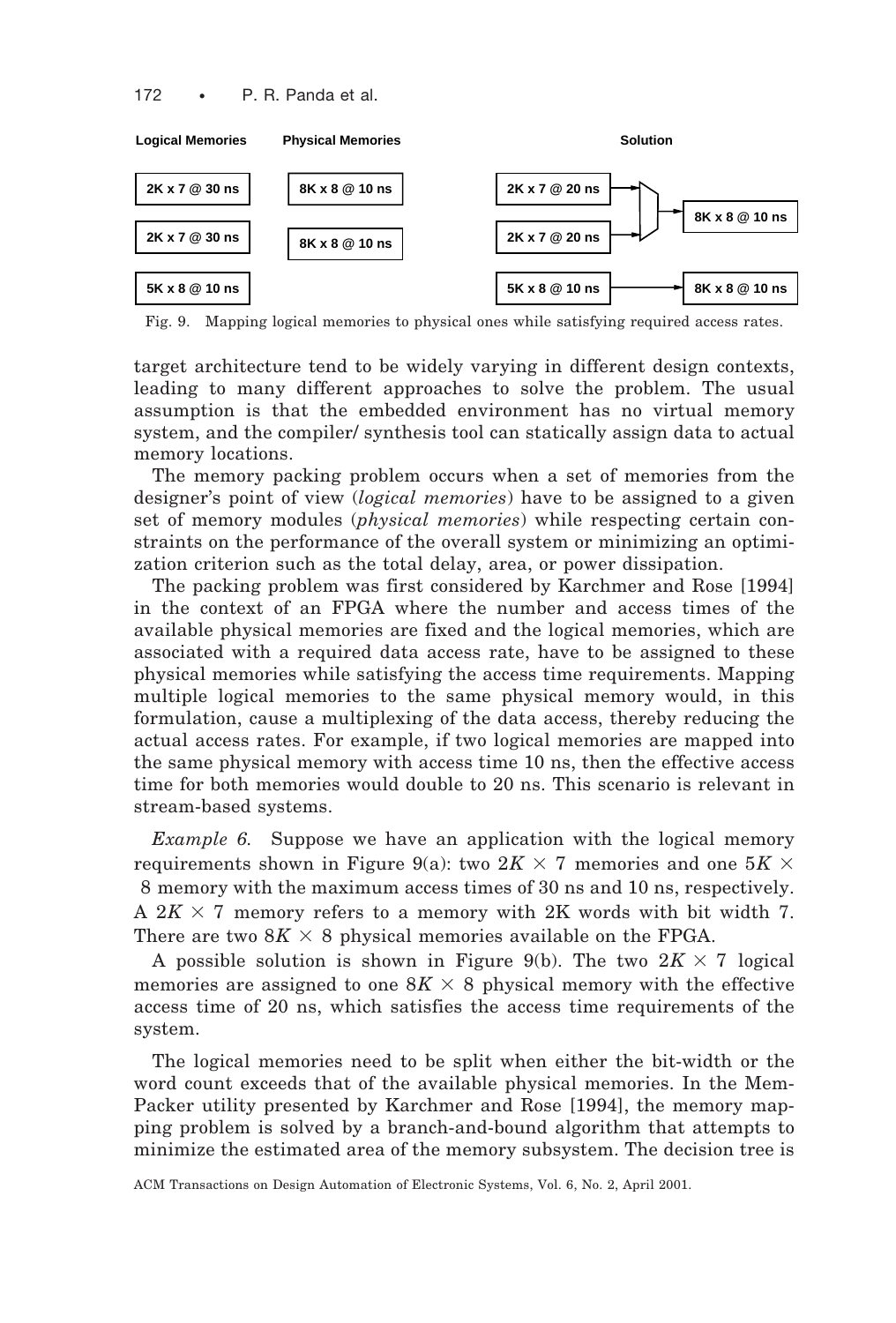| Logical Memories | Physical Memories | Solution | |
|---|---|---|---|
| 2K x 7 @ 30 ns | 8K x 8 @ 10 ns | 2K x 7 @ 20 ns | 8K x 8 @ 10 ns |
| 2K x 7 @ 30 ns | 8K x 8 @ 10 ns | 2K x 7 @ 20 ns | |
| 5K x 8 @ 10 ns | | 5K x 8 @ 10 ns | 8K x 8 @ 10 ns |

Fig. 9. Mapping logical memories to physical ones while satisfying required access rates.

target architecture tend to be widely varying in different design contexts, leading to many different approaches to solve the problem. The usual assumption is that the embedded environment has no virtual memory system, and the compiler/ synthesis tool can statically assign data to actual memory locations.

The memory packing problem occurs when a set of memories from the designer's point of view (*logical memories*) have to be assigned to a given set of memory modules (*physical memories*) while respecting certain constraints on the performance of the overall system or minimizing an optimization criterion such as the total delay, area, or power dissipation.

The packing problem was first considered by Karchmer and Rose [1994] in the context of an FPGA where the number and access times of the available physical memories are fixed and the logical memories, which are associated with a required data access rate, have to be assigned to these physical memories while satisfying the access time requirements. Mapping multiple logical memories to the same physical memory would, in this formulation, cause a multiplexing of the data access, thereby reducing the actual access rates. For example, if two logical memories are mapped into the same physical memory with access time 10 ns, then the effective access time for both memories would double to 20 ns. This scenario is relevant in stream-based systems.

*Example 6.* Suppose we have an application with the logical memory requirements shown in Figure 9(a): two $2K \times 7$ memories and one $5K \times 8$ memory with the maximum access times of 30 ns and 10 ns, respectively. A $2K \times 7$ memory refers to a memory with 2K words with bit width 7. There are two $8K \times 8$ physical memories available on the FPGA.

A possible solution is shown in Figure 9(b). The two $2K \times 7$ logical memories are assigned to one $8K \times 8$ physical memory with the effective access time of 20 ns, which satisfies the access time requirements of the system.

The logical memories need to be split when either the bit-width or the word count exceeds that of the available physical memories. In the MemPacker utility presented by Karchmer and Rose [1994], the memory mapping problem is solved by a branch-and-bound algorithm that attempts to minimize the estimated area of the memory subsystem. The decision tree is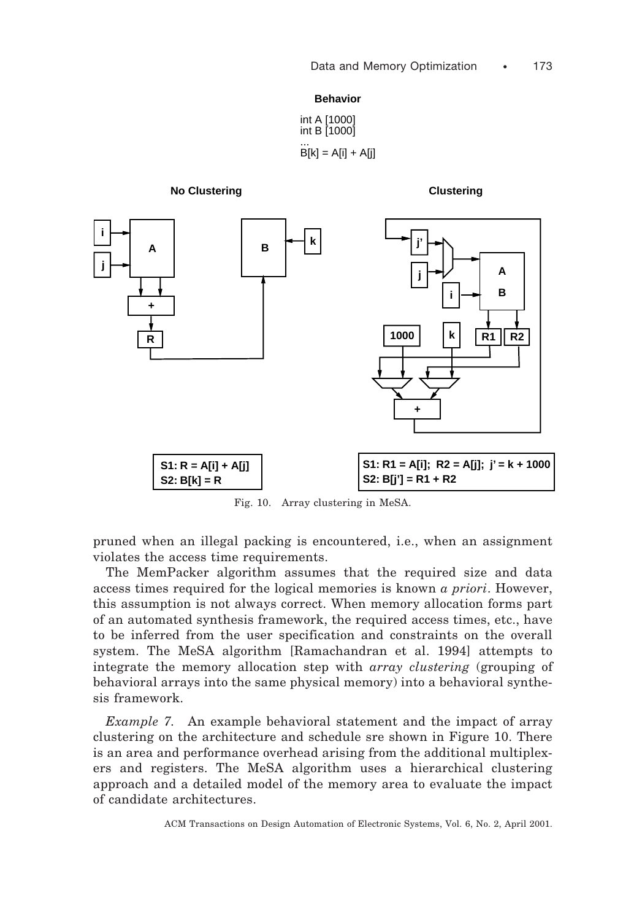**Behavior**

```
int A [1000]
int B [1000]
...
B[k] = A[i] + A[j]
```

**No Clustering**

**S1: R = A[i] + A[j]**
**S2: B[k] = R**

**Clustering**

**S1: R1 = A[i]; R2 = A[j]; j' = k + 1000**
**S2: B[j'] = R1 + R2**

Fig. 10. Array clustering in MeSA.

pruned when an illegal packing is encountered, i.e., when an assignment violates the access time requirements.

The MemPacker algorithm assumes that the required size and data access times required for the logical memories is known *a priori*. However, this assumption is not always correct. When memory allocation forms part of an automated synthesis framework, the required access times, etc., have to be inferred from the user specification and constraints on the overall system. The MeSA algorithm [Ramachandran et al. 1994] attempts to integrate the memory allocation step with *array clustering* (grouping of behavioral arrays into the same physical memory) into a behavioral synthesis framework.

*Example 7.* An example behavioral statement and the impact of array clustering on the architecture and schedule sre shown in Figure 10. There is an area and performance overhead arising from the additional multiplexers and registers. The MeSA algorithm uses a hierarchical clustering approach and a detailed model of the memory area to evaluate the impact of candidate architectures.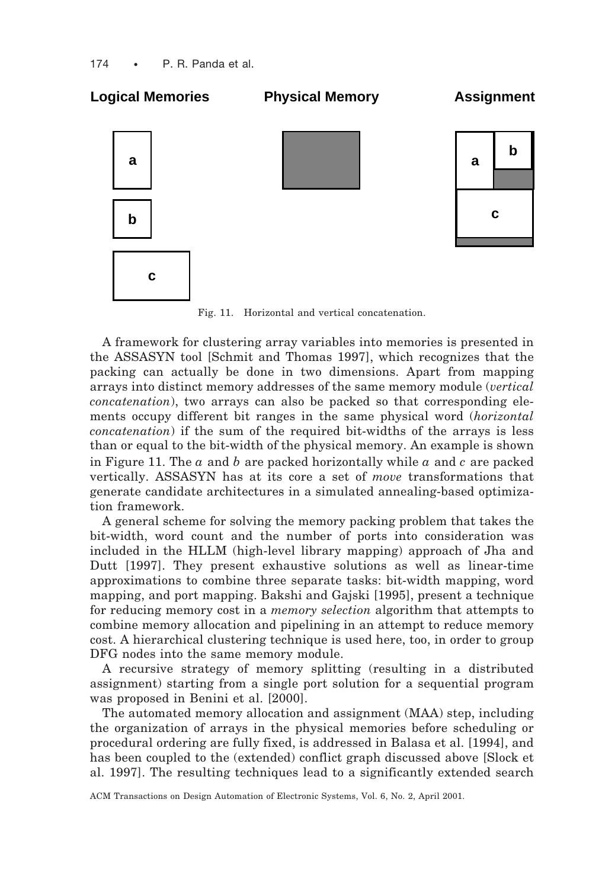Fig. 11. Horizontal and vertical concatenation.

A framework for clustering array variables into memories is presented in the ASSASYN tool [Schmit and Thomas 1997], which recognizes that the packing can actually be done in two dimensions. Apart from mapping arrays into distinct memory addresses of the same memory module (*vertical concatenation*), two arrays can also be packed so that corresponding elements occupy different bit ranges in the same physical word (*horizontal concatenation*) if the sum of the required bit-widths of the arrays is less than or equal to the bit-width of the physical memory. An example is shown in Figure 11. The $a$ and $b$ are packed horizontally while $a$ and $c$ are packed vertically. ASSASYN has at its core a set of *move* transformations that generate candidate architectures in a simulated annealing-based optimization framework.

A general scheme for solving the memory packing problem that takes the bit-width, word count and the number of ports into consideration was included in the HLLM (high-level library mapping) approach of Jha and Dutt [1997]. They present exhaustive solutions as well as linear-time approximations to combine three separate tasks: bit-width mapping, word mapping, and port mapping. Bakshi and Gajski [1995], present a technique for reducing memory cost in a *memory selection* algorithm that attempts to combine memory allocation and pipelining in an attempt to reduce memory cost. A hierarchical clustering technique is used here, too, in order to group DFG nodes into the same memory module.

A recursive strategy of memory splitting (resulting in a distributed assignment) starting from a single port solution for a sequential program was proposed in Benini et al. [2000].

The automated memory allocation and assignment (MAA) step, including the organization of arrays in the physical memories before scheduling or procedural ordering are fully fixed, is addressed in Balasa et al. [1994], and has been coupled to the (extended) conflict graph discussed above [Slock et al. 1997]. The resulting techniques lead to a significantly extended search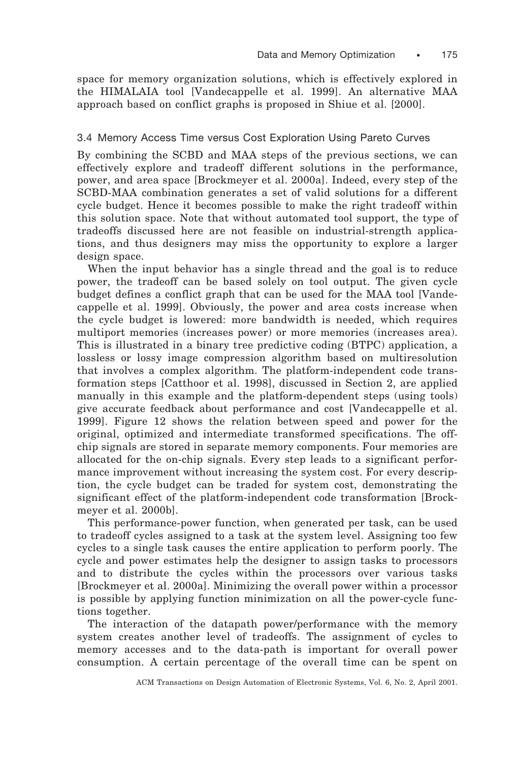space for memory organization solutions, which is effectively explored in the HIMALAIA tool [Vandecappelle et al. 1999]. An alternative MAA approach based on conflict graphs is proposed in Shiue et al. [2000].

### 3.4 Memory Access Time versus Cost Exploration Using Pareto Curves

By combining the SCBD and MAA steps of the previous sections, we can effectively explore and tradeoff different solutions in the performance, power, and area space [Brockmeyer et al. 2000a]. Indeed, every step of the SCBD-MAA combination generates a set of valid solutions for a different cycle budget. Hence it becomes possible to make the right tradeoff within this solution space. Note that without automated tool support, the type of tradeoffs discussed here are not feasible on industrial-strength applications, and thus designers may miss the opportunity to explore a larger design space.

When the input behavior has a single thread and the goal is to reduce power, the tradeoff can be based solely on tool output. The given cycle budget defines a conflict graph that can be used for the MAA tool [Vandecappelle et al. 1999]. Obviously, the power and area costs increase when the cycle budget is lowered: more bandwidth is needed, which requires multiport memories (increases power) or more memories (increases area). This is illustrated in a binary tree predictive coding (BTPC) application, a lossless or lossy image compression algorithm based on multiresolution that involves a complex algorithm. The platform-independent code transformation steps [Catthoor et al. 1998], discussed in Section 2, are applied manually in this example and the platform-dependent steps (using tools) give accurate feedback about performance and cost [Vandecappelle et al. 1999]. Figure 12 shows the relation between speed and power for the original, optimized and intermediate transformed specifications. The off-chip signals are stored in separate memory components. Four memories are allocated for the on-chip signals. Every step leads to a significant performance improvement without increasing the system cost. For every description, the cycle budget can be traded for system cost, demonstrating the significant effect of the platform-independent code transformation [Brockmeyer et al. 2000b].

This performance-power function, when generated per task, can be used to tradeoff cycles assigned to a task at the system level. Assigning too few cycles to a single task causes the entire application to perform poorly. The cycle and power estimates help the designer to assign tasks to processors and to distribute the cycles within the processors over various tasks [Brockmeyer et al. 2000a]. Minimizing the overall power within a processor is possible by applying function minimization on all the power-cycle functions together.

The interaction of the datapath power/performance with the memory system creates another level of tradeoffs. The assignment of cycles to memory accesses and to the data-path is important for overall power consumption. A certain percentage of the overall time can be spent on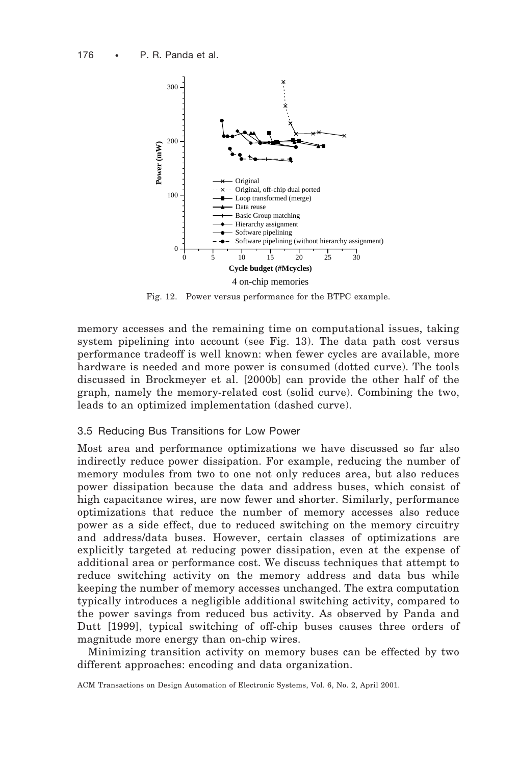Fig. 12. Power versus performance for the BTPC example.

memory accesses and the remaining time on computational issues, taking system pipelining into account (see Fig. 13). The data path cost versus performance tradeoff is well known: when fewer cycles are available, more hardware is needed and more power is consumed (dotted curve). The tools discussed in Brockmeyer et al. [2000b] can provide the other half of the graph, namely the memory-related cost (solid curve). Combining the two, leads to an optimized implementation (dashed curve).

### 3.5 Reducing Bus Transitions for Low Power

Most area and performance optimizations we have discussed so far also indirectly reduce power dissipation. For example, reducing the number of memory modules from two to one not only reduces area, but also reduces power dissipation because the data and address buses, which consist of high capacitance wires, are now fewer and shorter. Similarly, performance optimizations that reduce the number of memory accesses also reduce power as a side effect, due to reduced switching on the memory circuitry and address/data buses. However, certain classes of optimizations are explicitly targeted at reducing power dissipation, even at the expense of additional area or performance cost. We discuss techniques that attempt to reduce switching activity on the memory address and data bus while keeping the number of memory accesses unchanged. The extra computation typically introduces a negligible additional switching activity, compared to the power savings from reduced bus activity. As observed by Panda and Dutt [1999], typical switching of off-chip buses causes three orders of magnitude more energy than on-chip wires.

Minimizing transition activity on memory buses can be effected by two different approaches: encoding and data organization.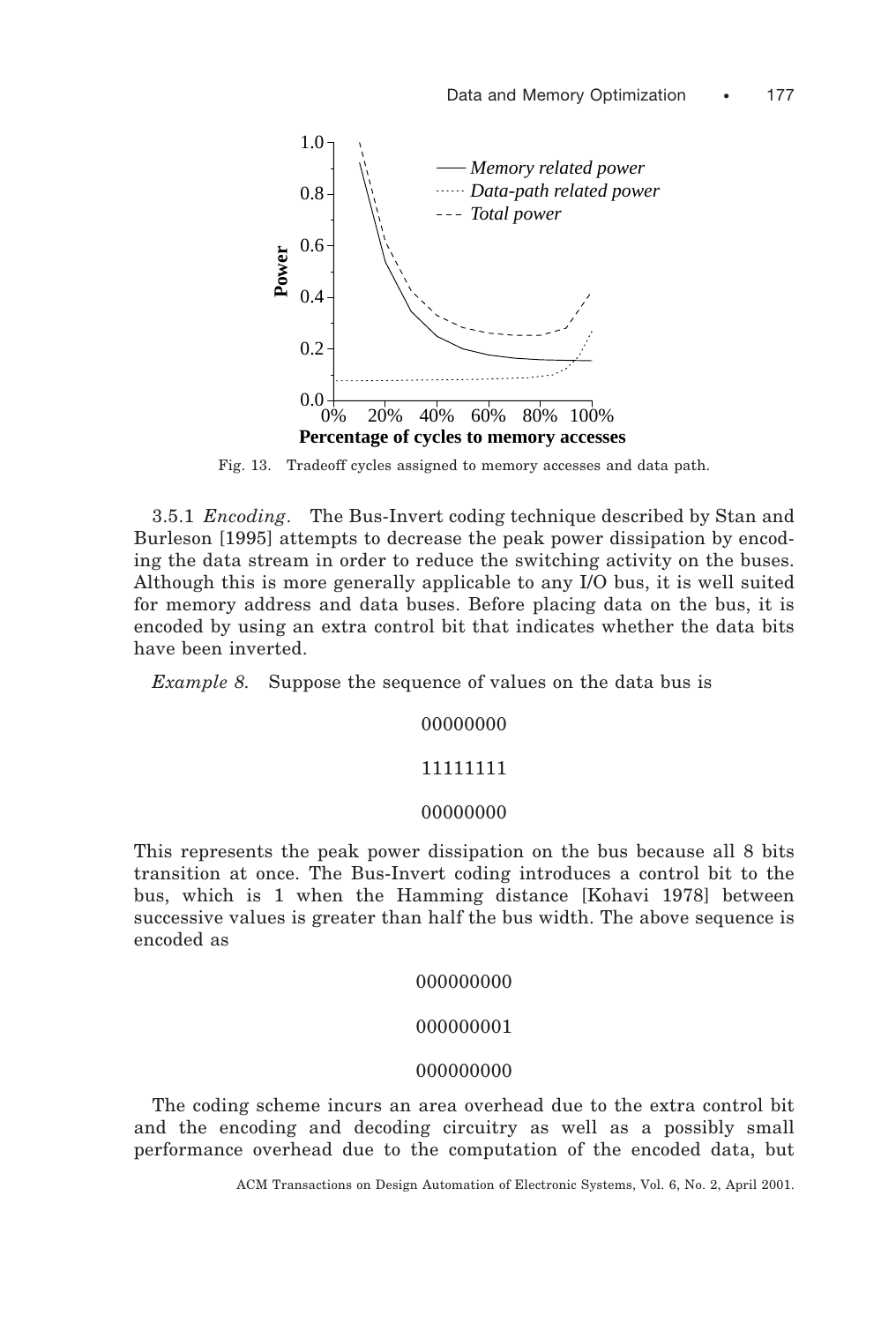Fig. 13. Tradeoff cycles assigned to memory accesses and data path.

3.5.1 *Encoding*. The Bus-Invert coding technique described by Stan and Burleson [1995] attempts to decrease the peak power dissipation by encoding the data stream in order to reduce the switching activity on the buses. Although this is more generally applicable to any I/O bus, it is well suited for memory address and data buses. Before placing data on the bus, it is encoded by using an extra control bit that indicates whether the data bits have been inverted.

*Example 8*. Suppose the sequence of values on the data bus is

00000000

11111111

00000000

This represents the peak power dissipation on the bus because all 8 bits transition at once. The Bus-Invert coding introduces a control bit to the bus, which is 1 when the Hamming distance [Kohavi 1978] between successive values is greater than half the bus width. The above sequence is encoded as

000000000

000000001

000000000

The coding scheme incurs an area overhead due to the extra control bit and the encoding and decoding circuitry as well as a possibly small performance overhead due to the computation of the encoded data, but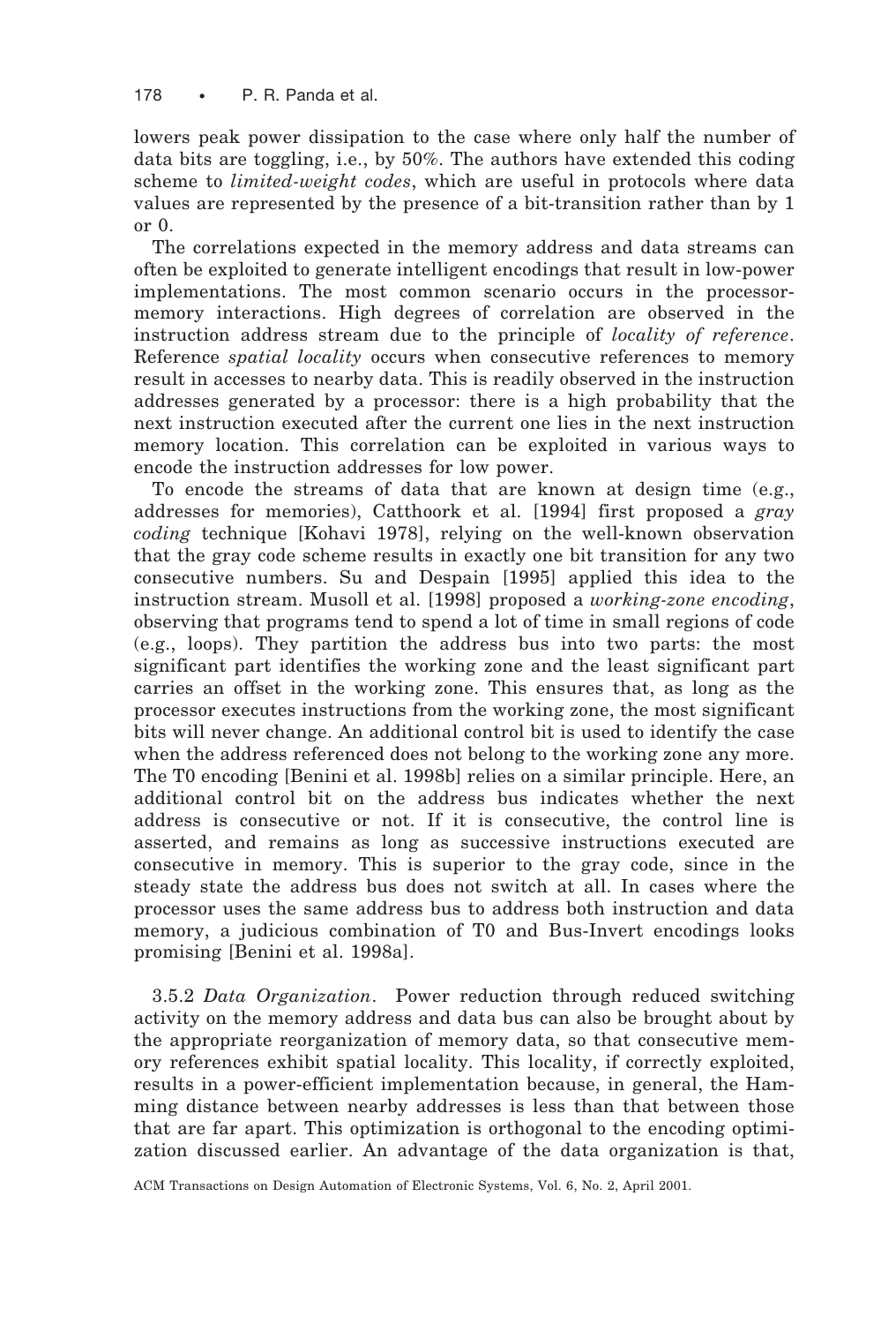lowers peak power dissipation to the case where only half the number of data bits are toggling, i.e., by 50%. The authors have extended this coding scheme to *limited-weight codes*, which are useful in protocols where data values are represented by the presence of a bit-transition rather than by 1 or 0.

The correlations expected in the memory address and data streams can often be exploited to generate intelligent encodings that result in low-power implementations. The most common scenario occurs in the processor-memory interactions. High degrees of correlation are observed in the instruction address stream due to the principle of *locality of reference*. Reference *spatial locality* occurs when consecutive references to memory result in accesses to nearby data. This is readily observed in the instruction addresses generated by a processor: there is a high probability that the next instruction executed after the current one lies in the next instruction memory location. This correlation can be exploited in various ways to encode the instruction addresses for low power.

To encode the streams of data that are known at design time (e.g., addresses for memories), Catthoork et al. [1994] first proposed a *gray coding* technique [Kohavi 1978], relying on the well-known observation that the gray code scheme results in exactly one bit transition for any two consecutive numbers. Su and Despain [1995] applied this idea to the instruction stream. Musoll et al. [1998] proposed a *working-zone encoding*, observing that programs tend to spend a lot of time in small regions of code (e.g., loops). They partition the address bus into two parts: the most significant part identifies the working zone and the least significant part carries an offset in the working zone. This ensures that, as long as the processor executes instructions from the working zone, the most significant bits will never change. An additional control bit is used to identify the case when the address referenced does not belong to the working zone any more. The T0 encoding [Benini et al. 1998b] relies on a similar principle. Here, an additional control bit on the address bus indicates whether the next address is consecutive or not. If it is consecutive, the control line is asserted, and remains as long as successive instructions executed are consecutive in memory. This is superior to the gray code, since in the steady state the address bus does not switch at all. In cases where the processor uses the same address bus to address both instruction and data memory, a judicious combination of T0 and Bus-Invert encodings looks promising [Benini et al. 1998a].

3.5.2 *Data Organization*. Power reduction through reduced switching activity on the memory address and data bus can also be brought about by the appropriate reorganization of memory data, so that consecutive memory references exhibit spatial locality. This locality, if correctly exploited, results in a power-efficient implementation because, in general, the Hamming distance between nearby addresses is less than that between those that are far apart. This optimization is orthogonal to the encoding optimization discussed earlier. An advantage of the data organization is that,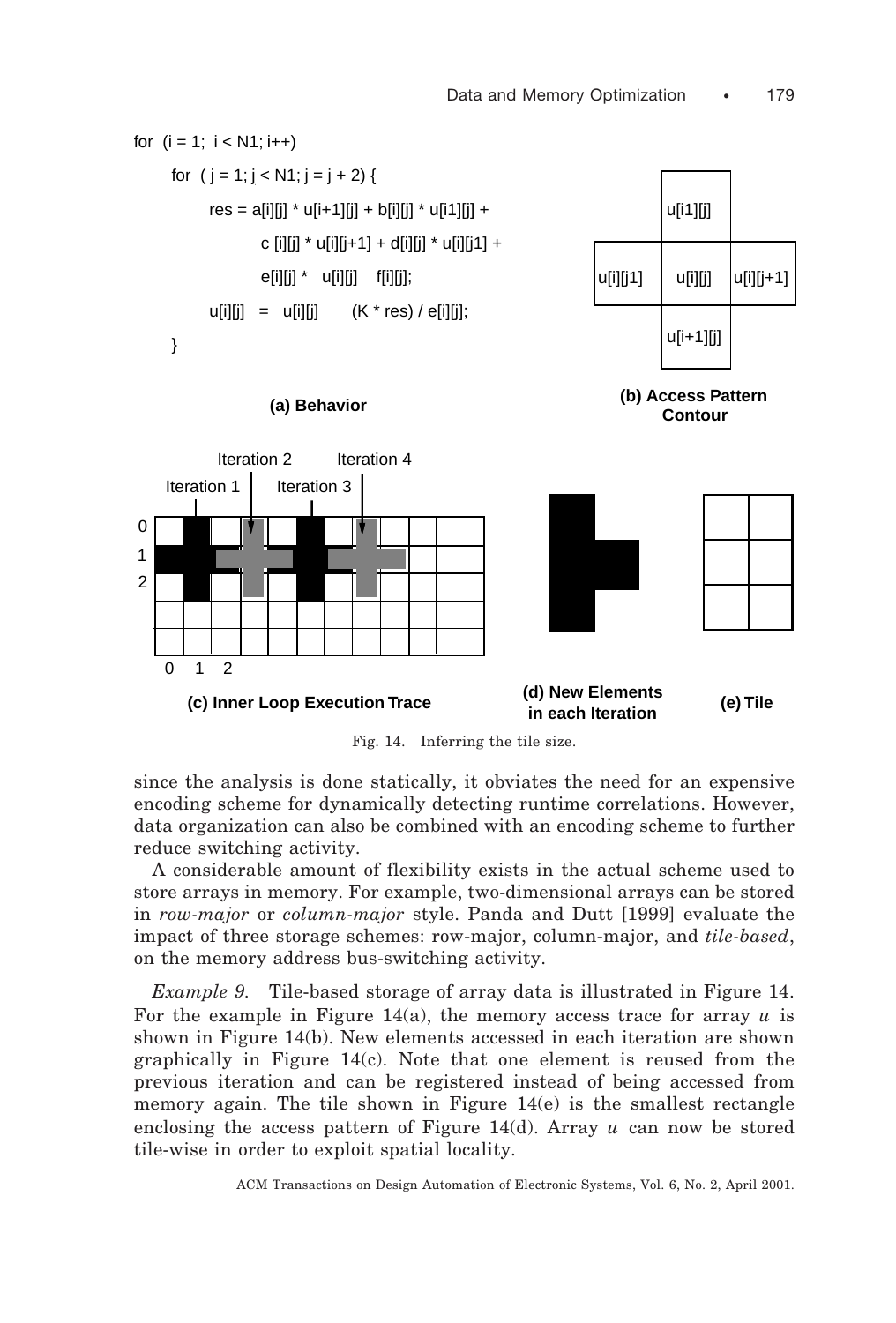```
for  (i = 1;  i < N1; i++)
      for  ( j = 1; j < N1; j = j + 2) {
            res = a[i][j] * u[i+1][j] + b[i][j] * u[i1][j] +
                  c [i][j] * u[i][j+1] + d[i][j] * u[i][j1] +
                  e[i][j] *   u[i][j]    f[i][j];
            u[i][j]   =   u[i][j]        (K * res) / e[i][j];
      }
```

**(a) Behavior**

**(b) Access Pattern Contour**

**(c) Inner Loop Execution Trace**

**(d) New Elements in each Iteration**

**(e) Tile**

Fig. 14. Inferring the tile size.

since the analysis is done statically, it obviates the need for an expensive encoding scheme for dynamically detecting runtime correlations. However, data organization can also be combined with an encoding scheme to further reduce switching activity.

A considerable amount of flexibility exists in the actual scheme used to store arrays in memory. For example, two-dimensional arrays can be stored in *row-major* or *column-major* style. Panda and Dutt [1999] evaluate the impact of three storage schemes: row-major, column-major, and *tile-based*, on the memory address bus-switching activity.

*Example 9.* Tile-based storage of array data is illustrated in Figure 14. For the example in Figure 14(a), the memory access trace for array $u$ is shown in Figure 14(b). New elements accessed in each iteration are shown graphically in Figure 14(c). Note that one element is reused from the previous iteration and can be registered instead of being accessed from memory again. The tile shown in Figure 14(e) is the smallest rectangle enclosing the access pattern of Figure 14(d). Array $u$ can now be stored tile-wise in order to exploit spatial locality.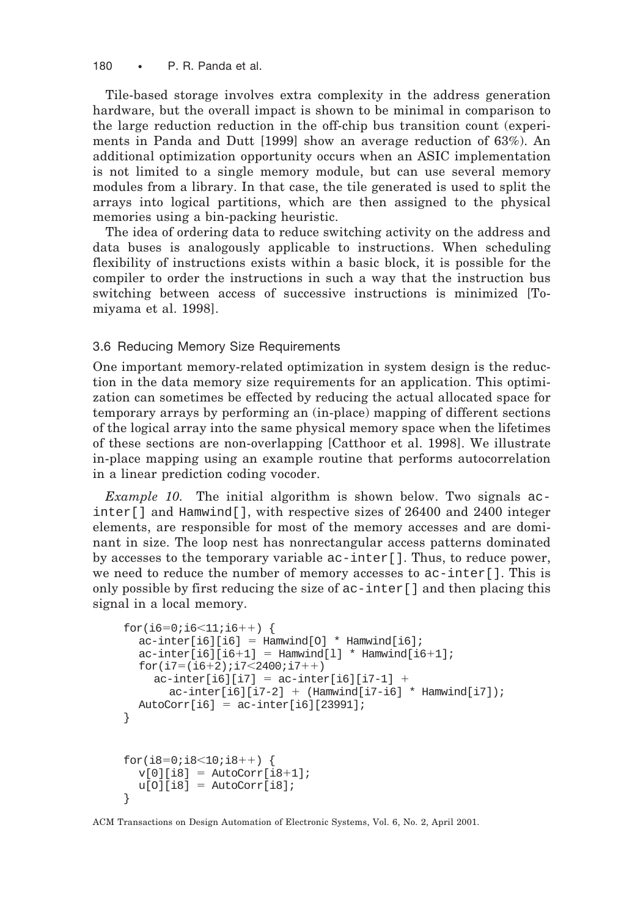Tile-based storage involves extra complexity in the address generation hardware, but the overall impact is shown to be minimal in comparison to the large reduction reduction in the off-chip bus transition count (experiments in Panda and Dutt [1999] show an average reduction of 63%). An additional optimization opportunity occurs when an ASIC implementation is not limited to a single memory module, but can use several memory modules from a library. In that case, the tile generated is used to split the arrays into logical partitions, which are then assigned to the physical memories using a bin-packing heuristic.

The idea of ordering data to reduce switching activity on the address and data buses is analogously applicable to instructions. When scheduling flexibility of instructions exists within a basic block, it is possible for the compiler to order the instructions in such a way that the instruction bus switching between access of successive instructions is minimized [Tomiyama et al. 1998].

### 3.6 Reducing Memory Size Requirements

One important memory-related optimization in system design is the reduction in the data memory size requirements for an application. This optimization can sometimes be effected by reducing the actual allocated space for temporary arrays by performing an (in-place) mapping of different sections of the logical array into the same physical memory space when the lifetimes of these sections are non-overlapping [Catthoor et al. 1998]. We illustrate in-place mapping using an example routine that performs autocorrelation in a linear prediction coding vocoder.

*Example 10.* The initial algorithm is shown below. Two signals `ac-inter[]` and `Hamwind[]`, with respective sizes of 26400 and 2400 integer elements, are responsible for most of the memory accesses and are dominant in size. The loop nest has nonrectangular access patterns dominated by accesses to the temporary variable `ac-inter[]`. Thus, to reduce power, we need to reduce the number of memory accesses to `ac-inter[]`. This is only possible by first reducing the size of `ac-inter[]` and then placing this signal in a local memory.

```
for(i6=0;i6<11;i6++) {
  ac-inter[i6][i6] = Hamwind[O] * Hamwind[i6];
  ac-inter[i6][i6+1] = Hamwind[l] * Hamwind[i6+1];
  for(i7=(i6+2);i7<2400;i7++)
    ac-inter[i6][i7] = ac-inter[i6][i7-1] +
      ac-inter[i6][i7-2] + (Hamwind[i7-i6] * Hamwind[i7]);
  AutoCorr[i6] = ac-inter[i6][23991];
}


for(i8=0;i8<10;i8++) {
  v[0][i8] = AutoCorr[i8+1];
  u[O][i8] = AutoCorr[i8];
}
```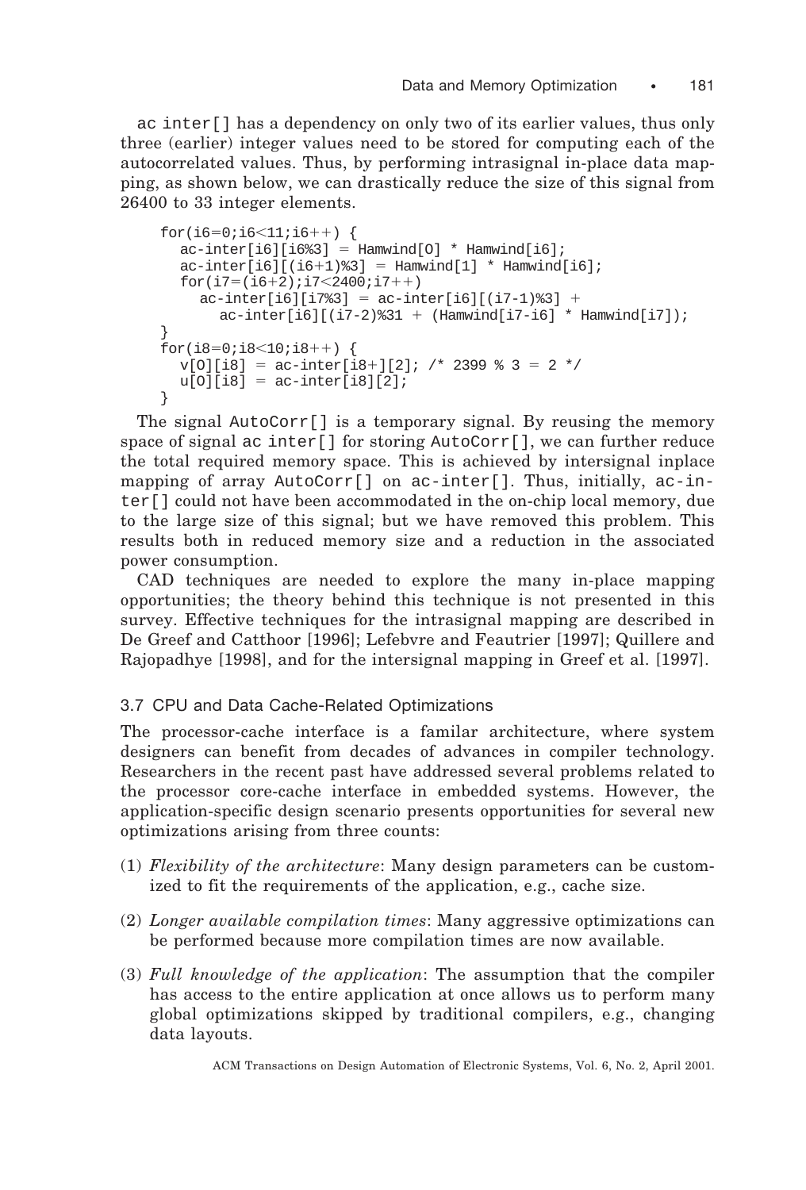ac inter[] has a dependency on only two of its earlier values, thus only three (earlier) integer values need to be stored for computing each of the autocorrelated values. Thus, by performing intrasignal in-place data mapping, as shown below, we can drastically reduce the size of this signal from 26400 to 33 integer elements.

```
for(i6=0;i6<11;i6++) {
  ac-inter[i6][i6%3] = Hamwind[0] * Hamwind[i6];
  ac-inter[i6][(i6+1)%3] = Hamwind[1] * Hamwind[i6];
  for(i7=(i6+2);i7<2400;i7++)
    ac-inter[i6][i7%3] = ac-inter[i6][(i7-1)%3] +
      ac-inter[i6][(i7-2)%31 + (Hamwind[i7-i6] * Hamwind[i7]);
}
for(i8=0;i8<10;i8++) {
  v[0][i8] = ac-inter[i8+][2]; /* 2399 % 3 = 2 */
  u[0][i8] = ac-inter[i8][2];
}
```

The signal AutoCorr[] is a temporary signal. By reusing the memory space of signal ac inter[] for storing AutoCorr[], we can further reduce the total required memory space. This is achieved by intersignal inplace mapping of array AutoCorr[] on ac-inter[]. Thus, initially, ac-inter[] could not have been accommodated in the on-chip local memory, due to the large size of this signal; but we have removed this problem. This results both in reduced memory size and a reduction in the associated power consumption.

CAD techniques are needed to explore the many in-place mapping opportunities; the theory behind this technique is not presented in this survey. Effective techniques for the intrasignal mapping are described in De Greef and Catthoor [1996]; Lefebvre and Feautrier [1997]; Quillere and Rajopadhye [1998], and for the intersignal mapping in Greef et al. [1997].

### 3.7 CPU and Data Cache-Related Optimizations

The processor-cache interface is a familar architecture, where system designers can benefit from decades of advances in compiler technology. Researchers in the recent past have addressed several problems related to the processor core-cache interface in embedded systems. However, the application-specific design scenario presents opportunities for several new optimizations arising from three counts:

(1) *Flexibility of the architecture*: Many design parameters can be customized to fit the requirements of the application, e.g., cache size.

(2) *Longer available compilation times*: Many aggressive optimizations can be performed because more compilation times are now available.

(3) *Full knowledge of the application*: The assumption that the compiler has access to the entire application at once allows us to perform many global optimizations skipped by traditional compilers, e.g., changing data layouts.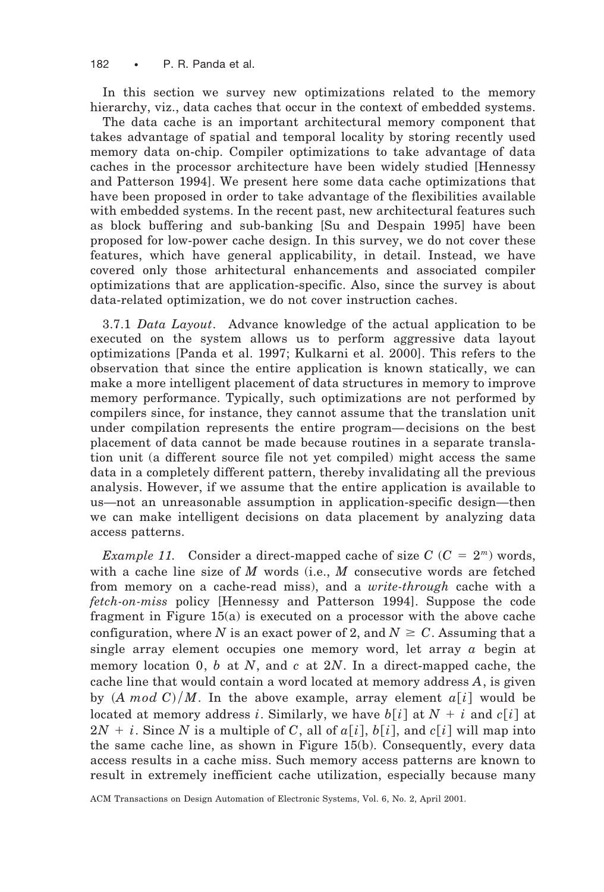In this section we survey new optimizations related to the memory hierarchy, viz., data caches that occur in the context of embedded systems.

The data cache is an important architectural memory component that takes advantage of spatial and temporal locality by storing recently used memory data on-chip. Compiler optimizations to take advantage of data caches in the processor architecture have been widely studied [Hennessy and Patterson 1994]. We present here some data cache optimizations that have been proposed in order to take advantage of the flexibilities available with embedded systems. In the recent past, new architectural features such as block buffering and sub-banking [Su and Despain 1995] have been proposed for low-power cache design. In this survey, we do not cover these features, which have general applicability, in detail. Instead, we have covered only those arhitectural enhancements and associated compiler optimizations that are application-specific. Also, since the survey is about data-related optimization, we do not cover instruction caches.

3.7.1 *Data Layout*. Advance knowledge of the actual application to be executed on the system allows us to perform aggressive data layout optimizations [Panda et al. 1997; Kulkarni et al. 2000]. This refers to the observation that since the entire application is known statically, we can make a more intelligent placement of data structures in memory to improve memory performance. Typically, such optimizations are not performed by compilers since, for instance, they cannot assume that the translation unit under compilation represents the entire program—decisions on the best placement of data cannot be made because routines in a separate translation unit (a different source file not yet compiled) might access the same data in a completely different pattern, thereby invalidating all the previous analysis. However, if we assume that the entire application is available to us—not an unreasonable assumption in application-specific design—then we can make intelligent decisions on data placement by analyzing data access patterns.

*Example 11.* Consider a direct-mapped cache of size $C$ ($C = 2^m$) words, with a cache line size of $M$ words (i.e., $M$ consecutive words are fetched from memory on a cache-read miss), and a *write-through* cache with a *fetch-on-miss* policy [Hennessy and Patterson 1994]. Suppose the code fragment in Figure 15(a) is executed on a processor with the above cache configuration, where $N$ is an exact power of 2, and $N \geq C$. Assuming that a single array element occupies one memory word, let array $a$ begin at memory location 0, $b$ at $N$, and $c$ at $2N$. In a direct-mapped cache, the cache line that would contain a word located at memory address $A$, is given by $(A \bmod C)/M$. In the above example, array element $a[i]$ would be located at memory address $i$. Similarly, we have $b[i]$ at $N + i$ and $c[i]$ at $2N + i$. Since $N$ is a multiple of $C$, all of $a[i]$, $b[i]$, and $c[i]$ will map into the same cache line, as shown in Figure 15(b). Consequently, every data access results in a cache miss. Such memory access patterns are known to result in extremely inefficient cache utilization, especially because many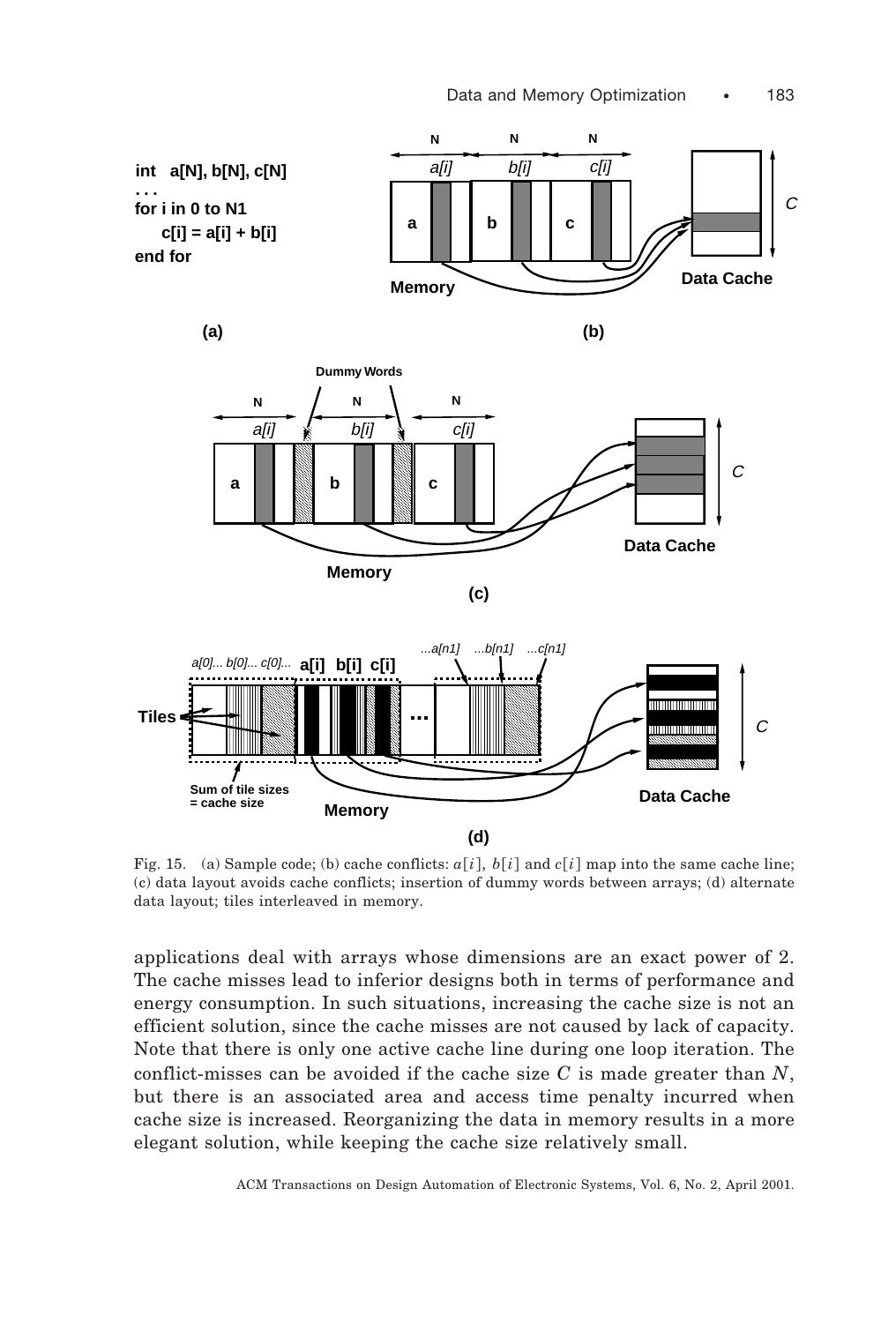```
int   a[N], b[N], c[N]
. . .
for i in 0 to N1
     c[i] = a[i] + b[i]
end for
```

Fig. 15. (a) Sample code; (b) cache conflicts: $a[i]$, $b[i]$ and $c[i]$ map into the same cache line; (c) data layout avoids cache conflicts; insertion of dummy words between arrays; (d) alternate data layout; tiles interleaved in memory.

applications deal with arrays whose dimensions are an exact power of 2. The cache misses lead to inferior designs both in terms of performance and energy consumption. In such situations, increasing the cache size is not an efficient solution, since the cache misses are not caused by lack of capacity. Note that there is only one active cache line during one loop iteration. The conflict-misses can be avoided if the cache size $C$ is made greater than $N$, but there is an associated area and access time penalty incurred when cache size is increased. Reorganizing the data in memory results in a more elegant solution, while keeping the cache size relatively small.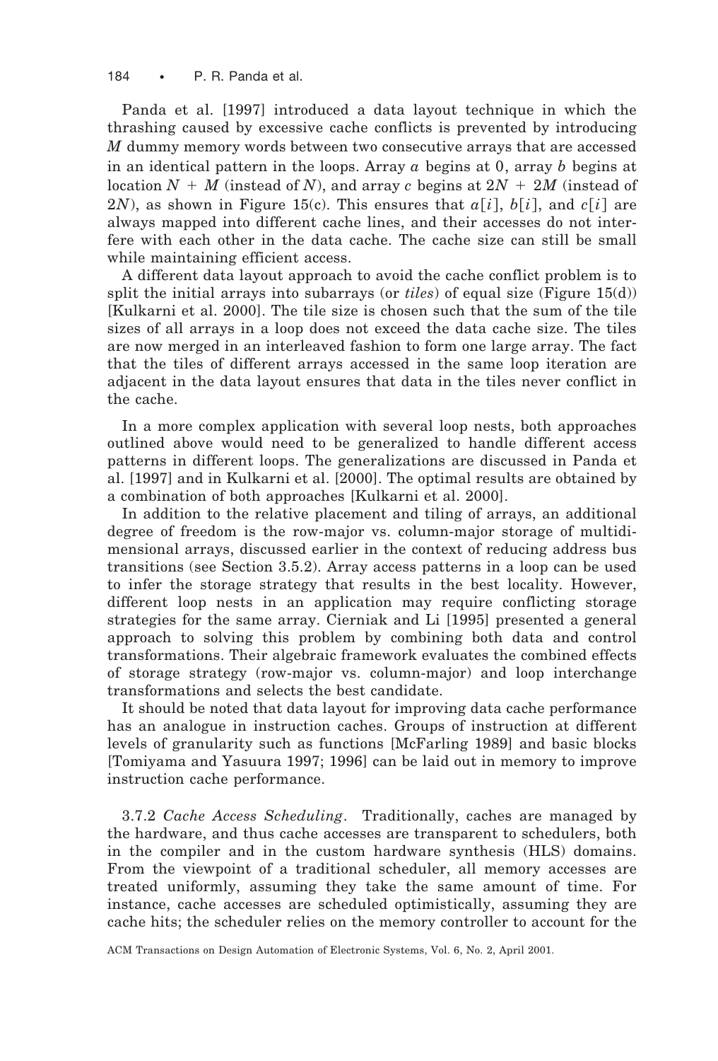Panda et al. [1997] introduced a data layout technique in which the thrashing caused by excessive cache conflicts is prevented by introducing $M$ dummy memory words between two consecutive arrays that are accessed in an identical pattern in the loops. Array $a$ begins at 0, array $b$ begins at location $N + M$ (instead of $N$), and array $c$ begins at $2N + 2M$ (instead of $2N$), as shown in Figure 15(c). This ensures that $a[i]$, $b[i]$, and $c[i]$ are always mapped into different cache lines, and their accesses do not interfere with each other in the data cache. The cache size can still be small while maintaining efficient access.

A different data layout approach to avoid the cache conflict problem is to split the initial arrays into subarrays (or *tiles*) of equal size (Figure 15(d)) [Kulkarni et al. 2000]. The tile size is chosen such that the sum of the tile sizes of all arrays in a loop does not exceed the data cache size. The tiles are now merged in an interleaved fashion to form one large array. The fact that the tiles of different arrays accessed in the same loop iteration are adjacent in the data layout ensures that data in the tiles never conflict in the cache.

In a more complex application with several loop nests, both approaches outlined above would need to be generalized to handle different access patterns in different loops. The generalizations are discussed in Panda et al. [1997] and in Kulkarni et al. [2000]. The optimal results are obtained by a combination of both approaches [Kulkarni et al. 2000].

In addition to the relative placement and tiling of arrays, an additional degree of freedom is the row-major vs. column-major storage of multidimensional arrays, discussed earlier in the context of reducing address bus transitions (see Section 3.5.2). Array access patterns in a loop can be used to infer the storage strategy that results in the best locality. However, different loop nests in an application may require conflicting storage strategies for the same array. Cierniak and Li [1995] presented a general approach to solving this problem by combining both data and control transformations. Their algebraic framework evaluates the combined effects of storage strategy (row-major vs. column-major) and loop interchange transformations and selects the best candidate.

It should be noted that data layout for improving data cache performance has an analogue in instruction caches. Groups of instruction at different levels of granularity such as functions [McFarling 1989] and basic blocks [Tomiyama and Yasuura 1997; 1996] can be laid out in memory to improve instruction cache performance.

3.7.2 *Cache Access Scheduling*. Traditionally, caches are managed by the hardware, and thus cache accesses are transparent to schedulers, both in the compiler and in the custom hardware synthesis (HLS) domains. From the viewpoint of a traditional scheduler, all memory accesses are treated uniformly, assuming they take the same amount of time. For instance, cache accesses are scheduled optimistically, assuming they are cache hits; the scheduler relies on the memory controller to account for the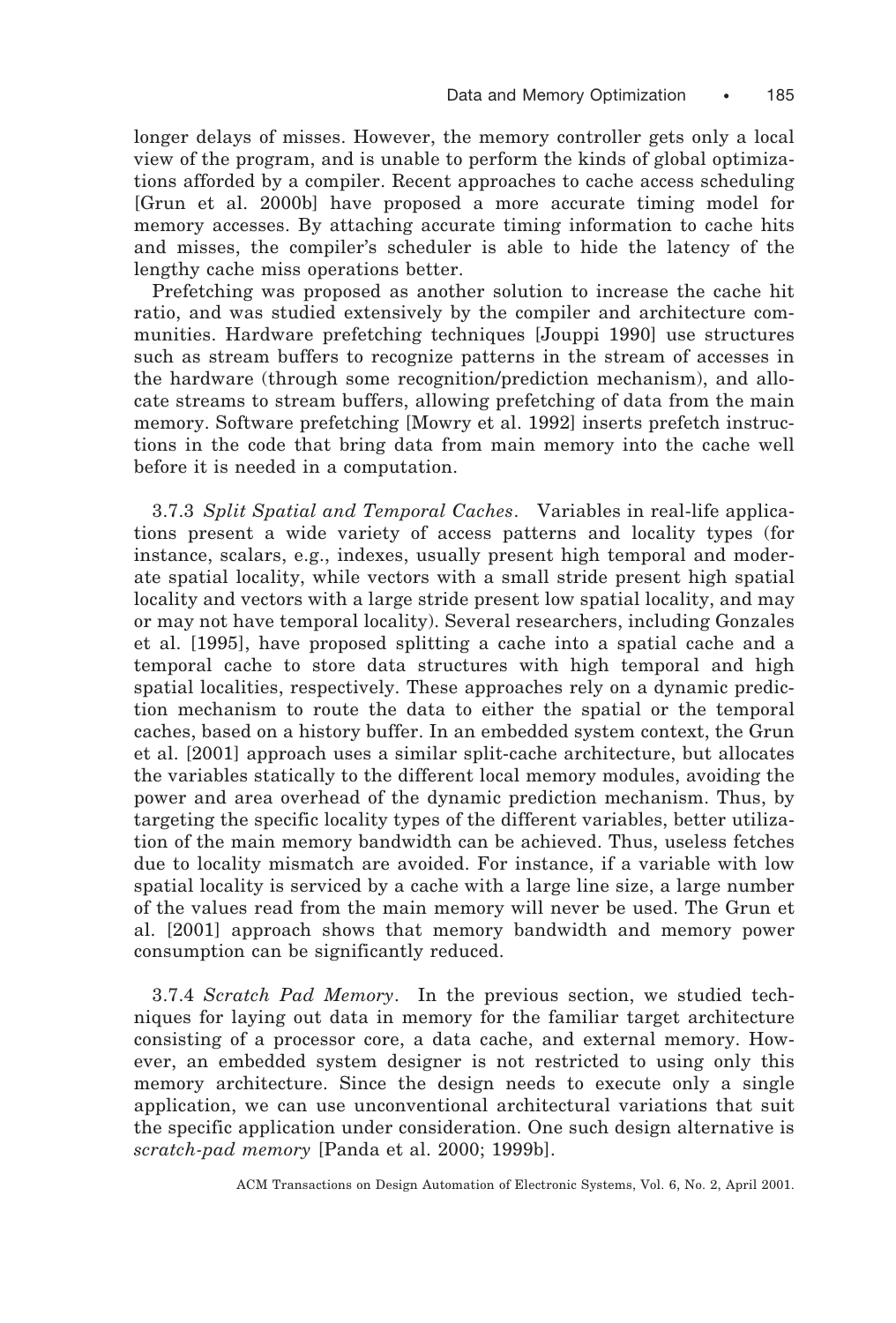longer delays of misses. However, the memory controller gets only a local view of the program, and is unable to perform the kinds of global optimizations afforded by a compiler. Recent approaches to cache access scheduling [Grun et al. 2000b] have proposed a more accurate timing model for memory accesses. By attaching accurate timing information to cache hits and misses, the compiler's scheduler is able to hide the latency of the lengthy cache miss operations better.

Prefetching was proposed as another solution to increase the cache hit ratio, and was studied extensively by the compiler and architecture communities. Hardware prefetching techniques [Jouppi 1990] use structures such as stream buffers to recognize patterns in the stream of accesses in the hardware (through some recognition/prediction mechanism), and allocate streams to stream buffers, allowing prefetching of data from the main memory. Software prefetching [Mowry et al. 1992] inserts prefetch instructions in the code that bring data from main memory into the cache well before it is needed in a computation.

3.7.3 *Split Spatial and Temporal Caches*. Variables in real-life applications present a wide variety of access patterns and locality types (for instance, scalars, e.g., indexes, usually present high temporal and moderate spatial locality, while vectors with a small stride present high spatial locality and vectors with a large stride present low spatial locality, and may or may not have temporal locality). Several researchers, including Gonzales et al. [1995], have proposed splitting a cache into a spatial cache and a temporal cache to store data structures with high temporal and high spatial localities, respectively. These approaches rely on a dynamic prediction mechanism to route the data to either the spatial or the temporal caches, based on a history buffer. In an embedded system context, the Grun et al. [2001] approach uses a similar split-cache architecture, but allocates the variables statically to the different local memory modules, avoiding the power and area overhead of the dynamic prediction mechanism. Thus, by targeting the specific locality types of the different variables, better utilization of the main memory bandwidth can be achieved. Thus, useless fetches due to locality mismatch are avoided. For instance, if a variable with low spatial locality is serviced by a cache with a large line size, a large number of the values read from the main memory will never be used. The Grun et al. [2001] approach shows that memory bandwidth and memory power consumption can be significantly reduced.

3.7.4 *Scratch Pad Memory*. In the previous section, we studied techniques for laying out data in memory for the familiar target architecture consisting of a processor core, a data cache, and external memory. However, an embedded system designer is not restricted to using only this memory architecture. Since the design needs to execute only a single application, we can use unconventional architectural variations that suit the specific application under consideration. One such design alternative is *scratch-pad memory* [Panda et al. 2000; 1999b].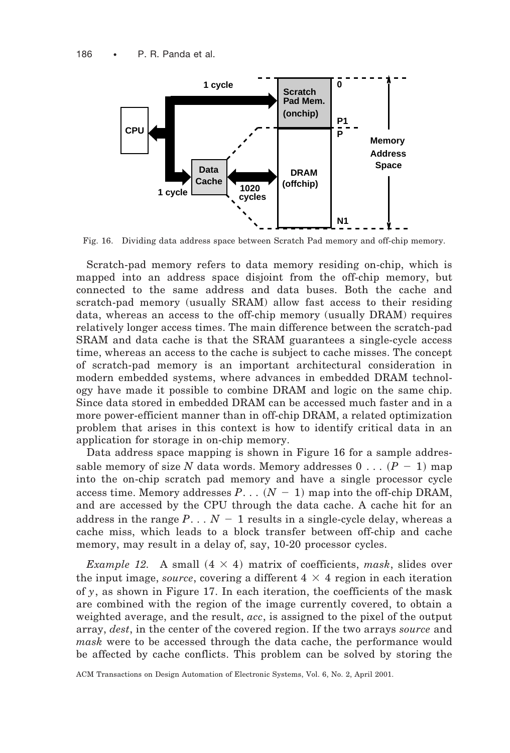Fig. 16. Dividing data address space between Scratch Pad memory and off-chip memory.

Scratch-pad memory refers to data memory residing on-chip, which is mapped into an address space disjoint from the off-chip memory, but connected to the same address and data buses. Both the cache and scratch-pad memory (usually SRAM) allow fast access to their residing data, whereas an access to the off-chip memory (usually DRAM) requires relatively longer access times. The main difference between the scratch-pad SRAM and data cache is that the SRAM guarantees a single-cycle access time, whereas an access to the cache is subject to cache misses. The concept of scratch-pad memory is an important architectural consideration in modern embedded systems, where advances in embedded DRAM technology have made it possible to combine DRAM and logic on the same chip. Since data stored in embedded DRAM can be accessed much faster and in a more power-efficient manner than in off-chip DRAM, a related optimization problem that arises in this context is how to identify critical data in an application for storage in on-chip memory.

Data address space mapping is shown in Figure 16 for a sample addressable memory of size $N$ data words. Memory addresses $0 \ldots (P - 1)$ map into the on-chip scratch pad memory and have a single processor cycle access time. Memory addresses $P \ldots (N - 1)$ map into the off-chip DRAM, and are accessed by the CPU through the data cache. A cache hit for an address in the range $P \ldots N - 1$ results in a single-cycle delay, whereas a cache miss, which leads to a block transfer between off-chip and cache memory, may result in a delay of, say, 10-20 processor cycles.

*Example 12.* A small $(4 \times 4)$ matrix of coefficients, *mask*, slides over the input image, *source*, covering a different $4 \times 4$ region in each iteration of $y$, as shown in Figure 17. In each iteration, the coefficients of the mask are combined with the region of the image currently covered, to obtain a weighted average, and the result, *acc*, is assigned to the pixel of the output array, *dest*, in the center of the covered region. If the two arrays *source* and *mask* were to be accessed through the data cache, the performance would be affected by cache conflicts. This problem can be solved by storing the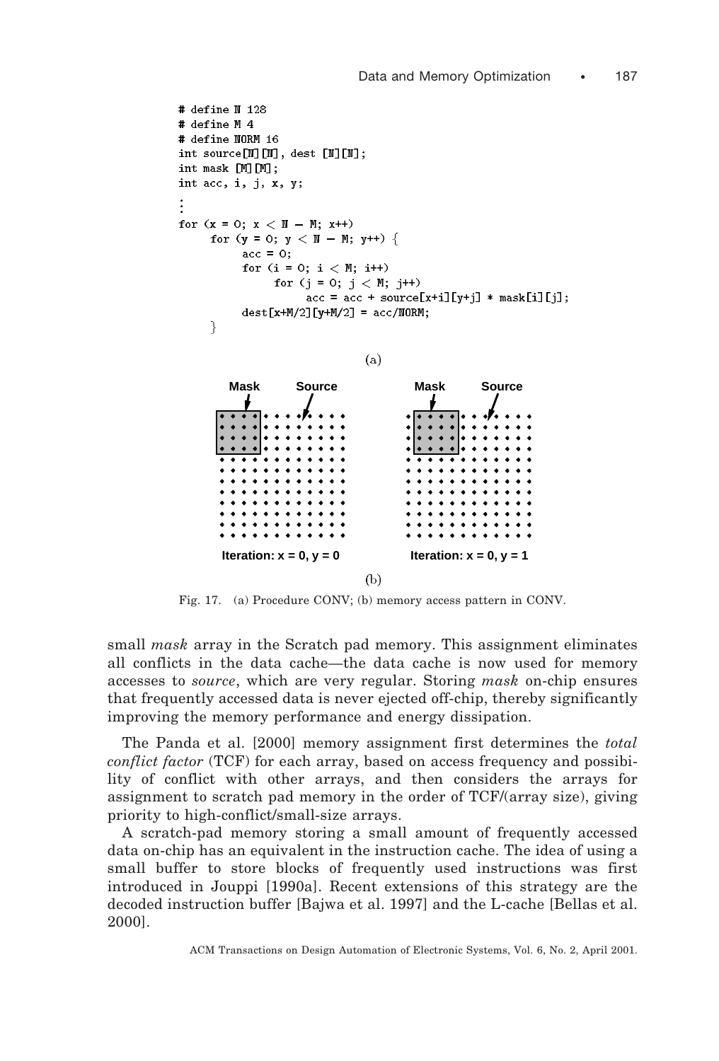```c
# define N 128
# define M 4
# define NORM 16
int source[N][N], dest [N][N];
int mask [M][M];
int acc, i, j, x, y;
⋮
for (x = 0; x < N − M; x++)
     for (y = 0; y < N − M; y++) {
          acc = 0;
          for (i = 0; i < M; i++)
               for (j = 0; j < M; j++)
                    acc = acc + source[x+i][y+j] * mask[i][j];
          dest[x+M/2][y+M/2] = acc/NORM;
     }
```

(a)

Mask Source Mask Source

Iteration: x = 0, y = 0 Iteration: x = 0, y = 1

(b)

Fig. 17. (a) Procedure CONV; (b) memory access pattern in CONV.

small *mask* array in the Scratch pad memory. This assignment eliminates all conflicts in the data cache—the data cache is now used for memory accesses to *source*, which are very regular. Storing *mask* on-chip ensures that frequently accessed data is never ejected off-chip, thereby significantly improving the memory performance and energy dissipation.

The Panda et al. [2000] memory assignment first determines the *total conflict factor* (TCF) for each array, based on access frequency and possibility of conflict with other arrays, and then considers the arrays for assignment to scratch pad memory in the order of TCF/(array size), giving priority to high-conflict/small-size arrays.

A scratch-pad memory storing a small amount of frequently accessed data on-chip has an equivalent in the instruction cache. The idea of using a small buffer to store blocks of frequently used instructions was first introduced in Jouppi [1990a]. Recent extensions of this strategy are the decoded instruction buffer [Bajwa et al. 1997] and the L-cache [Bellas et al. 2000].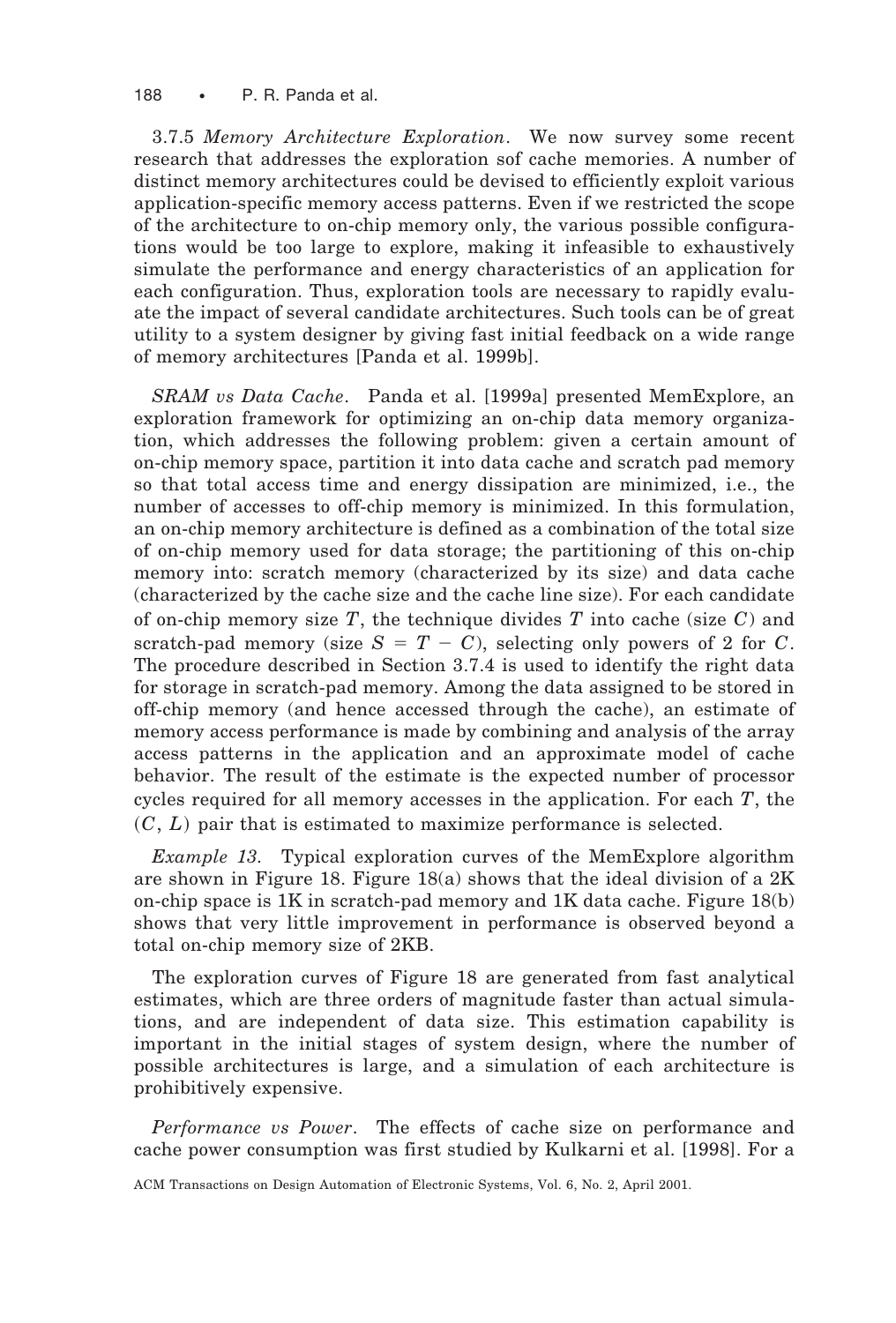3.7.5 *Memory Architecture Exploration*. We now survey some recent research that addresses the exploration sof cache memories. A number of distinct memory architectures could be devised to efficiently exploit various application-specific memory access patterns. Even if we restricted the scope of the architecture to on-chip memory only, the various possible configurations would be too large to explore, making it infeasible to exhaustively simulate the performance and energy characteristics of an application for each configuration. Thus, exploration tools are necessary to rapidly evaluate the impact of several candidate architectures. Such tools can be of great utility to a system designer by giving fast initial feedback on a wide range of memory architectures [Panda et al. 1999b].

*SRAM vs Data Cache*. Panda et al. [1999a] presented MemExplore, an exploration framework for optimizing an on-chip data memory organization, which addresses the following problem: given a certain amount of on-chip memory space, partition it into data cache and scratch pad memory so that total access time and energy dissipation are minimized, i.e., the number of accesses to off-chip memory is minimized. In this formulation, an on-chip memory architecture is defined as a combination of the total size of on-chip memory used for data storage; the partitioning of this on-chip memory into: scratch memory (characterized by its size) and data cache (characterized by the cache size and the cache line size). For each candidate of on-chip memory size $T$, the technique divides $T$ into cache (size $C$) and scratch-pad memory (size $S = T - C$), selecting only powers of 2 for $C$. The procedure described in Section 3.7.4 is used to identify the right data for storage in scratch-pad memory. Among the data assigned to be stored in off-chip memory (and hence accessed through the cache), an estimate of memory access performance is made by combining and analysis of the array access patterns in the application and an approximate model of cache behavior. The result of the estimate is the expected number of processor cycles required for all memory accesses in the application. For each $T$, the $(C, L)$ pair that is estimated to maximize performance is selected.

*Example 13*. Typical exploration curves of the MemExplore algorithm are shown in Figure 18. Figure 18(a) shows that the ideal division of a 2K on-chip space is 1K in scratch-pad memory and 1K data cache. Figure 18(b) shows that very little improvement in performance is observed beyond a total on-chip memory size of 2KB.

The exploration curves of Figure 18 are generated from fast analytical estimates, which are three orders of magnitude faster than actual simulations, and are independent of data size. This estimation capability is important in the initial stages of system design, where the number of possible architectures is large, and a simulation of each architecture is prohibitively expensive.

*Performance vs Power*. The effects of cache size on performance and cache power consumption was first studied by Kulkarni et al. [1998]. For a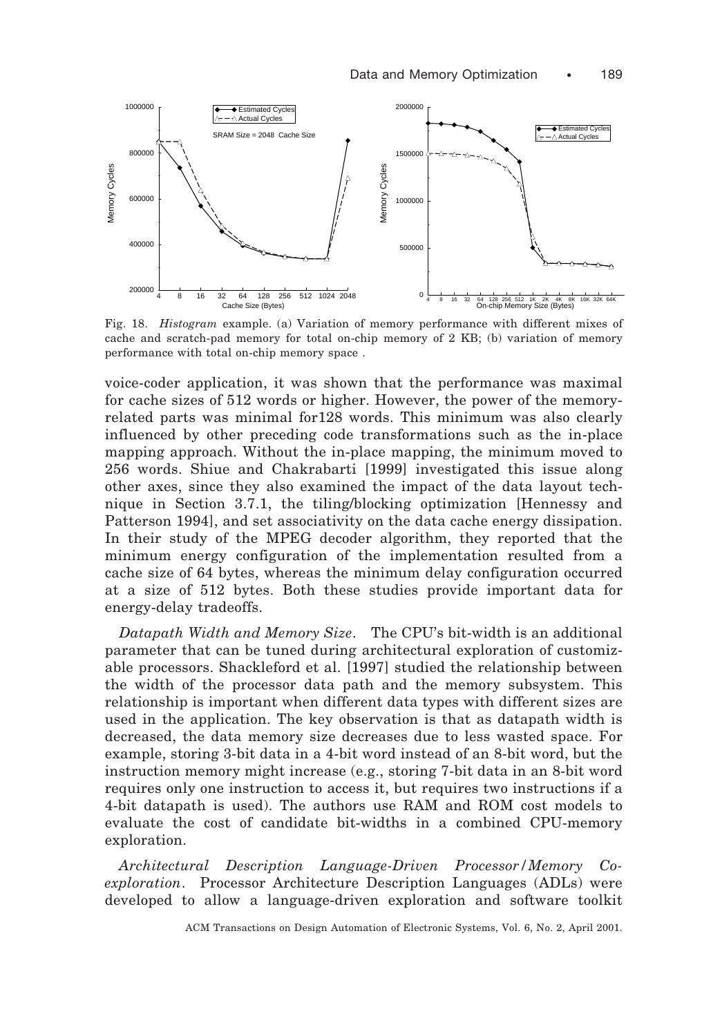Fig. 18. *Histogram* example. (a) Variation of memory performance with different mixes of cache and scratch-pad memory for total on-chip memory of 2 KB; (b) variation of memory performance with total on-chip memory space .

voice-coder application, it was shown that the performance was maximal for cache sizes of 512 words or higher. However, the power of the memory-related parts was minimal for128 words. This minimum was also clearly influenced by other preceding code transformations such as the in-place mapping approach. Without the in-place mapping, the minimum moved to 256 words. Shiue and Chakrabarti [1999] investigated this issue along other axes, since they also examined the impact of the data layout technique in Section 3.7.1, the tiling/blocking optimization [Hennessy and Patterson 1994], and set associativity on the data cache energy dissipation. In their study of the MPEG decoder algorithm, they reported that the minimum energy configuration of the implementation resulted from a cache size of 64 bytes, whereas the minimum delay configuration occurred at a size of 512 bytes. Both these studies provide important data for energy-delay tradeoffs.

*Datapath Width and Memory Size*. The CPU's bit-width is an additional parameter that can be tuned during architectural exploration of customizable processors. Shackleford et al. [1997] studied the relationship between the width of the processor data path and the memory subsystem. This relationship is important when different data types with different sizes are used in the application. The key observation is that as datapath width is decreased, the data memory size decreases due to less wasted space. For example, storing 3-bit data in a 4-bit word instead of an 8-bit word, but the instruction memory might increase (e.g., storing 7-bit data in an 8-bit word requires only one instruction to access it, but requires two instructions if a 4-bit datapath is used). The authors use RAM and ROM cost models to evaluate the cost of candidate bit-widths in a combined CPU-memory exploration.

*Architectural Description Language-Driven Processor/Memory Coexploration*. Processor Architecture Description Languages (ADLs) were developed to allow a language-driven exploration and software toolkit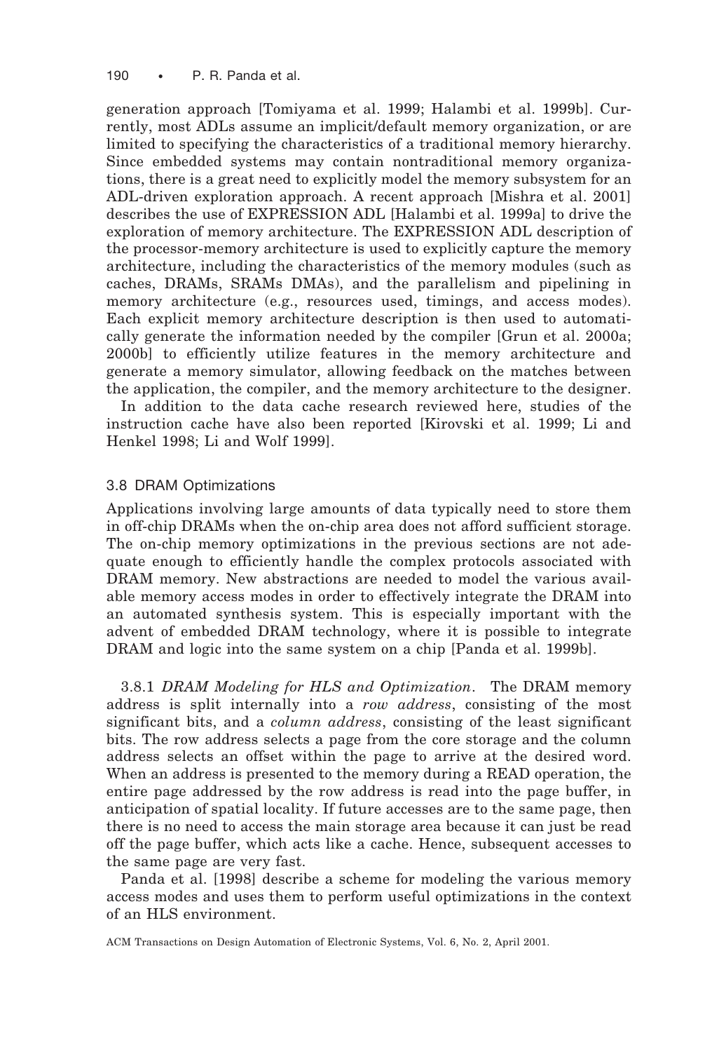generation approach [Tomiyama et al. 1999; Halambi et al. 1999b]. Currently, most ADLs assume an implicit/default memory organization, or are limited to specifying the characteristics of a traditional memory hierarchy. Since embedded systems may contain nontraditional memory organizations, there is a great need to explicitly model the memory subsystem for an ADL-driven exploration approach. A recent approach [Mishra et al. 2001] describes the use of EXPRESSION ADL [Halambi et al. 1999a] to drive the exploration of memory architecture. The EXPRESSION ADL description of the processor-memory architecture is used to explicitly capture the memory architecture, including the characteristics of the memory modules (such as caches, DRAMs, SRAMs DMAs), and the parallelism and pipelining in memory architecture (e.g., resources used, timings, and access modes). Each explicit memory architecture description is then used to automatically generate the information needed by the compiler [Grun et al. 2000a; 2000b] to efficiently utilize features in the memory architecture and generate a memory simulator, allowing feedback on the matches between the application, the compiler, and the memory architecture to the designer.

In addition to the data cache research reviewed here, studies of the instruction cache have also been reported [Kirovski et al. 1999; Li and Henkel 1998; Li and Wolf 1999].

### 3.8 DRAM Optimizations

Applications involving large amounts of data typically need to store them in off-chip DRAMs when the on-chip area does not afford sufficient storage. The on-chip memory optimizations in the previous sections are not adequate enough to efficiently handle the complex protocols associated with DRAM memory. New abstractions are needed to model the various available memory access modes in order to effectively integrate the DRAM into an automated synthesis system. This is especially important with the advent of embedded DRAM technology, where it is possible to integrate DRAM and logic into the same system on a chip [Panda et al. 1999b].

3.8.1 *DRAM Modeling for HLS and Optimization*. The DRAM memory address is split internally into a *row address*, consisting of the most significant bits, and a *column address*, consisting of the least significant bits. The row address selects a page from the core storage and the column address selects an offset within the page to arrive at the desired word. When an address is presented to the memory during a READ operation, the entire page addressed by the row address is read into the page buffer, in anticipation of spatial locality. If future accesses are to the same page, then there is no need to access the main storage area because it can just be read off the page buffer, which acts like a cache. Hence, subsequent accesses to the same page are very fast.

Panda et al. [1998] describe a scheme for modeling the various memory access modes and uses them to perform useful optimizations in the context of an HLS environment.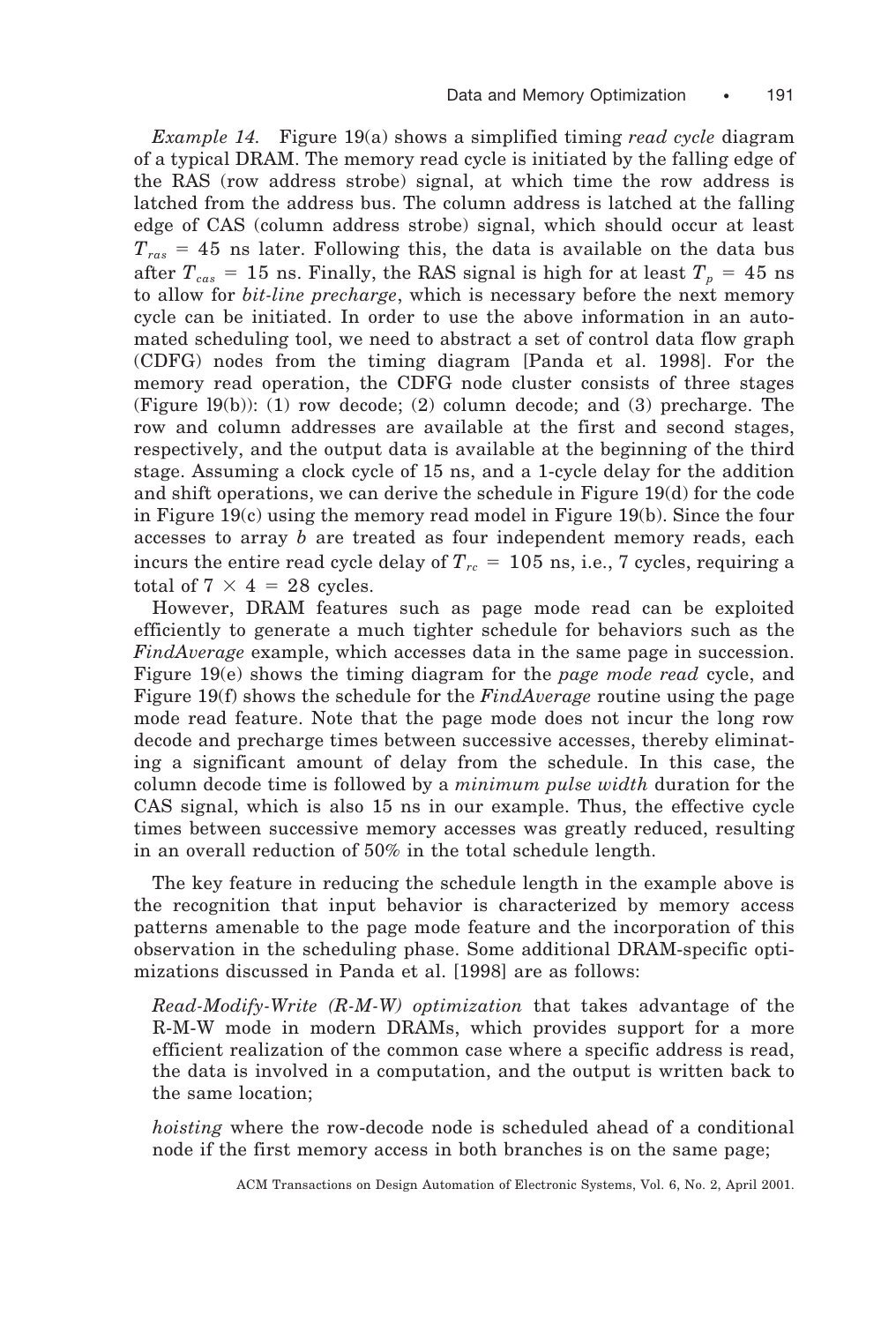*Example 14.* Figure 19(a) shows a simplified timing *read cycle* diagram of a typical DRAM. The memory read cycle is initiated by the falling edge of the RAS (row address strobe) signal, at which time the row address is latched from the address bus. The column address is latched at the falling edge of CAS (column address strobe) signal, which should occur at least $T_{ras} = 45$ ns later. Following this, the data is available on the data bus after $T_{cas} = 15$ ns. Finally, the RAS signal is high for at least $T_p = 45$ ns to allow for *bit-line precharge*, which is necessary before the next memory cycle can be initiated. In order to use the above information in an automated scheduling tool, we need to abstract a set of control data flow graph (CDFG) nodes from the timing diagram [Panda et al. 1998]. For the memory read operation, the CDFG node cluster consists of three stages (Figure 19(b)): (1) row decode; (2) column decode; and (3) precharge. The row and column addresses are available at the first and second stages, respectively, and the output data is available at the beginning of the third stage. Assuming a clock cycle of 15 ns, and a 1-cycle delay for the addition and shift operations, we can derive the schedule in Figure 19(d) for the code in Figure 19(c) using the memory read model in Figure 19(b). Since the four accesses to array *b* are treated as four independent memory reads, each incurs the entire read cycle delay of $T_{rc} = 105$ ns, i.e., 7 cycles, requiring a total of $7 \times 4 = 28$ cycles.

However, DRAM features such as page mode read can be exploited efficiently to generate a much tighter schedule for behaviors such as the *FindAverage* example, which accesses data in the same page in succession. Figure 19(e) shows the timing diagram for the *page mode read* cycle, and Figure 19(f) shows the schedule for the *FindAverage* routine using the page mode read feature. Note that the page mode does not incur the long row decode and precharge times between successive accesses, thereby eliminating a significant amount of delay from the schedule. In this case, the column decode time is followed by a *minimum pulse width* duration for the CAS signal, which is also 15 ns in our example. Thus, the effective cycle times between successive memory accesses was greatly reduced, resulting in an overall reduction of 50% in the total schedule length.

The key feature in reducing the schedule length in the example above is the recognition that input behavior is characterized by memory access patterns amenable to the page mode feature and the incorporation of this observation in the scheduling phase. Some additional DRAM-specific optimizations discussed in Panda et al. [1998] are as follows:

*Read-Modify-Write (R-M-W) optimization* that takes advantage of the R-M-W mode in modern DRAMs, which provides support for a more efficient realization of the common case where a specific address is read, the data is involved in a computation, and the output is written back to the same location;

*hoisting* where the row-decode node is scheduled ahead of a conditional node if the first memory access in both branches is on the same page;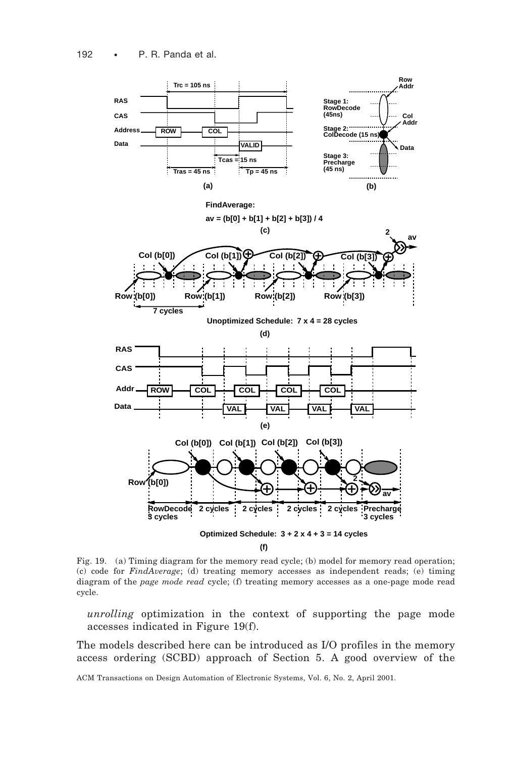Fig. 19. (a) Timing diagram for the memory read cycle; (b) model for memory read operation; (c) code for *FindAverage*; (d) treating memory accesses as independent reads; (e) timing diagram of the *page mode read* cycle; (f) treating memory accesses as a one-page mode read cycle.

*unrolling* optimization in the context of supporting the page mode accesses indicated in Figure 19(f).

The models described here can be introduced as I/O profiles in the memory access ordering (SCBD) approach of Section 5. A good overview of the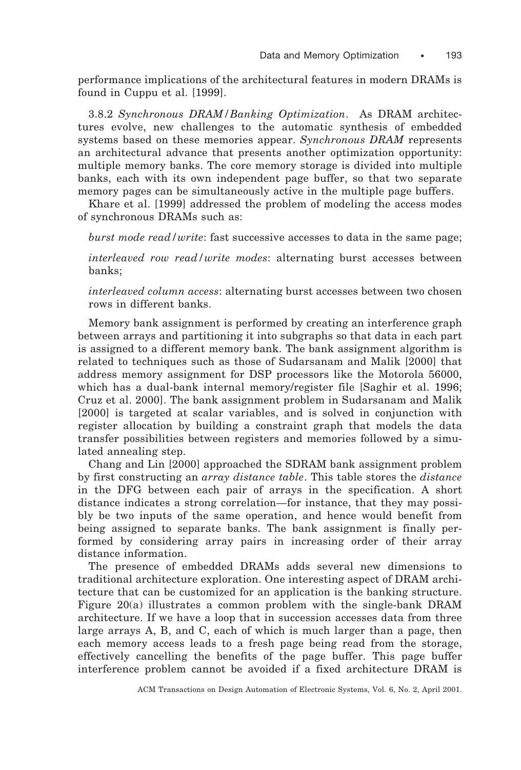performance implications of the architectural features in modern DRAMs is found in Cuppu et al. [1999].

3.8.2 *Synchronous DRAM/Banking Optimization*. As DRAM architectures evolve, new challenges to the automatic synthesis of embedded systems based on these memories appear. *Synchronous DRAM* represents an architectural advance that presents another optimization opportunity: multiple memory banks. The core memory storage is divided into multiple banks, each with its own independent page buffer, so that two separate memory pages can be simultaneously active in the multiple page buffers.

Khare et al. [1999] addressed the problem of modeling the access modes of synchronous DRAMs such as:

*burst mode read/write*: fast successive accesses to data in the same page;

*interleaved row read/write modes*: alternating burst accesses between banks;

*interleaved column access*: alternating burst accesses between two chosen rows in different banks.

Memory bank assignment is performed by creating an interference graph between arrays and partitioning it into subgraphs so that data in each part is assigned to a different memory bank. The bank assignment algorithm is related to techniques such as those of Sudarsanam and Malik [2000] that address memory assignment for DSP processors like the Motorola 56000, which has a dual-bank internal memory/register file [Saghir et al. 1996; Cruz et al. 2000]. The bank assignment problem in Sudarsanam and Malik [2000] is targeted at scalar variables, and is solved in conjunction with register allocation by building a constraint graph that models the data transfer possibilities between registers and memories followed by a simulated annealing step.

Chang and Lin [2000] approached the SDRAM bank assignment problem by first constructing an *array distance table*. This table stores the *distance* in the DFG between each pair of arrays in the specification. A short distance indicates a strong correlation—for instance, that they may possibly be two inputs of the same operation, and hence would benefit from being assigned to separate banks. The bank assignment is finally performed by considering array pairs in increasing order of their array distance information.

The presence of embedded DRAMs adds several new dimensions to traditional architecture exploration. One interesting aspect of DRAM architecture that can be customized for an application is the banking structure. Figure 20(a) illustrates a common problem with the single-bank DRAM architecture. If we have a loop that in succession accesses data from three large arrays A, B, and C, each of which is much larger than a page, then each memory access leads to a fresh page being read from the storage, effectively cancelling the benefits of the page buffer. This page buffer interference problem cannot be avoided if a fixed architecture DRAM is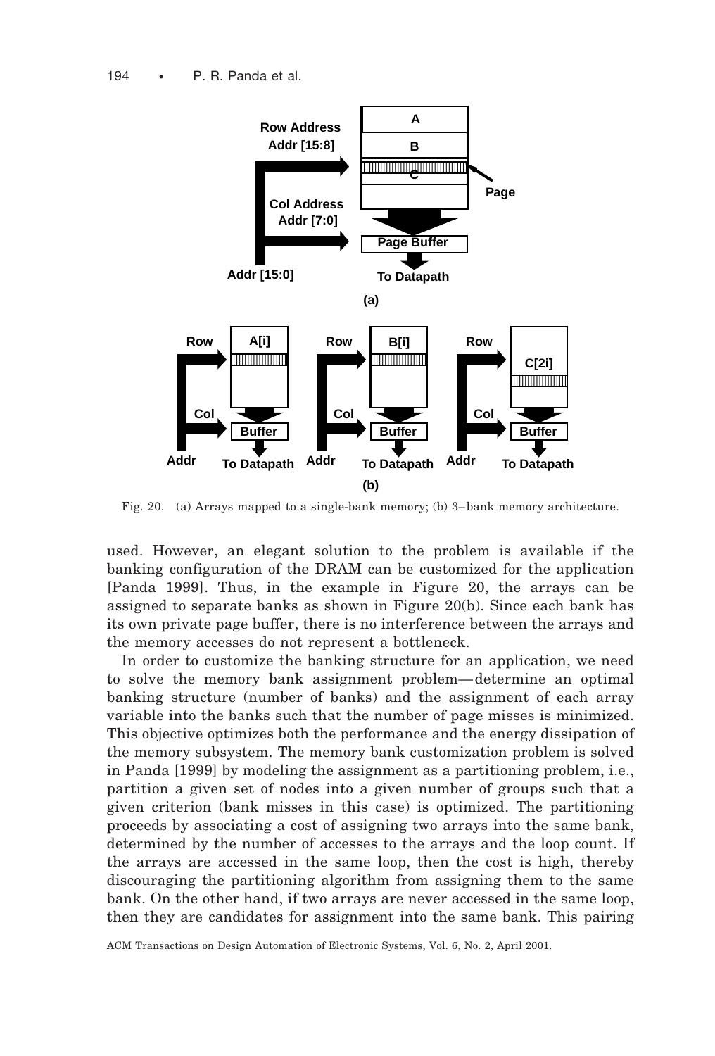Fig. 20. (a) Arrays mapped to a single-bank memory; (b) 3–bank memory architecture.

used. However, an elegant solution to the problem is available if the banking configuration of the DRAM can be customized for the application [Panda 1999]. Thus, in the example in Figure 20, the arrays can be assigned to separate banks as shown in Figure 20(b). Since each bank has its own private page buffer, there is no interference between the arrays and the memory accesses do not represent a bottleneck.

In order to customize the banking structure for an application, we need to solve the memory bank assignment problem—determine an optimal banking structure (number of banks) and the assignment of each array variable into the banks such that the number of page misses is minimized. This objective optimizes both the performance and the energy dissipation of the memory subsystem. The memory bank customization problem is solved in Panda [1999] by modeling the assignment as a partitioning problem, i.e., partition a given set of nodes into a given number of groups such that a given criterion (bank misses in this case) is optimized. The partitioning proceeds by associating a cost of assigning two arrays into the same bank, determined by the number of accesses to the arrays and the loop count. If the arrays are accessed in the same loop, then the cost is high, thereby discouraging the partitioning algorithm from assigning them to the same bank. On the other hand, if two arrays are never accessed in the same loop, then they are candidates for assignment into the same bank. This pairing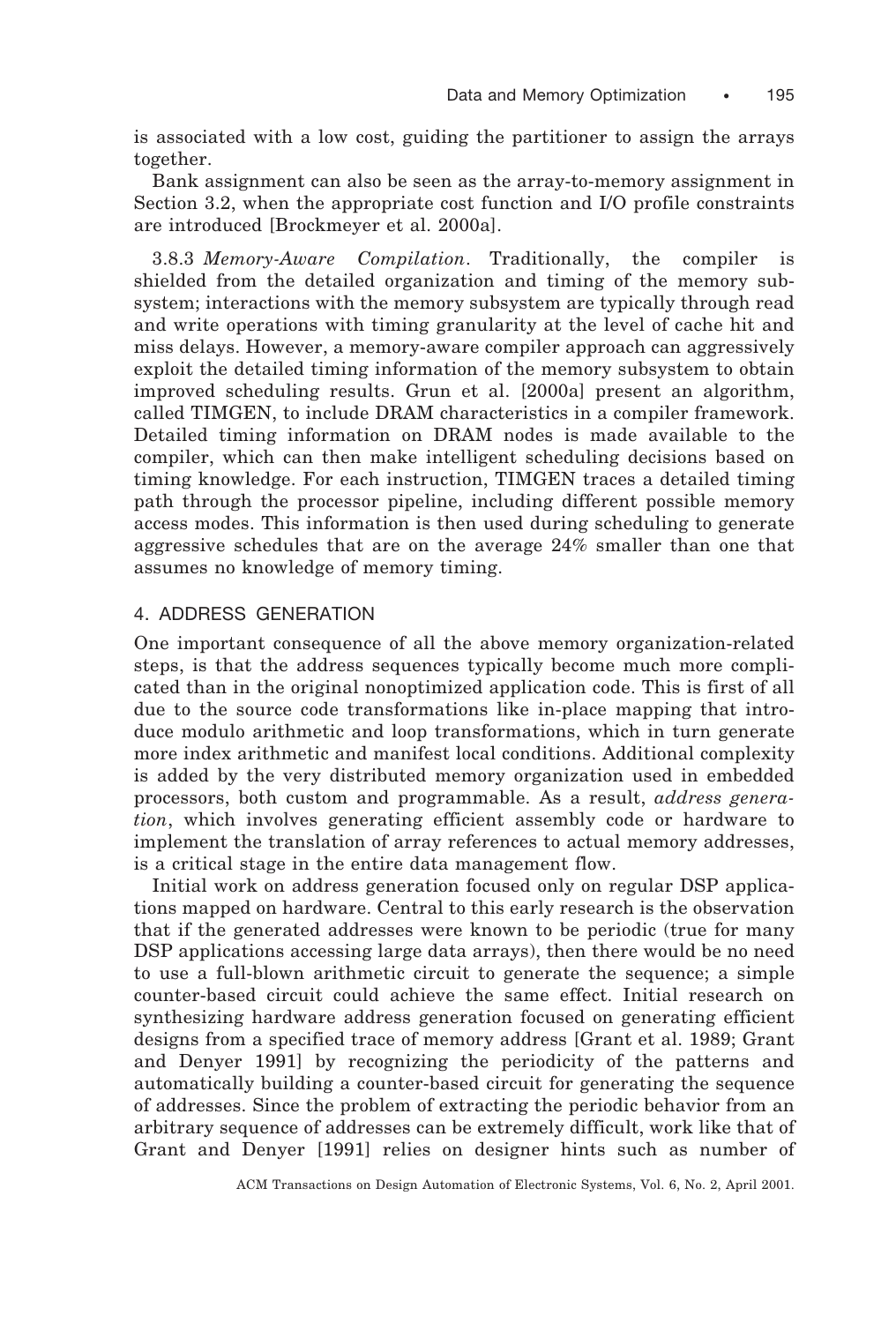is associated with a low cost, guiding the partitioner to assign the arrays together.

Bank assignment can also be seen as the array-to-memory assignment in Section 3.2, when the appropriate cost function and I/O profile constraints are introduced [Brockmeyer et al. 2000a].

3.8.3 *Memory-Aware Compilation*. Traditionally, the compiler is shielded from the detailed organization and timing of the memory subsystem; interactions with the memory subsystem are typically through read and write operations with timing granularity at the level of cache hit and miss delays. However, a memory-aware compiler approach can aggressively exploit the detailed timing information of the memory subsystem to obtain improved scheduling results. Grun et al. [2000a] present an algorithm, called TIMGEN, to include DRAM characteristics in a compiler framework. Detailed timing information on DRAM nodes is made available to the compiler, which can then make intelligent scheduling decisions based on timing knowledge. For each instruction, TIMGEN traces a detailed timing path through the processor pipeline, including different possible memory access modes. This information is then used during scheduling to generate aggressive schedules that are on the average 24% smaller than one that assumes no knowledge of memory timing.

## 4. ADDRESS GENERATION

One important consequence of all the above memory organization-related steps, is that the address sequences typically become much more complicated than in the original nonoptimized application code. This is first of all due to the source code transformations like in-place mapping that introduce modulo arithmetic and loop transformations, which in turn generate more index arithmetic and manifest local conditions. Additional complexity is added by the very distributed memory organization used in embedded processors, both custom and programmable. As a result, *address generation*, which involves generating efficient assembly code or hardware to implement the translation of array references to actual memory addresses, is a critical stage in the entire data management flow.

Initial work on address generation focused only on regular DSP applications mapped on hardware. Central to this early research is the observation that if the generated addresses were known to be periodic (true for many DSP applications accessing large data arrays), then there would be no need to use a full-blown arithmetic circuit to generate the sequence; a simple counter-based circuit could achieve the same effect. Initial research on synthesizing hardware address generation focused on generating efficient designs from a specified trace of memory address [Grant et al. 1989; Grant and Denyer 1991] by recognizing the periodicity of the patterns and automatically building a counter-based circuit for generating the sequence of addresses. Since the problem of extracting the periodic behavior from an arbitrary sequence of addresses can be extremely difficult, work like that of Grant and Denyer [1991] relies on designer hints such as number of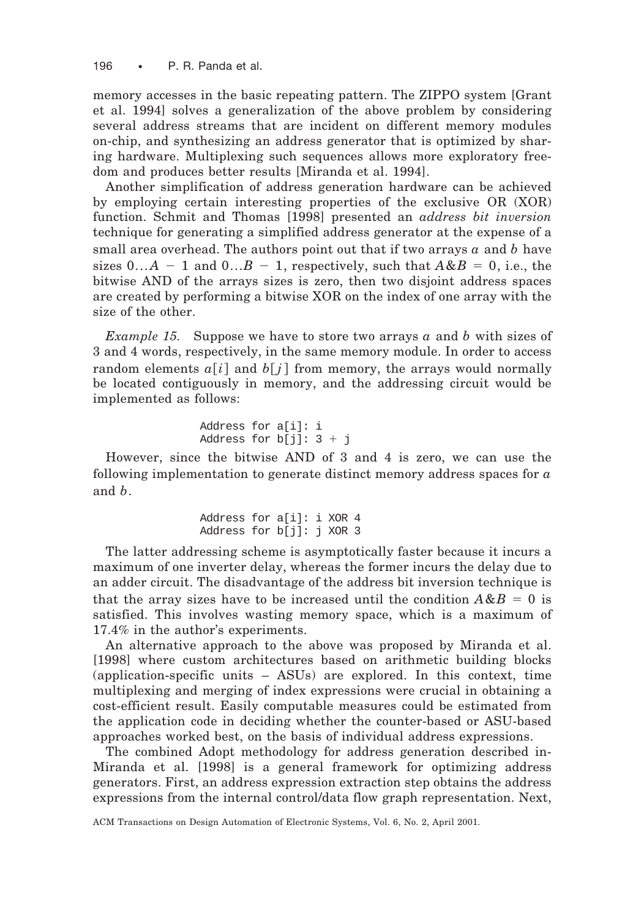memory accesses in the basic repeating pattern. The ZIPPO system [Grant et al. 1994] solves a generalization of the above problem by considering several address streams that are incident on different memory modules on-chip, and synthesizing an address generator that is optimized by sharing hardware. Multiplexing such sequences allows more exploratory freedom and produces better results [Miranda et al. 1994].

Another simplification of address generation hardware can be achieved by employing certain interesting properties of the exclusive OR (XOR) function. Schmit and Thomas [1998] presented an *address bit inversion* technique for generating a simplified address generator at the expense of a small area overhead. The authors point out that if two arrays $a$ and $b$ have sizes $0 \ldots A - 1$ and $0 \ldots B - 1$, respectively, such that $A \& B = 0$, i.e., the bitwise AND of the arrays sizes is zero, then two disjoint address spaces are created by performing a bitwise XOR on the index of one array with the size of the other.

*Example 15.* Suppose we have to store two arrays $a$ and $b$ with sizes of 3 and 4 words, respectively, in the same memory module. In order to access random elements $a[i]$ and $b[j]$ from memory, the arrays would normally be located contiguously in memory, and the addressing circuit would be implemented as follows:

```
Address for a[i]: i
Address for b[j]: 3 + j
```

However, since the bitwise AND of 3 and 4 is zero, we can use the following implementation to generate distinct memory address spaces for $a$ and $b$.

```
Address for a[i]: i XOR 4
Address for b[j]: j XOR 3
```

The latter addressing scheme is asymptotically faster because it incurs a maximum of one inverter delay, whereas the former incurs the delay due to an adder circuit. The disadvantage of the address bit inversion technique is that the array sizes have to be increased until the condition $A \& B = 0$ is satisfied. This involves wasting memory space, which is a maximum of 17.4% in the author's experiments.

An alternative approach to the above was proposed by Miranda et al. [1998] where custom architectures based on arithmetic building blocks (application-specific units – ASUs) are explored. In this context, time multiplexing and merging of index expressions were crucial in obtaining a cost-efficient result. Easily computable measures could be estimated from the application code in deciding whether the counter-based or ASU-based approaches worked best, on the basis of individual address expressions.

The combined Adopt methodology for address generation described in-Miranda et al. [1998] is a general framework for optimizing address generators. First, an address expression extraction step obtains the address expressions from the internal control/data flow graph representation. Next,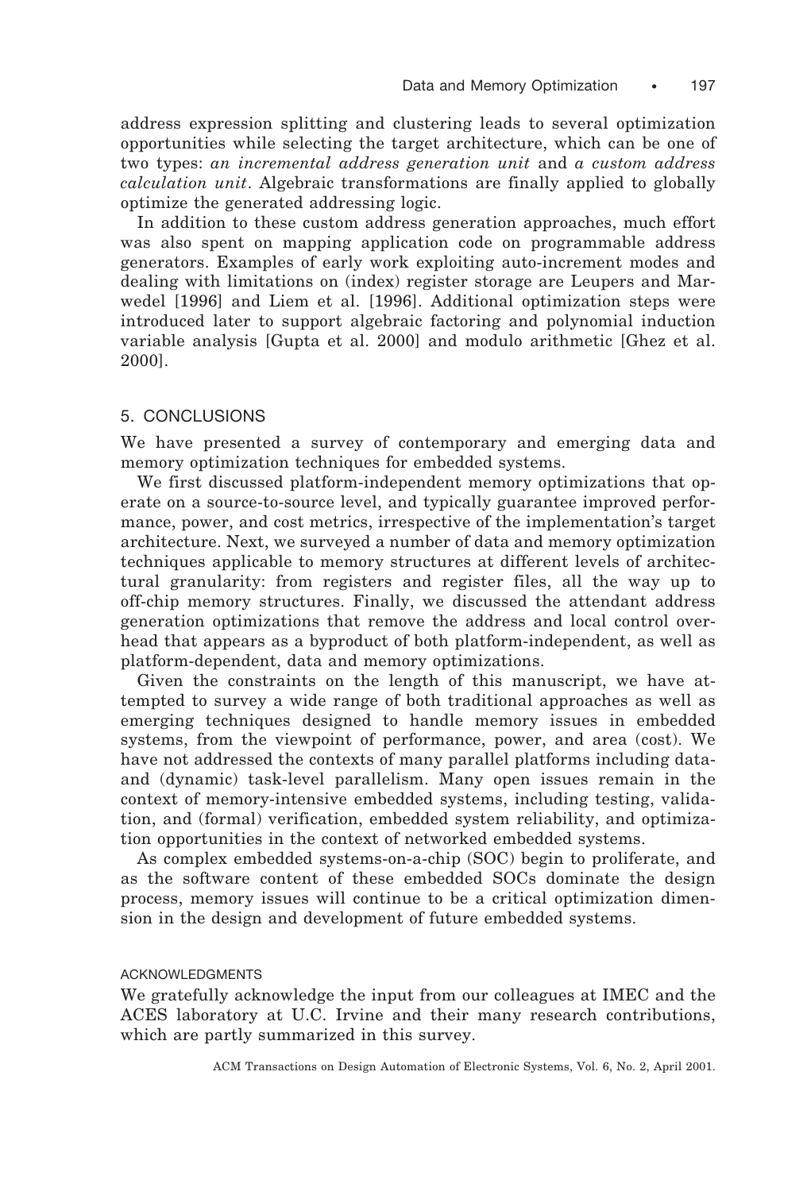address expression splitting and clustering leads to several optimization opportunities while selecting the target architecture, which can be one of two types: *an incremental address generation unit* and *a custom address calculation unit*. Algebraic transformations are finally applied to globally optimize the generated addressing logic.

In addition to these custom address generation approaches, much effort was also spent on mapping application code on programmable address generators. Examples of early work exploiting auto-increment modes and dealing with limitations on (index) register storage are Leupers and Marwedel [1996] and Liem et al. [1996]. Additional optimization steps were introduced later to support algebraic factoring and polynomial induction variable analysis [Gupta et al. 2000] and modulo arithmetic [Ghez et al. 2000].

## 5. CONCLUSIONS

We have presented a survey of contemporary and emerging data and memory optimization techniques for embedded systems.

We first discussed platform-independent memory optimizations that operate on a source-to-source level, and typically guarantee improved performance, power, and cost metrics, irrespective of the implementation's target architecture. Next, we surveyed a number of data and memory optimization techniques applicable to memory structures at different levels of architectural granularity: from registers and register files, all the way up to off-chip memory structures. Finally, we discussed the attendant address generation optimizations that remove the address and local control overhead that appears as a byproduct of both platform-independent, as well as platform-dependent, data and memory optimizations.

Given the constraints on the length of this manuscript, we have attempted to survey a wide range of both traditional approaches as well as emerging techniques designed to handle memory issues in embedded systems, from the viewpoint of performance, power, and area (cost). We have not addressed the contexts of many parallel platforms including data- and (dynamic) task-level parallelism. Many open issues remain in the context of memory-intensive embedded systems, including testing, validation, and (formal) verification, embedded system reliability, and optimization opportunities in the context of networked embedded systems.

As complex embedded systems-on-a-chip (SOC) begin to proliferate, and as the software content of these embedded SOCs dominate the design process, memory issues will continue to be a critical optimization dimension in the design and development of future embedded systems.

### ACKNOWLEDGMENTS

We gratefully acknowledge the input from our colleagues at IMEC and the ACES laboratory at U.C. Irvine and their many research contributions, which are partly summarized in this survey.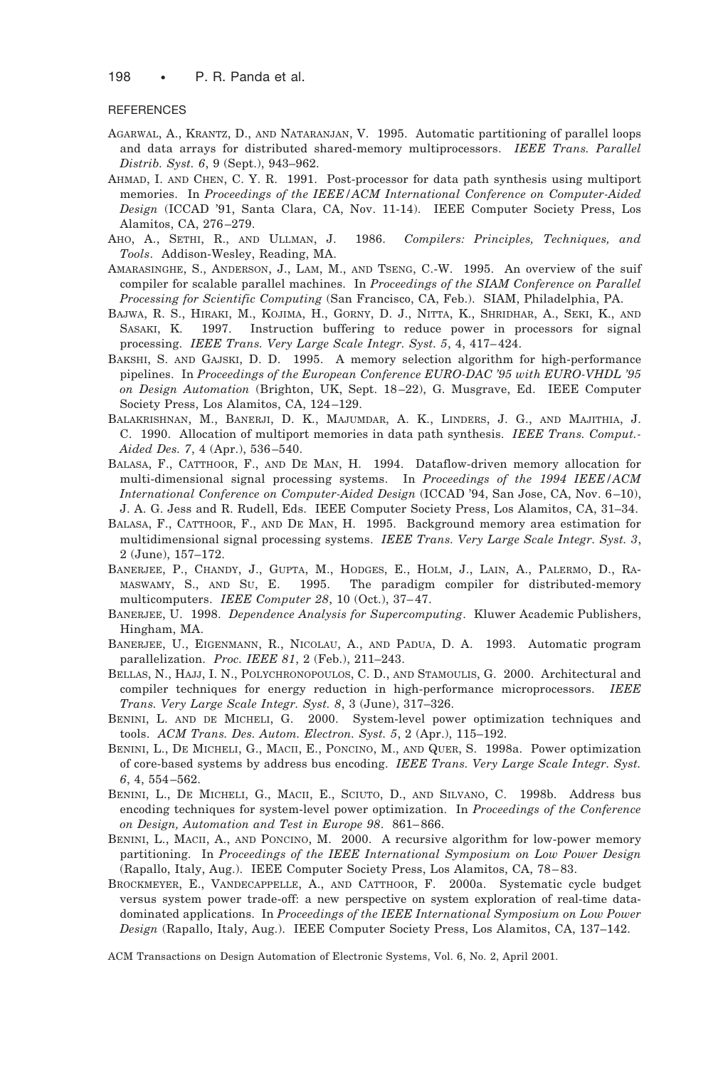## REFERENCES

AGARWAL, A., KRANTZ, D., AND NATARANJAN, V. 1995. Automatic partitioning of parallel loops and data arrays for distributed shared-memory multiprocessors. *IEEE Trans. Parallel Distrib. Syst. 6*, 9 (Sept.), 943–962.

AHMAD, I. AND CHEN, C. Y. R. 1991. Post-processor for data path synthesis using multiport memories. In *Proceedings of the IEEE/ACM International Conference on Computer-Aided Design* (ICCAD '91, Santa Clara, CA, Nov. 11-14). IEEE Computer Society Press, Los Alamitos, CA, 276–279.

AHO, A., SETHI, R., AND ULLMAN, J. 1986. *Compilers: Principles, Techniques, and Tools*. Addison-Wesley, Reading, MA.

AMARASINGHE, S., ANDERSON, J., LAM, M., AND TSENG, C.-W. 1995. An overview of the suif compiler for scalable parallel machines. In *Proceedings of the SIAM Conference on Parallel Processing for Scientific Computing* (San Francisco, CA, Feb.). SIAM, Philadelphia, PA.

BAJWA, R. S., HIRAKI, M., KOJIMA, H., GORNY, D. J., NITTA, K., SHRIDHAR, A., SEKI, K., AND SASAKI, K. 1997. Instruction buffering to reduce power in processors for signal processing. *IEEE Trans. Very Large Scale Integr. Syst. 5*, 4, 417–424.

BAKSHI, S. AND GAJSKI, D. D. 1995. A memory selection algorithm for high-performance pipelines. In *Proceedings of the European Conference EURO-DAC '95 with EURO-VHDL '95 on Design Automation* (Brighton, UK, Sept. 18–22), G. Musgrave, Ed. IEEE Computer Society Press, Los Alamitos, CA, 124–129.

BALAKRISHNAN, M., BANERJI, D. K., MAJUMDAR, A. K., LINDERS, J. G., AND MAJITHIA, J. C. 1990. Allocation of multiport memories in data path synthesis. *IEEE Trans. Comput.-Aided Des. 7*, 4 (Apr.), 536–540.

BALASA, F., CATTHOOR, F., AND DE MAN, H. 1994. Dataflow-driven memory allocation for multi-dimensional signal processing systems. In *Proceedings of the 1994 IEEE/ACM International Conference on Computer-Aided Design* (ICCAD '94, San Jose, CA, Nov. 6–10), J. A. G. Jess and R. Rudell, Eds. IEEE Computer Society Press, Los Alamitos, CA, 31–34.

BALASA, F., CATTHOOR, F., AND DE MAN, H. 1995. Background memory area estimation for multidimensional signal processing systems. *IEEE Trans. Very Large Scale Integr. Syst. 3*, 2 (June), 157–172.

BANERJEE, P., CHANDY, J., GUPTA, M., HODGES, E., HOLM, J., LAIN, A., PALERMO, D., RAMASWAMY, S., AND SU, E. 1995. The paradigm compiler for distributed-memory multicomputers. *IEEE Computer 28*, 10 (Oct.), 37–47.

BANERJEE, U. 1998. *Dependence Analysis for Supercomputing*. Kluwer Academic Publishers, Hingham, MA.

BANERJEE, U., EIGENMANN, R., NICOLAU, A., AND PADUA, D. A. 1993. Automatic program parallelization. *Proc. IEEE 81*, 2 (Feb.), 211–243.

BELLAS, N., HAJJ, I. N., POLYCHRONOPOULOS, C. D., AND STAMOULIS, G. 2000. Architectural and compiler techniques for energy reduction in high-performance microprocessors. *IEEE Trans. Very Large Scale Integr. Syst. 8*, 3 (June), 317–326.

BENINI, L. AND DE MICHELI, G. 2000. System-level power optimization techniques and tools. *ACM Trans. Des. Autom. Electron. Syst. 5*, 2 (Apr.), 115–192.

BENINI, L., DE MICHELI, G., MACII, E., PONCINO, M., AND QUER, S. 1998a. Power optimization of core-based systems by address bus encoding. *IEEE Trans. Very Large Scale Integr. Syst. 6*, 4, 554–562.

BENINI, L., DE MICHELI, G., MACII, E., SCIUTO, D., AND SILVANO, C. 1998b. Address bus encoding techniques for system-level power optimization. In *Proceedings of the Conference on Design, Automation and Test in Europe 98*. 861–866.

BENINI, L., MACII, A., AND PONCINO, M. 2000. A recursive algorithm for low-power memory partitioning. In *Proceedings of the IEEE International Symposium on Low Power Design* (Rapallo, Italy, Aug.). IEEE Computer Society Press, Los Alamitos, CA, 78–83.

BROCKMEYER, E., VANDECAPPELLE, A., AND CATTHOOR, F. 2000a. Systematic cycle budget versus system power trade-off: a new perspective on system exploration of real-time data-dominated applications. In *Proceedings of the IEEE International Symposium on Low Power Design* (Rapallo, Italy, Aug.). IEEE Computer Society Press, Los Alamitos, CA, 137–142.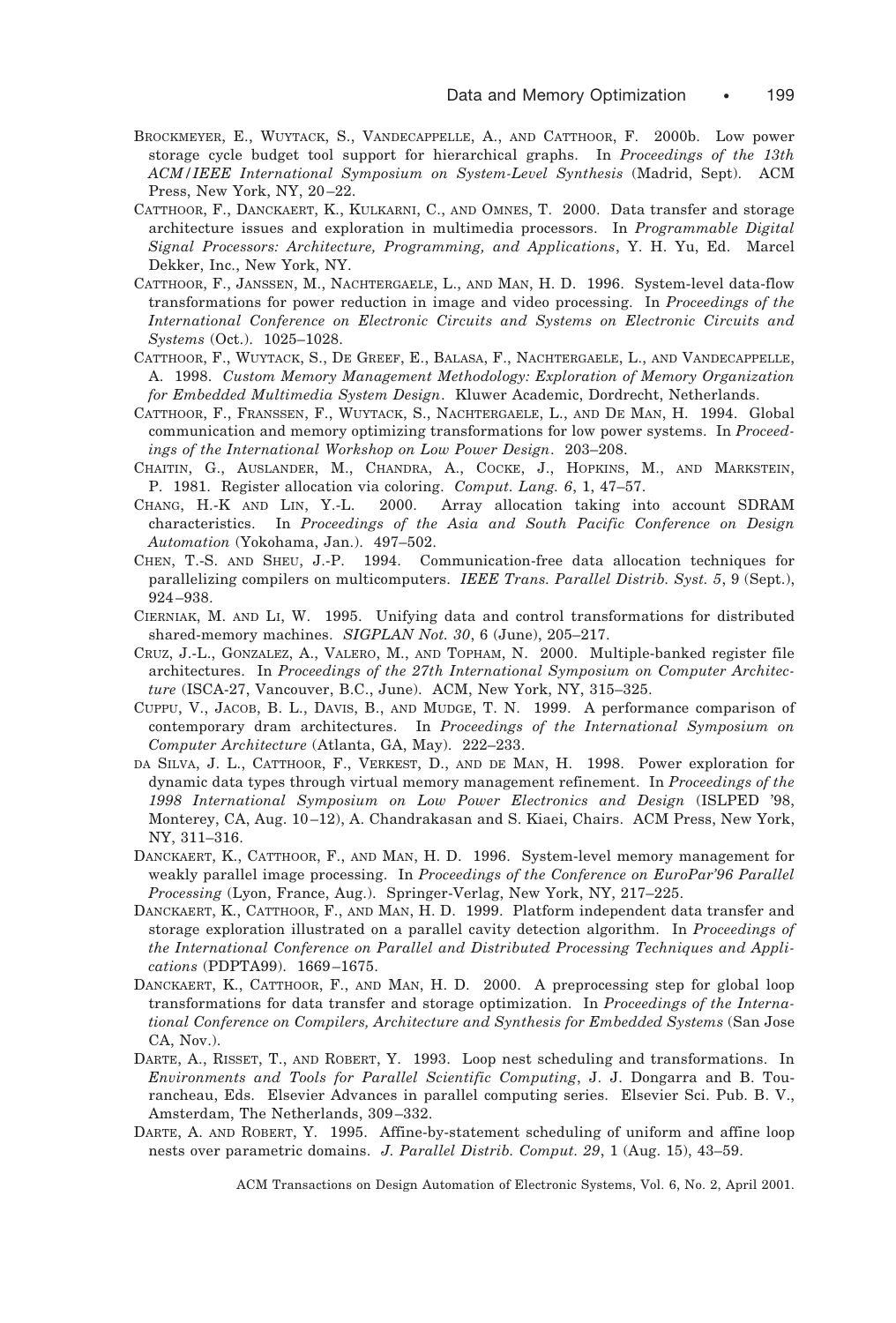BROCKMEYER, E., WUYTACK, S., VANDECAPPELLE, A., AND CATTHOOR, F. 2000b. Low power storage cycle budget tool support for hierarchical graphs. In *Proceedings of the 13th ACM/IEEE International Symposium on System-Level Synthesis* (Madrid, Sept). ACM Press, New York, NY, 20–22.

CATTHOOR, F., DANCKAERT, K., KULKARNI, C., AND OMNES, T. 2000. Data transfer and storage architecture issues and exploration in multimedia processors. In *Programmable Digital Signal Processors: Architecture, Programming, and Applications*, Y. H. Yu, Ed. Marcel Dekker, Inc., New York, NY.

CATTHOOR, F., JANSSEN, M., NACHTERGAELE, L., AND MAN, H. D. 1996. System-level data-flow transformations for power reduction in image and video processing. In *Proceedings of the International Conference on Electronic Circuits and Systems on Electronic Circuits and Systems* (Oct.). 1025–1028.

CATTHOOR, F., WUYTACK, S., DE GREEF, E., BALASA, F., NACHTERGAELE, L., AND VANDECAPPELLE, A. 1998. *Custom Memory Management Methodology: Exploration of Memory Organization for Embedded Multimedia System Design*. Kluwer Academic, Dordrecht, Netherlands.

CATTHOOR, F., FRANSSEN, F., WUYTACK, S., NACHTERGAELE, L., AND DE MAN, H. 1994. Global communication and memory optimizing transformations for low power systems. In *Proceedings of the International Workshop on Low Power Design*. 203–208.

CHAITIN, G., AUSLANDER, M., CHANDRA, A., COCKE, J., HOPKINS, M., AND MARKSTEIN, P. 1981. Register allocation via coloring. *Comput. Lang. 6*, 1, 47–57.

CHANG, H.-K AND LIN, Y.-L. 2000. Array allocation taking into account SDRAM characteristics. In *Proceedings of the Asia and South Pacific Conference on Design Automation* (Yokohama, Jan.). 497–502.

CHEN, T.-S. AND SHEU, J.-P. 1994. Communication-free data allocation techniques for parallelizing compilers on multicomputers. *IEEE Trans. Parallel Distrib. Syst. 5*, 9 (Sept.), 924–938.

CIERNIAK, M. AND LI, W. 1995. Unifying data and control transformations for distributed shared-memory machines. *SIGPLAN Not. 30*, 6 (June), 205–217.

CRUZ, J.-L., GONZALEZ, A., VALERO, M., AND TOPHAM, N. 2000. Multiple-banked register file architectures. In *Proceedings of the 27th International Symposium on Computer Architecture* (ISCA-27, Vancouver, B.C., June). ACM, New York, NY, 315–325.

CUPPU, V., JACOB, B. L., DAVIS, B., AND MUDGE, T. N. 1999. A performance comparison of contemporary dram architectures. In *Proceedings of the International Symposium on Computer Architecture* (Atlanta, GA, May). 222–233.

DA SILVA, J. L., CATTHOOR, F., VERKEST, D., AND DE MAN, H. 1998. Power exploration for dynamic data types through virtual memory management refinement. In *Proceedings of the 1998 International Symposium on Low Power Electronics and Design* (ISLPED '98, Monterey, CA, Aug. 10–12), A. Chandrakasan and S. Kiaei, Chairs. ACM Press, New York, NY, 311–316.

DANCKAERT, K., CATTHOOR, F., AND MAN, H. D. 1996. System-level memory management for weakly parallel image processing. In *Proceedings of the Conference on EuroPar'96 Parallel Processing* (Lyon, France, Aug.). Springer-Verlag, New York, NY, 217–225.

DANCKAERT, K., CATTHOOR, F., AND MAN, H. D. 1999. Platform independent data transfer and storage exploration illustrated on a parallel cavity detection algorithm. In *Proceedings of the International Conference on Parallel and Distributed Processing Techniques and Applications* (PDPTA99). 1669–1675.

DANCKAERT, K., CATTHOOR, F., AND MAN, H. D. 2000. A preprocessing step for global loop transformations for data transfer and storage optimization. In *Proceedings of the International Conference on Compilers, Architecture and Synthesis for Embedded Systems* (San Jose CA, Nov.).

DARTE, A., RISSET, T., AND ROBERT, Y. 1993. Loop nest scheduling and transformations. In *Environments and Tools for Parallel Scientific Computing*, J. J. Dongarra and B. Tourancheau, Eds. Elsevier Advances in parallel computing series. Elsevier Sci. Pub. B. V., Amsterdam, The Netherlands, 309–332.

DARTE, A. AND ROBERT, Y. 1995. Affine-by-statement scheduling of uniform and affine loop nests over parametric domains. *J. Parallel Distrib. Comput. 29*, 1 (Aug. 15), 43–59.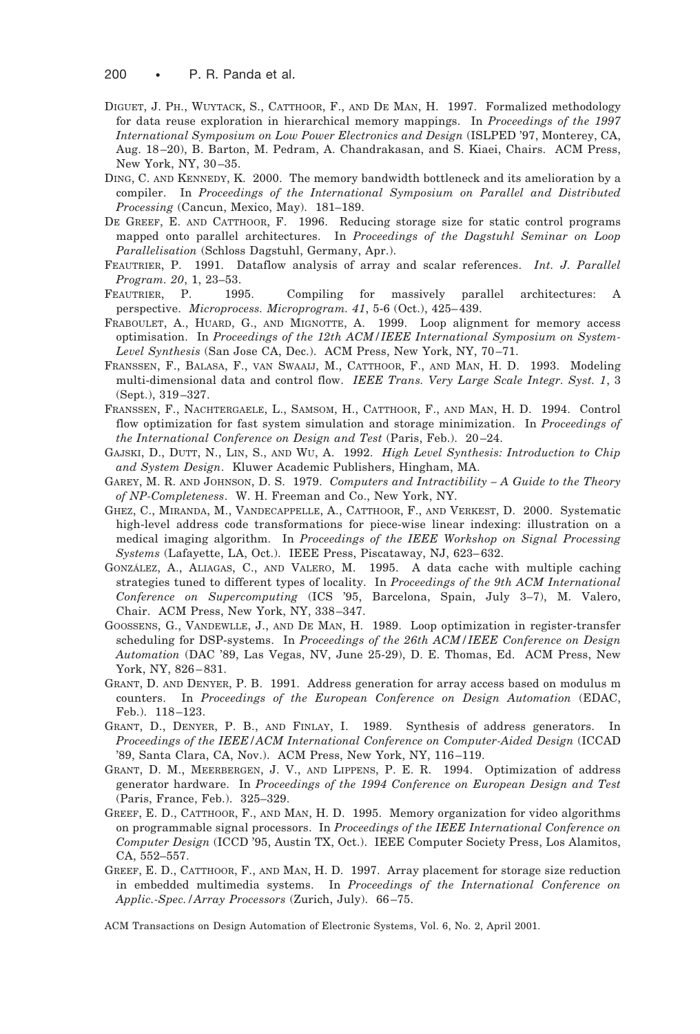DIGUET, J. PH., WUYTACK, S., CATTHOOR, F., AND DE MAN, H. 1997. Formalized methodology for data reuse exploration in hierarchical memory mappings. In *Proceedings of the 1997 International Symposium on Low Power Electronics and Design* (ISLPED '97, Monterey, CA, Aug. 18–20), B. Barton, M. Pedram, A. Chandrakasan, and S. Kiaei, Chairs. ACM Press, New York, NY, 30–35.

DING, C. AND KENNEDY, K. 2000. The memory bandwidth bottleneck and its amelioration by a compiler. In *Proceedings of the International Symposium on Parallel and Distributed Processing* (Cancun, Mexico, May). 181–189.

DE GREEF, E. AND CATTHOOR, F. 1996. Reducing storage size for static control programs mapped onto parallel architectures. In *Proceedings of the Dagstuhl Seminar on Loop Parallelisation* (Schloss Dagstuhl, Germany, Apr.).

FEAUTRIER, P. 1991. Dataflow analysis of array and scalar references. *Int. J. Parallel Program. 20*, 1, 23–53.

FEAUTRIER, P. 1995. Compiling for massively parallel architectures: A perspective. *Microprocess. Microprogram. 41*, 5-6 (Oct.), 425–439.

FRABOULET, A., HUARD, G., AND MIGNOTTE, A. 1999. Loop alignment for memory access optimisation. In *Proceedings of the 12th ACM/IEEE International Symposium on System-Level Synthesis* (San Jose CA, Dec.). ACM Press, New York, NY, 70–71.

FRANSSEN, F., BALASA, F., VAN SWAAIJ, M., CATTHOOR, F., AND MAN, H. D. 1993. Modeling multi-dimensional data and control flow. *IEEE Trans. Very Large Scale Integr. Syst. 1*, 3 (Sept.), 319–327.

FRANSSEN, F., NACHTERGAELE, L., SAMSOM, H., CATTHOOR, F., AND MAN, H. D. 1994. Control flow optimization for fast system simulation and storage minimization. In *Proceedings of the International Conference on Design and Test* (Paris, Feb.). 20–24.

GAJSKI, D., DUTT, N., LIN, S., AND WU, A. 1992. *High Level Synthesis: Introduction to Chip and System Design*. Kluwer Academic Publishers, Hingham, MA.

GAREY, M. R. AND JOHNSON, D. S. 1979. *Computers and Intractibility – A Guide to the Theory of NP-Completeness*. W. H. Freeman and Co., New York, NY.

GHEZ, C., MIRANDA, M., VANDECAPPELLE, A., CATTHOOR, F., AND VERKEST, D. 2000. Systematic high-level address code transformations for piece-wise linear indexing: illustration on a medical imaging algorithm. In *Proceedings of the IEEE Workshop on Signal Processing Systems* (Lafayette, LA, Oct.). IEEE Press, Piscataway, NJ, 623–632.

GONZÁLEZ, A., ALIAGAS, C., AND VALERO, M. 1995. A data cache with multiple caching strategies tuned to different types of locality. In *Proceedings of the 9th ACM International Conference on Supercomputing* (ICS '95, Barcelona, Spain, July 3–7), M. Valero, Chair. ACM Press, New York, NY, 338–347.

GOOSSENS, G., VANDEWLLE, J., AND DE MAN, H. 1989. Loop optimization in register-transfer scheduling for DSP-systems. In *Proceedings of the 26th ACM/IEEE Conference on Design Automation* (DAC '89, Las Vegas, NV, June 25-29), D. E. Thomas, Ed. ACM Press, New York, NY, 826–831.

GRANT, D. AND DENYER, P. B. 1991. Address generation for array access based on modulus m counters. In *Proceedings of the European Conference on Design Automation* (EDAC, Feb.). 118–123.

GRANT, D., DENYER, P. B., AND FINLAY, I. 1989. Synthesis of address generators. In *Proceedings of the IEEE/ACM International Conference on Computer-Aided Design* (ICCAD '89, Santa Clara, CA, Nov.). ACM Press, New York, NY, 116–119.

GRANT, D. M., MEERBERGEN, J. V., AND LIPPENS, P. E. R. 1994. Optimization of address generator hardware. In *Proceedings of the 1994 Conference on European Design and Test* (Paris, France, Feb.). 325–329.

GREEF, E. D., CATTHOOR, F., AND MAN, H. D. 1995. Memory organization for video algorithms on programmable signal processors. In *Proceedings of the IEEE International Conference on Computer Design* (ICCD '95, Austin TX, Oct.). IEEE Computer Society Press, Los Alamitos, CA, 552–557.

GREEF, E. D., CATTHOOR, F., AND MAN, H. D. 1997. Array placement for storage size reduction in embedded multimedia systems. In *Proceedings of the International Conference on Applic.-Spec./Array Processors* (Zurich, July). 66–75.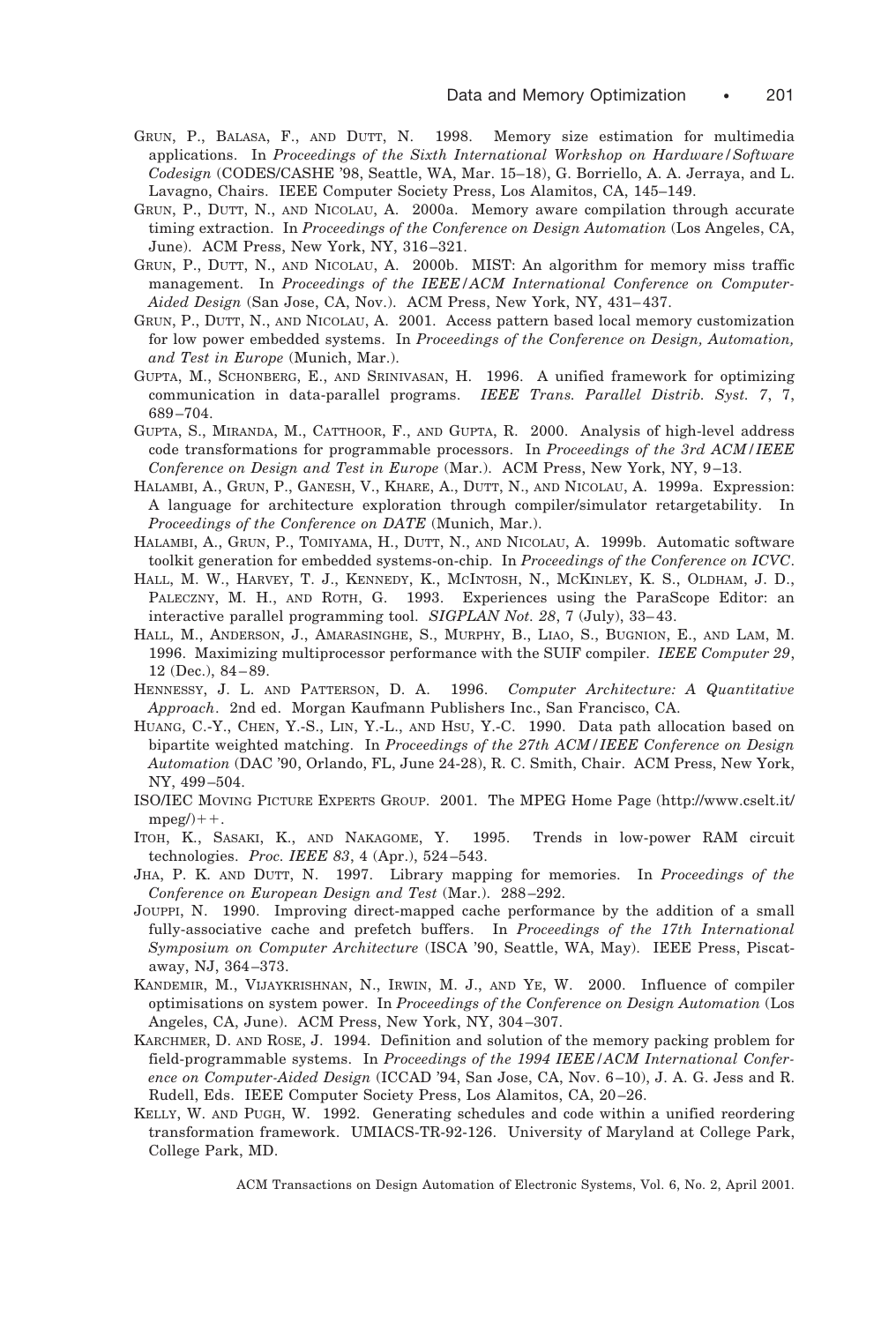GRUN, P., BALASA, F., AND DUTT, N. 1998. Memory size estimation for multimedia applications. In *Proceedings of the Sixth International Workshop on Hardware/Software Codesign* (CODES/CASHE '98, Seattle, WA, Mar. 15–18), G. Borriello, A. A. Jerraya, and L. Lavagno, Chairs. IEEE Computer Society Press, Los Alamitos, CA, 145–149.

GRUN, P., DUTT, N., AND NICOLAU, A. 2000a. Memory aware compilation through accurate timing extraction. In *Proceedings of the Conference on Design Automation* (Los Angeles, CA, June). ACM Press, New York, NY, 316–321.

GRUN, P., DUTT, N., AND NICOLAU, A. 2000b. MIST: An algorithm for memory miss traffic management. In *Proceedings of the IEEE/ACM International Conference on Computer-Aided Design* (San Jose, CA, Nov.). ACM Press, New York, NY, 431–437.

GRUN, P., DUTT, N., AND NICOLAU, A. 2001. Access pattern based local memory customization for low power embedded systems. In *Proceedings of the Conference on Design, Automation, and Test in Europe* (Munich, Mar.).

GUPTA, M., SCHONBERG, E., AND SRINIVASAN, H. 1996. A unified framework for optimizing communication in data-parallel programs. *IEEE Trans. Parallel Distrib. Syst. 7*, 7, 689–704.

GUPTA, S., MIRANDA, M., CATTHOOR, F., AND GUPTA, R. 2000. Analysis of high-level address code transformations for programmable processors. In *Proceedings of the 3rd ACM/IEEE Conference on Design and Test in Europe* (Mar.). ACM Press, New York, NY, 9–13.

HALAMBI, A., GRUN, P., GANESH, V., KHARE, A., DUTT, N., AND NICOLAU, A. 1999a. Expression: A language for architecture exploration through compiler/simulator retargetability. In *Proceedings of the Conference on DATE* (Munich, Mar.).

HALAMBI, A., GRUN, P., TOMIYAMA, H., DUTT, N., AND NICOLAU, A. 1999b. Automatic software toolkit generation for embedded systems-on-chip. In *Proceedings of the Conference on ICVC*.

HALL, M. W., HARVEY, T. J., KENNEDY, K., MCINTOSH, N., MCKINLEY, K. S., OLDHAM, J. D., PALECZNY, M. H., AND ROTH, G. 1993. Experiences using the ParaScope Editor: an interactive parallel programming tool. *SIGPLAN Not. 28*, 7 (July), 33–43.

HALL, M., ANDERSON, J., AMARASINGHE, S., MURPHY, B., LIAO, S., BUGNION, E., AND LAM, M. 1996. Maximizing multiprocessor performance with the SUIF compiler. *IEEE Computer 29*, 12 (Dec.), 84–89.

HENNESSY, J. L. AND PATTERSON, D. A. 1996. *Computer Architecture: A Quantitative Approach*. 2nd ed. Morgan Kaufmann Publishers Inc., San Francisco, CA.

HUANG, C.-Y., CHEN, Y.-S., LIN, Y.-L., AND HSU, Y.-C. 1990. Data path allocation based on bipartite weighted matching. In *Proceedings of the 27th ACM/IEEE Conference on Design Automation* (DAC '90, Orlando, FL, June 24-28), R. C. Smith, Chair. ACM Press, New York, NY, 499–504.

ISO/IEC MOVING PICTURE EXPERTS GROUP. 2001. The MPEG Home Page (http://www.cselt.it/mpeg/)++.

ITOH, K., SASAKI, K., AND NAKAGOME, Y. 1995. Trends in low-power RAM circuit technologies. *Proc. IEEE 83*, 4 (Apr.), 524–543.

JHA, P. K. AND DUTT, N. 1997. Library mapping for memories. In *Proceedings of the Conference on European Design and Test* (Mar.). 288–292.

JOUPPI, N. 1990. Improving direct-mapped cache performance by the addition of a small fully-associative cache and prefetch buffers. In *Proceedings of the 17th International Symposium on Computer Architecture* (ISCA '90, Seattle, WA, May). IEEE Press, Piscataway, NJ, 364–373.

KANDEMIR, M., VIJAYKRISHNAN, N., IRWIN, M. J., AND YE, W. 2000. Influence of compiler optimisations on system power. In *Proceedings of the Conference on Design Automation* (Los Angeles, CA, June). ACM Press, New York, NY, 304–307.

KARCHMER, D. AND ROSE, J. 1994. Definition and solution of the memory packing problem for field-programmable systems. In *Proceedings of the 1994 IEEE/ACM International Conference on Computer-Aided Design* (ICCAD '94, San Jose, CA, Nov. 6–10), J. A. G. Jess and R. Rudell, Eds. IEEE Computer Society Press, Los Alamitos, CA, 20–26.

KELLY, W. AND PUGH, W. 1992. Generating schedules and code within a unified reordering transformation framework. UMIACS-TR-92-126. University of Maryland at College Park, College Park, MD.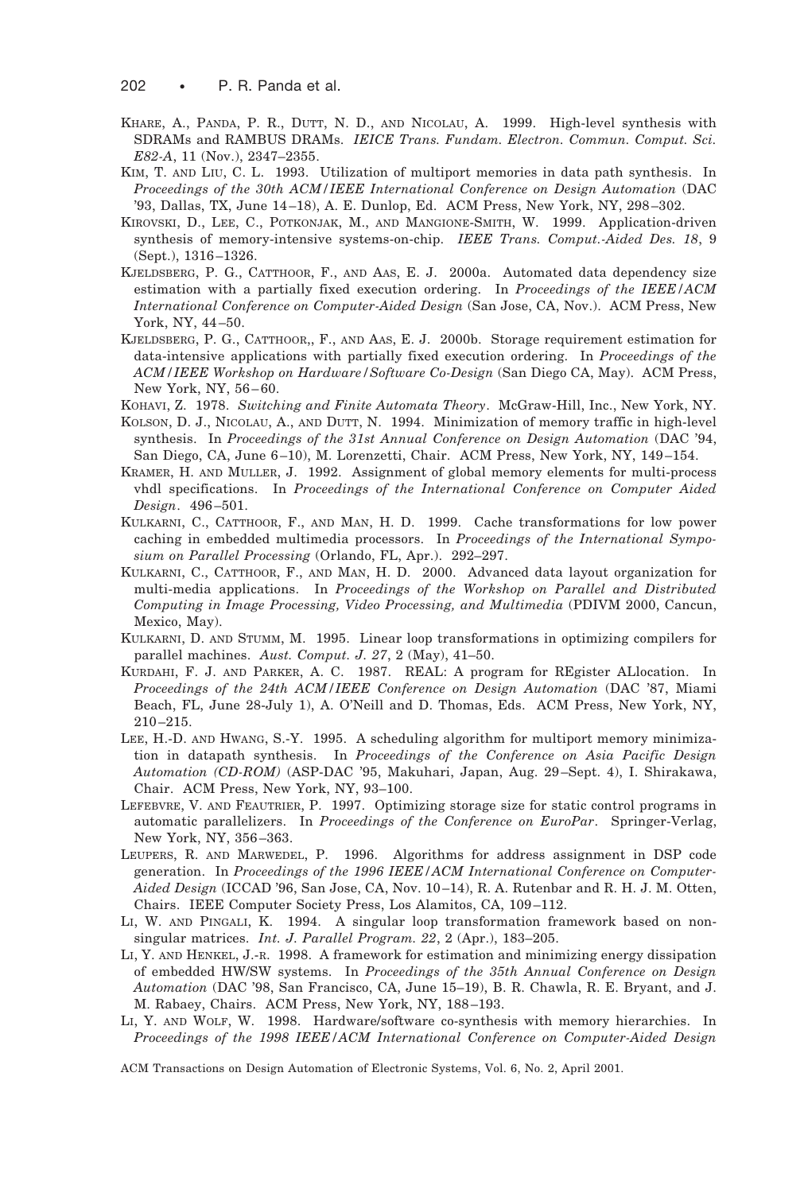KHARE, A., PANDA, P. R., DUTT, N. D., AND NICOLAU, A. 1999. High-level synthesis with SDRAMs and RAMBUS DRAMs. *IEICE Trans. Fundam. Electron. Commun. Comput. Sci. E82-A*, 11 (Nov.), 2347–2355.

KIM, T. AND LIU, C. L. 1993. Utilization of multiport memories in data path synthesis. In *Proceedings of the 30th ACM/IEEE International Conference on Design Automation* (DAC '93, Dallas, TX, June 14–18), A. E. Dunlop, Ed. ACM Press, New York, NY, 298–302.

KIROVSKI, D., LEE, C., POTKONJAK, M., AND MANGIONE-SMITH, W. 1999. Application-driven synthesis of memory-intensive systems-on-chip. *IEEE Trans. Comput.-Aided Des. 18*, 9 (Sept.), 1316–1326.

KJELDSBERG, P. G., CATTHOOR, F., AND AAS, E. J. 2000a. Automated data dependency size estimation with a partially fixed execution ordering. In *Proceedings of the IEEE/ACM International Conference on Computer-Aided Design* (San Jose, CA, Nov.). ACM Press, New York, NY, 44–50.

KJELDSBERG, P. G., CATTHOOR,, F., AND AAS, E. J. 2000b. Storage requirement estimation for data-intensive applications with partially fixed execution ordering. In *Proceedings of the ACM/IEEE Workshop on Hardware/Software Co-Design* (San Diego CA, May). ACM Press, New York, NY, 56–60.

KOHAVI, Z. 1978. *Switching and Finite Automata Theory*. McGraw-Hill, Inc., New York, NY.

KOLSON, D. J., NICOLAU, A., AND DUTT, N. 1994. Minimization of memory traffic in high-level synthesis. In *Proceedings of the 31st Annual Conference on Design Automation* (DAC '94, San Diego, CA, June 6–10), M. Lorenzetti, Chair. ACM Press, New York, NY, 149–154.

KRAMER, H. AND MULLER, J. 1992. Assignment of global memory elements for multi-process vhdl specifications. In *Proceedings of the International Conference on Computer Aided Design*. 496–501.

KULKARNI, C., CATTHOOR, F., AND MAN, H. D. 1999. Cache transformations for low power caching in embedded multimedia processors. In *Proceedings of the International Symposium on Parallel Processing* (Orlando, FL, Apr.). 292–297.

KULKARNI, C., CATTHOOR, F., AND MAN, H. D. 2000. Advanced data layout organization for multi-media applications. In *Proceedings of the Workshop on Parallel and Distributed Computing in Image Processing, Video Processing, and Multimedia* (PDIVM 2000, Cancun, Mexico, May).

KULKARNI, D. AND STUMM, M. 1995. Linear loop transformations in optimizing compilers for parallel machines. *Aust. Comput. J. 27*, 2 (May), 41–50.

KURDAHI, F. J. AND PARKER, A. C. 1987. REAL: A program for REgister ALlocation. In *Proceedings of the 24th ACM/IEEE Conference on Design Automation* (DAC '87, Miami Beach, FL, June 28-July 1), A. O'Neill and D. Thomas, Eds. ACM Press, New York, NY, 210–215.

LEE, H.-D. AND HWANG, S.-Y. 1995. A scheduling algorithm for multiport memory minimization in datapath synthesis. In *Proceedings of the Conference on Asia Pacific Design Automation (CD-ROM)* (ASP-DAC '95, Makuhari, Japan, Aug. 29–Sept. 4), I. Shirakawa, Chair. ACM Press, New York, NY, 93–100.

LEFEBVRE, V. AND FEAUTRIER, P. 1997. Optimizing storage size for static control programs in automatic parallelizers. In *Proceedings of the Conference on EuroPar*. Springer-Verlag, New York, NY, 356–363.

LEUPERS, R. AND MARWEDEL, P. 1996. Algorithms for address assignment in DSP code generation. In *Proceedings of the 1996 IEEE/ACM International Conference on Computer-Aided Design* (ICCAD '96, San Jose, CA, Nov. 10–14), R. A. Rutenbar and R. H. J. M. Otten, Chairs. IEEE Computer Society Press, Los Alamitos, CA, 109–112.

LI, W. AND PINGALI, K. 1994. A singular loop transformation framework based on non-singular matrices. *Int. J. Parallel Program. 22*, 2 (Apr.), 183–205.

LI, Y. AND HENKEL, J.-R. 1998. A framework for estimation and minimizing energy dissipation of embedded HW/SW systems. In *Proceedings of the 35th Annual Conference on Design Automation* (DAC '98, San Francisco, CA, June 15–19), B. R. Chawla, R. E. Bryant, and J. M. Rabaey, Chairs. ACM Press, New York, NY, 188–193.

LI, Y. AND WOLF, W. 1998. Hardware/software co-synthesis with memory hierarchies. In *Proceedings of the 1998 IEEE/ACM International Conference on Computer-Aided Design*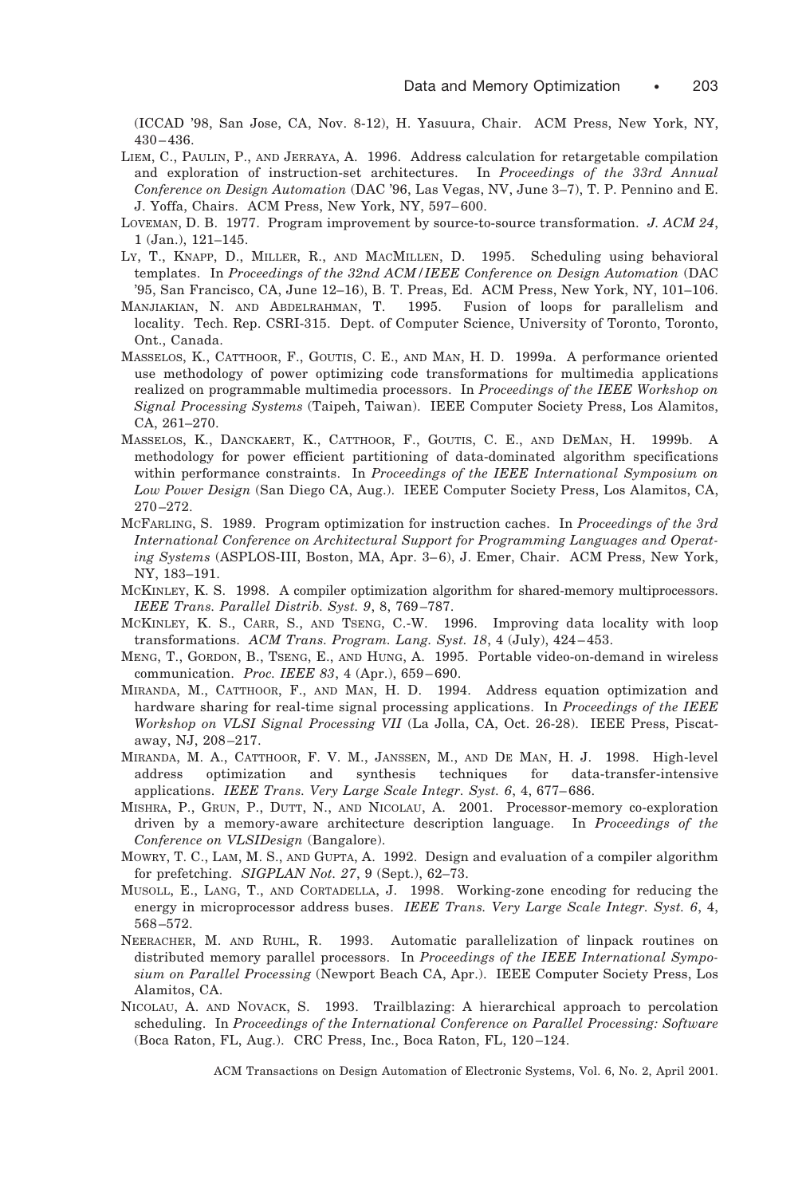(ICCAD '98, San Jose, CA, Nov. 8-12), H. Yasuura, Chair. ACM Press, New York, NY, 430–436.

LIEM, C., PAULIN, P., AND JERRAYA, A. 1996. Address calculation for retargetable compilation and exploration of instruction-set architectures. In *Proceedings of the 33rd Annual Conference on Design Automation* (DAC '96, Las Vegas, NV, June 3–7), T. P. Pennino and E. J. Yoffa, Chairs. ACM Press, New York, NY, 597–600.

LOVEMAN, D. B. 1977. Program improvement by source-to-source transformation. *J. ACM 24*, 1 (Jan.), 121–145.

LY, T., KNAPP, D., MILLER, R., AND MACMILLEN, D. 1995. Scheduling using behavioral templates. In *Proceedings of the 32nd ACM/IEEE Conference on Design Automation* (DAC '95, San Francisco, CA, June 12–16), B. T. Preas, Ed. ACM Press, New York, NY, 101–106.

MANJIAKIAN, N. AND ABDELRAHMAN, T. 1995. Fusion of loops for parallelism and locality. Tech. Rep. CSRI-315. Dept. of Computer Science, University of Toronto, Toronto, Ont., Canada.

MASSELOS, K., CATTHOOR, F., GOUTIS, C. E., AND MAN, H. D. 1999a. A performance oriented use methodology of power optimizing code transformations for multimedia applications realized on programmable multimedia processors. In *Proceedings of the IEEE Workshop on Signal Processing Systems* (Taipeh, Taiwan). IEEE Computer Society Press, Los Alamitos, CA, 261–270.

MASSELOS, K., DANCKAERT, K., CATTHOOR, F., GOUTIS, C. E., AND DEMAN, H. 1999b. A methodology for power efficient partitioning of data-dominated algorithm specifications within performance constraints. In *Proceedings of the IEEE International Symposium on Low Power Design* (San Diego CA, Aug.). IEEE Computer Society Press, Los Alamitos, CA, 270–272.

MCFARLING, S. 1989. Program optimization for instruction caches. In *Proceedings of the 3rd International Conference on Architectural Support for Programming Languages and Operating Systems* (ASPLOS-III, Boston, MA, Apr. 3–6), J. Emer, Chair. ACM Press, New York, NY, 183–191.

MCKINLEY, K. S. 1998. A compiler optimization algorithm for shared-memory multiprocessors. *IEEE Trans. Parallel Distrib. Syst. 9*, 8, 769–787.

MCKINLEY, K. S., CARR, S., AND TSENG, C.-W. 1996. Improving data locality with loop transformations. *ACM Trans. Program. Lang. Syst. 18*, 4 (July), 424–453.

MENG, T., GORDON, B., TSENG, E., AND HUNG, A. 1995. Portable video-on-demand in wireless communication. *Proc. IEEE 83*, 4 (Apr.), 659–690.

MIRANDA, M., CATTHOOR, F., AND MAN, H. D. 1994. Address equation optimization and hardware sharing for real-time signal processing applications. In *Proceedings of the IEEE Workshop on VLSI Signal Processing VII* (La Jolla, CA, Oct. 26-28). IEEE Press, Piscataway, NJ, 208–217.

MIRANDA, M. A., CATTHOOR, F. V. M., JANSSEN, M., AND DE MAN, H. J. 1998. High-level address optimization and synthesis techniques for data-transfer-intensive applications. *IEEE Trans. Very Large Scale Integr. Syst. 6*, 4, 677–686.

MISHRA, P., GRUN, P., DUTT, N., AND NICOLAU, A. 2001. Processor-memory co-exploration driven by a memory-aware architecture description language. In *Proceedings of the Conference on VLSIDesign* (Bangalore).

MOWRY, T. C., LAM, M. S., AND GUPTA, A. 1992. Design and evaluation of a compiler algorithm for prefetching. *SIGPLAN Not. 27*, 9 (Sept.), 62–73.

MUSOLL, E., LANG, T., AND CORTADELLA, J. 1998. Working-zone encoding for reducing the energy in microprocessor address buses. *IEEE Trans. Very Large Scale Integr. Syst. 6*, 4, 568–572.

NEERACHER, M. AND RUHL, R. 1993. Automatic parallelization of linpack routines on distributed memory parallel processors. In *Proceedings of the IEEE International Symposium on Parallel Processing* (Newport Beach CA, Apr.). IEEE Computer Society Press, Los Alamitos, CA.

NICOLAU, A. AND NOVACK, S. 1993. Trailblazing: A hierarchical approach to percolation scheduling. In *Proceedings of the International Conference on Parallel Processing: Software* (Boca Raton, FL, Aug.). CRC Press, Inc., Boca Raton, FL, 120–124.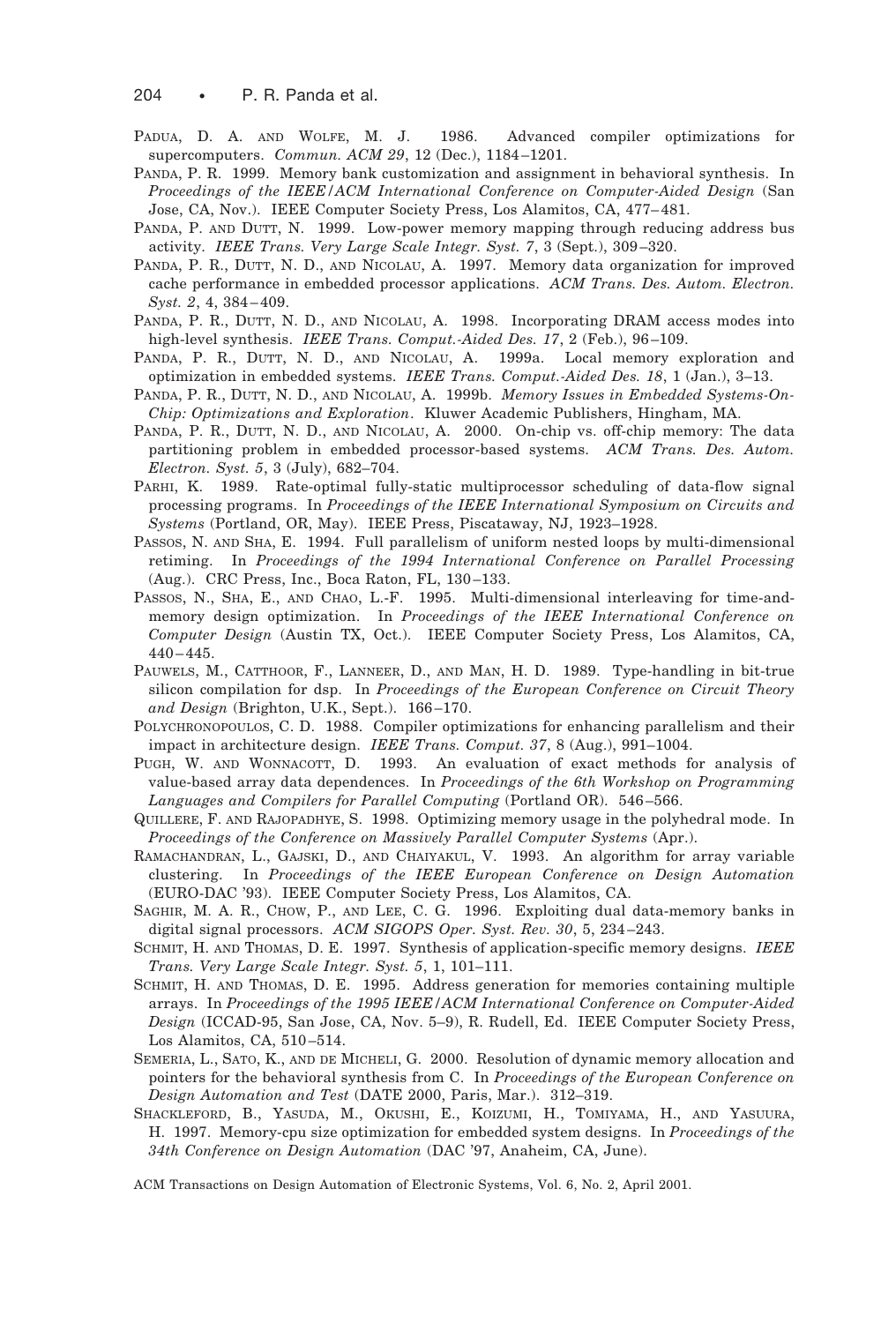PADUA, D. A. AND WOLFE, M. J. 1986. Advanced compiler optimizations for supercomputers. *Commun. ACM 29*, 12 (Dec.), 1184–1201.

PANDA, P. R. 1999. Memory bank customization and assignment in behavioral synthesis. In *Proceedings of the IEEE/ACM International Conference on Computer-Aided Design* (San Jose, CA, Nov.). IEEE Computer Society Press, Los Alamitos, CA, 477–481.

PANDA, P. AND DUTT, N. 1999. Low-power memory mapping through reducing address bus activity. *IEEE Trans. Very Large Scale Integr. Syst. 7*, 3 (Sept.), 309–320.

PANDA, P. R., DUTT, N. D., AND NICOLAU, A. 1997. Memory data organization for improved cache performance in embedded processor applications. *ACM Trans. Des. Autom. Electron. Syst. 2*, 4, 384–409.

PANDA, P. R., DUTT, N. D., AND NICOLAU, A. 1998. Incorporating DRAM access modes into high-level synthesis. *IEEE Trans. Comput.-Aided Des. 17*, 2 (Feb.), 96–109.

PANDA, P. R., DUTT, N. D., AND NICOLAU, A. 1999a. Local memory exploration and optimization in embedded systems. *IEEE Trans. Comput.-Aided Des. 18*, 1 (Jan.), 3–13.

PANDA, P. R., DUTT, N. D., AND NICOLAU, A. 1999b. *Memory Issues in Embedded Systems-On-Chip: Optimizations and Exploration*. Kluwer Academic Publishers, Hingham, MA.

PANDA, P. R., DUTT, N. D., AND NICOLAU, A. 2000. On-chip vs. off-chip memory: The data partitioning problem in embedded processor-based systems. *ACM Trans. Des. Autom. Electron. Syst. 5*, 3 (July), 682–704.

PARHI, K. 1989. Rate-optimal fully-static multiprocessor scheduling of data-flow signal processing programs. In *Proceedings of the IEEE International Symposium on Circuits and Systems* (Portland, OR, May). IEEE Press, Piscataway, NJ, 1923–1928.

PASSOS, N. AND SHA, E. 1994. Full parallelism of uniform nested loops by multi-dimensional retiming. In *Proceedings of the 1994 International Conference on Parallel Processing* (Aug.). CRC Press, Inc., Boca Raton, FL, 130–133.

PASSOS, N., SHA, E., AND CHAO, L.-F. 1995. Multi-dimensional interleaving for time-and-memory design optimization. In *Proceedings of the IEEE International Conference on Computer Design* (Austin TX, Oct.). IEEE Computer Society Press, Los Alamitos, CA, 440–445.

PAUWELS, M., CATTHOOR, F., LANNEER, D., AND MAN, H. D. 1989. Type-handling in bit-true silicon compilation for dsp. In *Proceedings of the European Conference on Circuit Theory and Design* (Brighton, U.K., Sept.). 166–170.

POLYCHRONOPOULOS, C. D. 1988. Compiler optimizations for enhancing parallelism and their impact in architecture design. *IEEE Trans. Comput. 37*, 8 (Aug.), 991–1004.

PUGH, W. AND WONNACOTT, D. 1993. An evaluation of exact methods for analysis of value-based array data dependences. In *Proceedings of the 6th Workshop on Programming Languages and Compilers for Parallel Computing* (Portland OR). 546–566.

QUILLERE, F. AND RAJOPADHYE, S. 1998. Optimizing memory usage in the polyhedral mode. In *Proceedings of the Conference on Massively Parallel Computer Systems* (Apr.).

RAMACHANDRAN, L., GAJSKI, D., AND CHAIYAKUL, V. 1993. An algorithm for array variable clustering. In *Proceedings of the IEEE European Conference on Design Automation* (EURO-DAC '93). IEEE Computer Society Press, Los Alamitos, CA.

SAGHIR, M. A. R., CHOW, P., AND LEE, C. G. 1996. Exploiting dual data-memory banks in digital signal processors. *ACM SIGOPS Oper. Syst. Rev. 30*, 5, 234–243.

SCHMIT, H. AND THOMAS, D. E. 1997. Synthesis of application-specific memory designs. *IEEE Trans. Very Large Scale Integr. Syst. 5*, 1, 101–111.

SCHMIT, H. AND THOMAS, D. E. 1995. Address generation for memories containing multiple arrays. In *Proceedings of the 1995 IEEE/ACM International Conference on Computer-Aided Design* (ICCAD-95, San Jose, CA, Nov. 5–9), R. Rudell, Ed. IEEE Computer Society Press, Los Alamitos, CA, 510–514.

SEMERIA, L., SATO, K., AND DE MICHELI, G. 2000. Resolution of dynamic memory allocation and pointers for the behavioral synthesis from C. In *Proceedings of the European Conference on Design Automation and Test* (DATE 2000, Paris, Mar.). 312–319.

SHACKLEFORD, B., YASUDA, M., OKUSHI, E., KOIZUMI, H., TOMIYAMA, H., AND YASUURA, H. 1997. Memory-cpu size optimization for embedded system designs. In *Proceedings of the 34th Conference on Design Automation* (DAC '97, Anaheim, CA, June).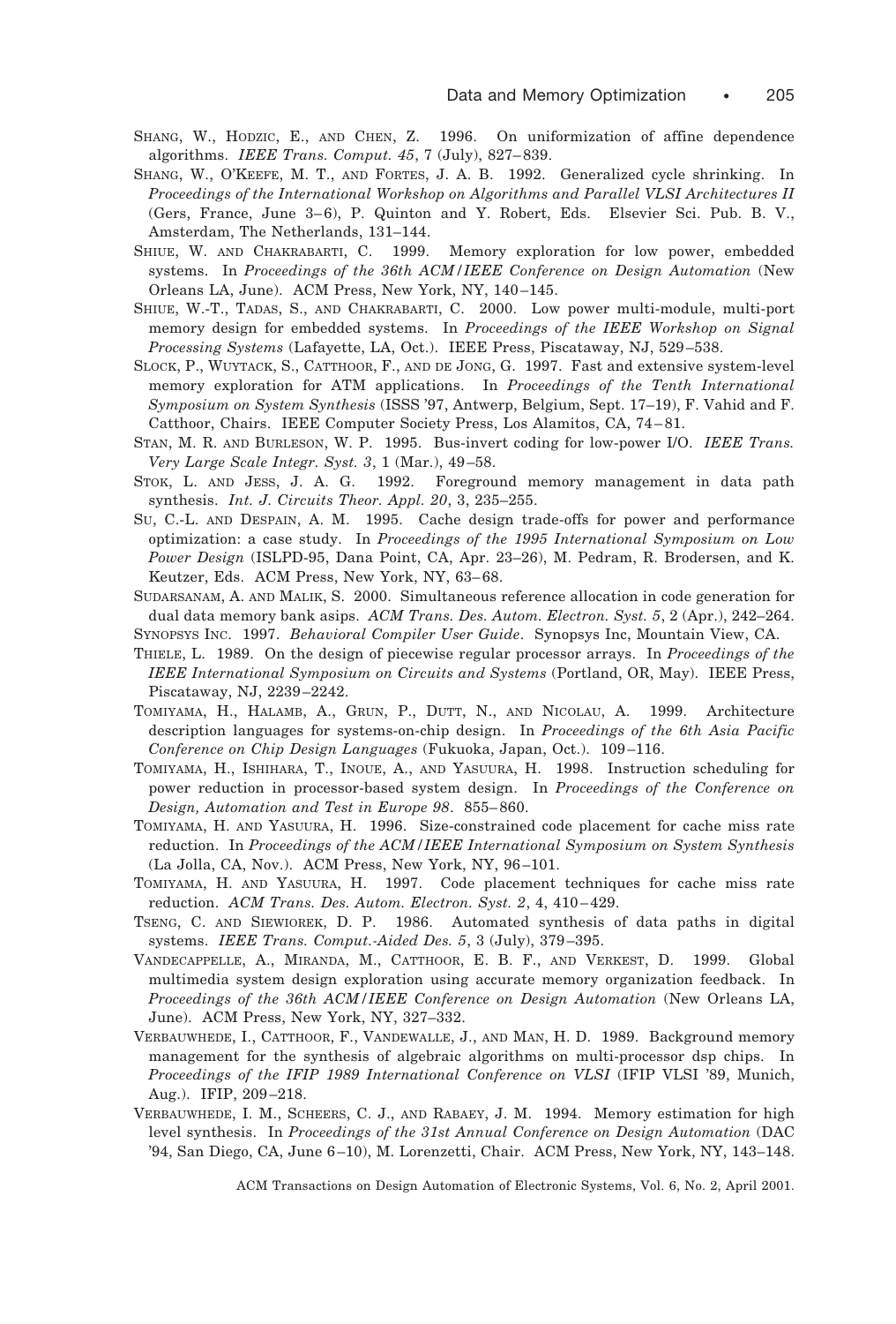Shang, W., Hodzic, E., and Chen, Z. 1996. On uniformization of affine dependence algorithms. *IEEE Trans. Comput. 45*, 7 (July), 827–839.

Shang, W., O'Keefe, M. T., and Fortes, J. A. B. 1992. Generalized cycle shrinking. In *Proceedings of the International Workshop on Algorithms and Parallel VLSI Architectures II* (Gers, France, June 3–6), P. Quinton and Y. Robert, Eds. Elsevier Sci. Pub. B. V., Amsterdam, The Netherlands, 131–144.

Shiue, W. and Chakrabarti, C. 1999. Memory exploration for low power, embedded systems. In *Proceedings of the 36th ACM/IEEE Conference on Design Automation* (New Orleans LA, June). ACM Press, New York, NY, 140–145.

Shiue, W.-T., Tadas, S., and Chakrabarti, C. 2000. Low power multi-module, multi-port memory design for embedded systems. In *Proceedings of the IEEE Workshop on Signal Processing Systems* (Lafayette, LA, Oct.). IEEE Press, Piscataway, NJ, 529–538.

Slock, P., Wuytack, S., Catthoor, F., and de Jong, G. 1997. Fast and extensive system-level memory exploration for ATM applications. In *Proceedings of the Tenth International Symposium on System Synthesis* (ISSS '97, Antwerp, Belgium, Sept. 17–19), F. Vahid and F. Catthoor, Chairs. IEEE Computer Society Press, Los Alamitos, CA, 74–81.

Stan, M. R. and Burleson, W. P. 1995. Bus-invert coding for low-power I/O. *IEEE Trans. Very Large Scale Integr. Syst. 3*, 1 (Mar.), 49–58.

Stok, L. and Jess, J. A. G. 1992. Foreground memory management in data path synthesis. *Int. J. Circuits Theor. Appl. 20*, 3, 235–255.

Su, C.-L. and Despain, A. M. 1995. Cache design trade-offs for power and performance optimization: a case study. In *Proceedings of the 1995 International Symposium on Low Power Design* (ISLPD-95, Dana Point, CA, Apr. 23–26), M. Pedram, R. Brodersen, and K. Keutzer, Eds. ACM Press, New York, NY, 63–68.

Sudarsanam, A. and Malik, S. 2000. Simultaneous reference allocation in code generation for dual data memory bank asips. *ACM Trans. Des. Autom. Electron. Syst. 5*, 2 (Apr.), 242–264.

Synopsys Inc. 1997. *Behavioral Compiler User Guide*. Synopsys Inc, Mountain View, CA.

Thiele, L. 1989. On the design of piecewise regular processor arrays. In *Proceedings of the IEEE International Symposium on Circuits and Systems* (Portland, OR, May). IEEE Press, Piscataway, NJ, 2239–2242.

Tomiyama, H., Halamb, A., Grun, P., Dutt, N., and Nicolau, A. 1999. Architecture description languages for systems-on-chip design. In *Proceedings of the 6th Asia Pacific Conference on Chip Design Languages* (Fukuoka, Japan, Oct.). 109–116.

Tomiyama, H., Ishihara, T., Inoue, A., and Yasuura, H. 1998. Instruction scheduling for power reduction in processor-based system design. In *Proceedings of the Conference on Design, Automation and Test in Europe 98*. 855–860.

Tomiyama, H. and Yasuura, H. 1996. Size-constrained code placement for cache miss rate reduction. In *Proceedings of the ACM/IEEE International Symposium on System Synthesis* (La Jolla, CA, Nov.). ACM Press, New York, NY, 96–101.

Tomiyama, H. and Yasuura, H. 1997. Code placement techniques for cache miss rate reduction. *ACM Trans. Des. Autom. Electron. Syst. 2*, 4, 410–429.

Tseng, C. and Siewiorek, D. P. 1986. Automated synthesis of data paths in digital systems. *IEEE Trans. Comput.-Aided Des. 5*, 3 (July), 379–395.

Vandecappelle, A., Miranda, M., Catthoor, E. B. F., and Verkest, D. 1999. Global multimedia system design exploration using accurate memory organization feedback. In *Proceedings of the 36th ACM/IEEE Conference on Design Automation* (New Orleans LA, June). ACM Press, New York, NY, 327–332.

Verbauwhede, I., Catthoor, F., Vandewalle, J., and Man, H. D. 1989. Background memory management for the synthesis of algebraic algorithms on multi-processor dsp chips. In *Proceedings of the IFIP 1989 International Conference on VLSI* (IFIP VLSI '89, Munich, Aug.). IFIP, 209–218.

Verbauwhede, I. M., Scheers, C. J., and Rabaey, J. M. 1994. Memory estimation for high level synthesis. In *Proceedings of the 31st Annual Conference on Design Automation* (DAC '94, San Diego, CA, June 6–10), M. Lorenzetti, Chair. ACM Press, New York, NY, 143–148.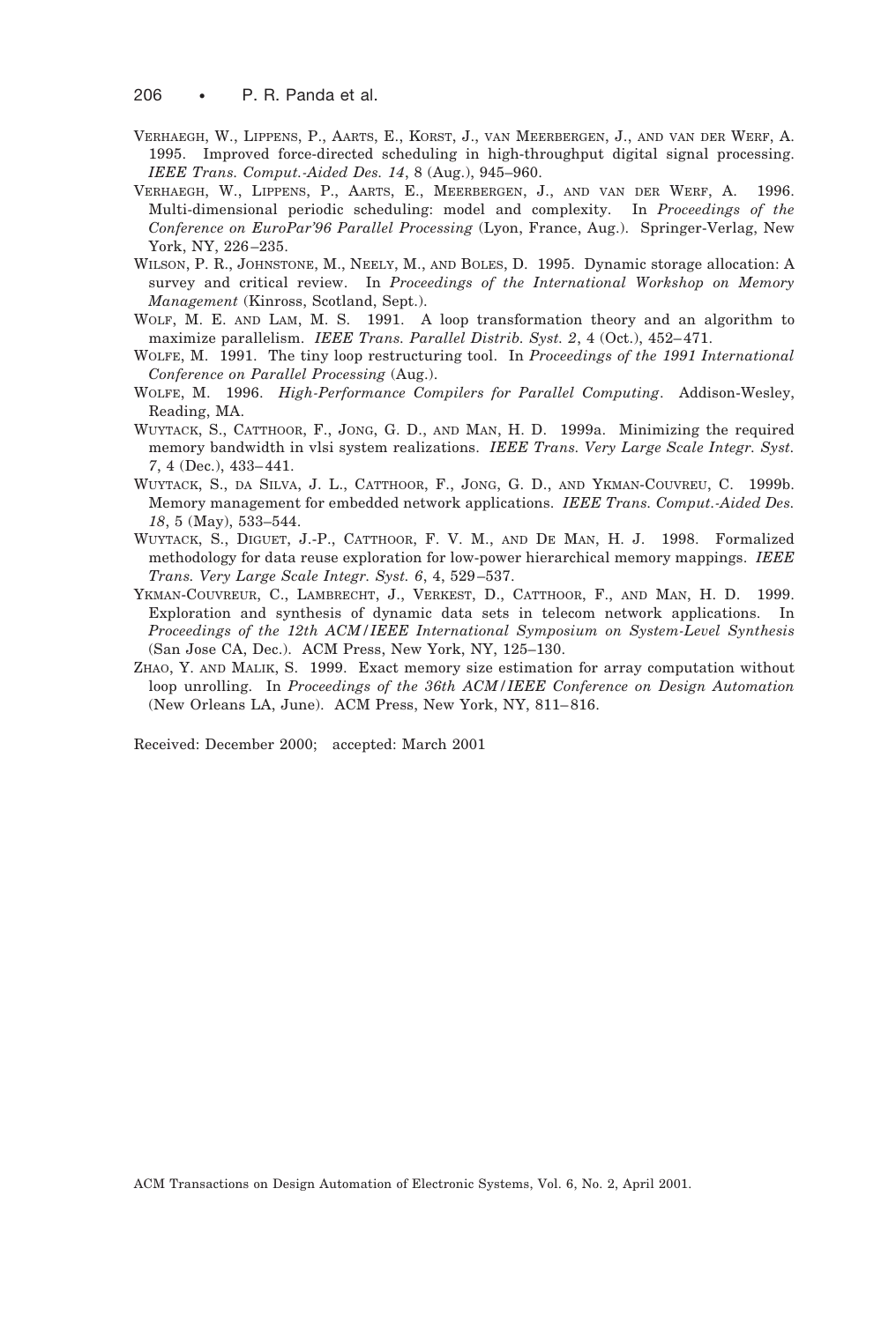VERHAEGH, W., LIPPENS, P., AARTS, E., KORST, J., VAN MEERBERGEN, J., AND VAN DER WERF, A. 1995. Improved force-directed scheduling in high-throughput digital signal processing. *IEEE Trans. Comput.-Aided Des. 14*, 8 (Aug.), 945–960.

VERHAEGH, W., LIPPENS, P., AARTS, E., MEERBERGEN, J., AND VAN DER WERF, A. 1996. Multi-dimensional periodic scheduling: model and complexity. In *Proceedings of the Conference on EuroPar'96 Parallel Processing* (Lyon, France, Aug.). Springer-Verlag, New York, NY, 226–235.

WILSON, P. R., JOHNSTONE, M., NEELY, M., AND BOLES, D. 1995. Dynamic storage allocation: A survey and critical review. In *Proceedings of the International Workshop on Memory Management* (Kinross, Scotland, Sept.).

WOLF, M. E. AND LAM, M. S. 1991. A loop transformation theory and an algorithm to maximize parallelism. *IEEE Trans. Parallel Distrib. Syst. 2*, 4 (Oct.), 452–471.

WOLFE, M. 1991. The tiny loop restructuring tool. In *Proceedings of the 1991 International Conference on Parallel Processing* (Aug.).

WOLFE, M. 1996. *High-Performance Compilers for Parallel Computing*. Addison-Wesley, Reading, MA.

WUYTACK, S., CATTHOOR, F., JONG, G. D., AND MAN, H. D. 1999a. Minimizing the required memory bandwidth in vlsi system realizations. *IEEE Trans. Very Large Scale Integr. Syst. 7*, 4 (Dec.), 433–441.

WUYTACK, S., DA SILVA, J. L., CATTHOOR, F., JONG, G. D., AND YKMAN-COUVREU, C. 1999b. Memory management for embedded network applications. *IEEE Trans. Comput.-Aided Des. 18*, 5 (May), 533–544.

WUYTACK, S., DIGUET, J.-P., CATTHOOR, F. V. M., AND DE MAN, H. J. 1998. Formalized methodology for data reuse exploration for low-power hierarchical memory mappings. *IEEE Trans. Very Large Scale Integr. Syst. 6*, 4, 529–537.

YKMAN-COUVREUR, C., LAMBRECHT, J., VERKEST, D., CATTHOOR, F., AND MAN, H. D. 1999. Exploration and synthesis of dynamic data sets in telecom network applications. In *Proceedings of the 12th ACM/IEEE International Symposium on System-Level Synthesis* (San Jose CA, Dec.). ACM Press, New York, NY, 125–130.

ZHAO, Y. AND MALIK, S. 1999. Exact memory size estimation for array computation without loop unrolling. In *Proceedings of the 36th ACM/IEEE Conference on Design Automation* (New Orleans LA, June). ACM Press, New York, NY, 811–816.

Received: December 2000; accepted: March 2001